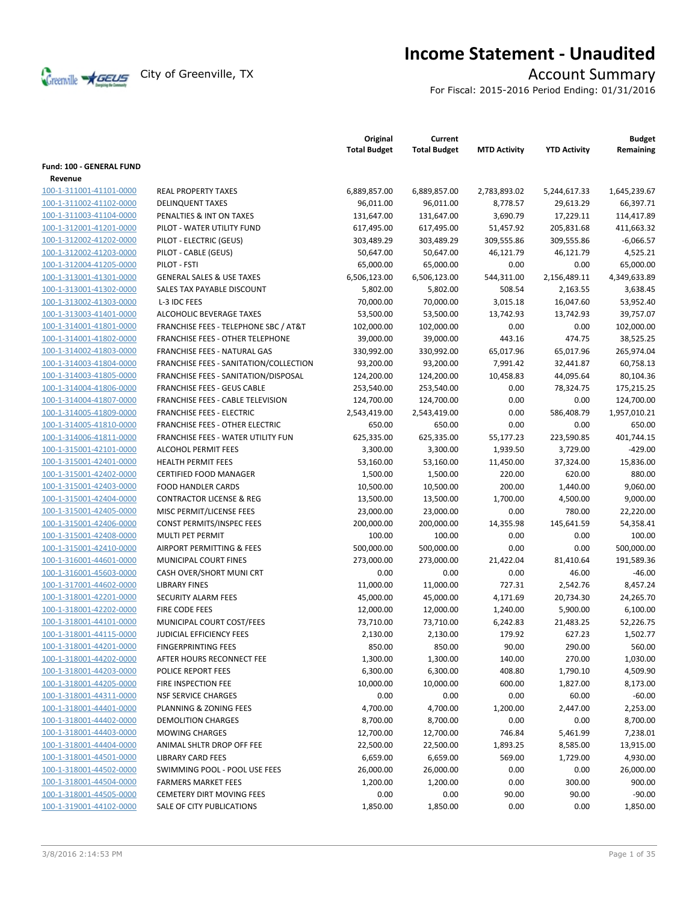# Income Statement - Unaudited

City of Greenville, TX

## Account Summary

For Fiscal: 2015-2016 Period Ending: 01/31/2016

| | | Original Total Budget | Current Total Budget | MTD Activity | YTD Activity | Budget Remaining |
|---|---|---|---|---|---|---|
| **Fund: 100 - GENERAL FUND** | | | | | | |
| **Revenue** | | | | | | |
| 100-1-311001-41101-0000 | REAL PROPERTY TAXES | 6,889,857.00 | 6,889,857.00 | 2,783,893.02 | 5,244,617.33 | 1,645,239.67 |
| 100-1-311002-41102-0000 | DELINQUENT TAXES | 96,011.00 | 96,011.00 | 8,778.57 | 29,613.29 | 66,397.71 |
| 100-1-311003-41104-0000 | PENALTIES & INT ON TAXES | 131,647.00 | 131,647.00 | 3,690.79 | 17,229.11 | 114,417.89 |
| 100-1-312001-41201-0000 | PILOT - WATER UTILITY FUND | 617,495.00 | 617,495.00 | 51,457.92 | 205,831.68 | 411,663.32 |
| 100-1-312002-41202-0000 | PILOT - ELECTRIC (GEUS) | 303,489.29 | 303,489.29 | 309,555.86 | 309,555.86 | -6,066.57 |
| 100-1-312002-41203-0000 | PILOT - CABLE (GEUS) | 50,647.00 | 50,647.00 | 46,121.79 | 46,121.79 | 4,525.21 |
| 100-1-312004-41205-0000 | PILOT - FSTI | 65,000.00 | 65,000.00 | 0.00 | 0.00 | 65,000.00 |
| 100-1-313001-41301-0000 | GENERAL SALES & USE TAXES | 6,506,123.00 | 6,506,123.00 | 544,311.00 | 2,156,489.11 | 4,349,633.89 |
| 100-1-313001-41302-0000 | SALES TAX PAYABLE DISCOUNT | 5,802.00 | 5,802.00 | 508.54 | 2,163.55 | 3,638.45 |
| 100-1-313002-41303-0000 | L-3 IDC FEES | 70,000.00 | 70,000.00 | 3,015.18 | 16,047.60 | 53,952.40 |
| 100-1-313003-41401-0000 | ALCOHOLIC BEVERAGE TAXES | 53,500.00 | 53,500.00 | 13,742.93 | 13,742.93 | 39,757.07 |
| 100-1-314001-41801-0000 | FRANCHISE FEES - TELEPHONE SBC / AT&T | 102,000.00 | 102,000.00 | 0.00 | 0.00 | 102,000.00 |
| 100-1-314001-41802-0000 | FRANCHISE FEES - OTHER TELEPHONE | 39,000.00 | 39,000.00 | 443.16 | 474.75 | 38,525.25 |
| 100-1-314002-41803-0000 | FRANCHISE FEES - NATURAL GAS | 330,992.00 | 330,992.00 | 65,017.96 | 65,017.96 | 265,974.04 |
| 100-1-314003-41804-0000 | FRANCHISE FEES - SANITATION/COLLECTION | 93,200.00 | 93,200.00 | 7,991.42 | 32,441.87 | 60,758.13 |
| 100-1-314003-41805-0000 | FRANCHISE FEES - SANITATION/DISPOSAL | 124,200.00 | 124,200.00 | 10,458.83 | 44,095.64 | 80,104.36 |
| 100-1-314004-41806-0000 | FRANCHISE FEES - GEUS CABLE | 253,540.00 | 253,540.00 | 0.00 | 78,324.75 | 175,215.25 |
| 100-1-314004-41807-0000 | FRANCHISE FEES - CABLE TELEVISION | 124,700.00 | 124,700.00 | 0.00 | 0.00 | 124,700.00 |
| 100-1-314005-41809-0000 | FRANCHISE FEES - ELECTRIC | 2,543,419.00 | 2,543,419.00 | 0.00 | 586,408.79 | 1,957,010.21 |
| 100-1-314005-41810-0000 | FRANCHISE FEES - OTHER ELECTRIC | 650.00 | 650.00 | 0.00 | 0.00 | 650.00 |
| 100-1-314006-41811-0000 | FRANCHISE FEES - WATER UTILITY FUN | 625,335.00 | 625,335.00 | 55,177.23 | 223,590.85 | 401,744.15 |
| 100-1-315001-42101-0000 | ALCOHOL PERMIT FEES | 3,300.00 | 3,300.00 | 1,939.50 | 3,729.00 | -429.00 |
| 100-1-315001-42401-0000 | HEALTH PERMIT FEES | 53,160.00 | 53,160.00 | 11,450.00 | 37,324.00 | 15,836.00 |
| 100-1-315001-42402-0000 | CERTIFIED FOOD MANAGER | 1,500.00 | 1,500.00 | 220.00 | 620.00 | 880.00 |
| 100-1-315001-42403-0000 | FOOD HANDLER CARDS | 10,500.00 | 10,500.00 | 200.00 | 1,440.00 | 9,060.00 |
| 100-1-315001-42404-0000 | CONTRACTOR LICENSE & REG | 13,500.00 | 13,500.00 | 1,700.00 | 4,500.00 | 9,000.00 |
| 100-1-315001-42405-0000 | MISC PERMIT/LICENSE FEES | 23,000.00 | 23,000.00 | 0.00 | 780.00 | 22,220.00 |
| 100-1-315001-42406-0000 | CONST PERMITS/INSPEC FEES | 200,000.00 | 200,000.00 | 14,355.98 | 145,641.59 | 54,358.41 |
| 100-1-315001-42408-0000 | MULTI PET PERMIT | 100.00 | 100.00 | 0.00 | 0.00 | 100.00 |
| 100-1-315001-42410-0000 | AIRPORT PERMITTING & FEES | 500,000.00 | 500,000.00 | 0.00 | 0.00 | 500,000.00 |
| 100-1-316001-44601-0000 | MUNICIPAL COURT FINES | 273,000.00 | 273,000.00 | 21,422.04 | 81,410.64 | 191,589.36 |
| 100-1-316001-45603-0000 | CASH OVER/SHORT MUNI CRT | 0.00 | 0.00 | 0.00 | 46.00 | -46.00 |
| 100-1-317001-44602-0000 | LIBRARY FINES | 11,000.00 | 11,000.00 | 727.31 | 2,542.76 | 8,457.24 |
| 100-1-318001-42201-0000 | SECURITY ALARM FEES | 45,000.00 | 45,000.00 | 4,171.69 | 20,734.30 | 24,265.70 |
| 100-1-318001-42202-0000 | FIRE CODE FEES | 12,000.00 | 12,000.00 | 1,240.00 | 5,900.00 | 6,100.00 |
| 100-1-318001-44101-0000 | MUNICIPAL COURT COST/FEES | 73,710.00 | 73,710.00 | 6,242.83 | 21,483.25 | 52,226.75 |
| 100-1-318001-44115-0000 | JUDICIAL EFFICIENCY FEES | 2,130.00 | 2,130.00 | 179.92 | 627.23 | 1,502.77 |
| 100-1-318001-44201-0000 | FINGERPRINTING FEES | 850.00 | 850.00 | 90.00 | 290.00 | 560.00 |
| 100-1-318001-44202-0000 | AFTER HOURS RECONNECT FEE | 1,300.00 | 1,300.00 | 140.00 | 270.00 | 1,030.00 |
| 100-1-318001-44203-0000 | POLICE REPORT FEES | 6,300.00 | 6,300.00 | 408.80 | 1,790.10 | 4,509.90 |
| 100-1-318001-44205-0000 | FIRE INSPECTION FEE | 10,000.00 | 10,000.00 | 600.00 | 1,827.00 | 8,173.00 |
| 100-1-318001-44311-0000 | NSF SERVICE CHARGES | 0.00 | 0.00 | 0.00 | 60.00 | -60.00 |
| 100-1-318001-44401-0000 | PLANNING & ZONING FEES | 4,700.00 | 4,700.00 | 1,200.00 | 2,447.00 | 2,253.00 |
| 100-1-318001-44402-0000 | DEMOLITION CHARGES | 8,700.00 | 8,700.00 | 0.00 | 0.00 | 8,700.00 |
| 100-1-318001-44403-0000 | MOWING CHARGES | 12,700.00 | 12,700.00 | 746.84 | 5,461.99 | 7,238.01 |
| 100-1-318001-44404-0000 | ANIMAL SHLTR DROP OFF FEE | 22,500.00 | 22,500.00 | 1,893.25 | 8,585.00 | 13,915.00 |
| 100-1-318001-44501-0000 | LIBRARY CARD FEES | 6,659.00 | 6,659.00 | 569.00 | 1,729.00 | 4,930.00 |
| 100-1-318001-44502-0000 | SWIMMING POOL - POOL USE FEES | 26,000.00 | 26,000.00 | 0.00 | 0.00 | 26,000.00 |
| 100-1-318001-44504-0000 | FARMERS MARKET FEES | 1,200.00 | 1,200.00 | 0.00 | 300.00 | 900.00 |
| 100-1-318001-44505-0000 | CEMETERY DIRT MOVING FEES | 0.00 | 0.00 | 90.00 | 90.00 | -90.00 |
| 100-1-319001-44102-0000 | SALE OF CITY PUBLICATIONS | 1,850.00 | 1,850.00 | 0.00 | 0.00 | 1,850.00 |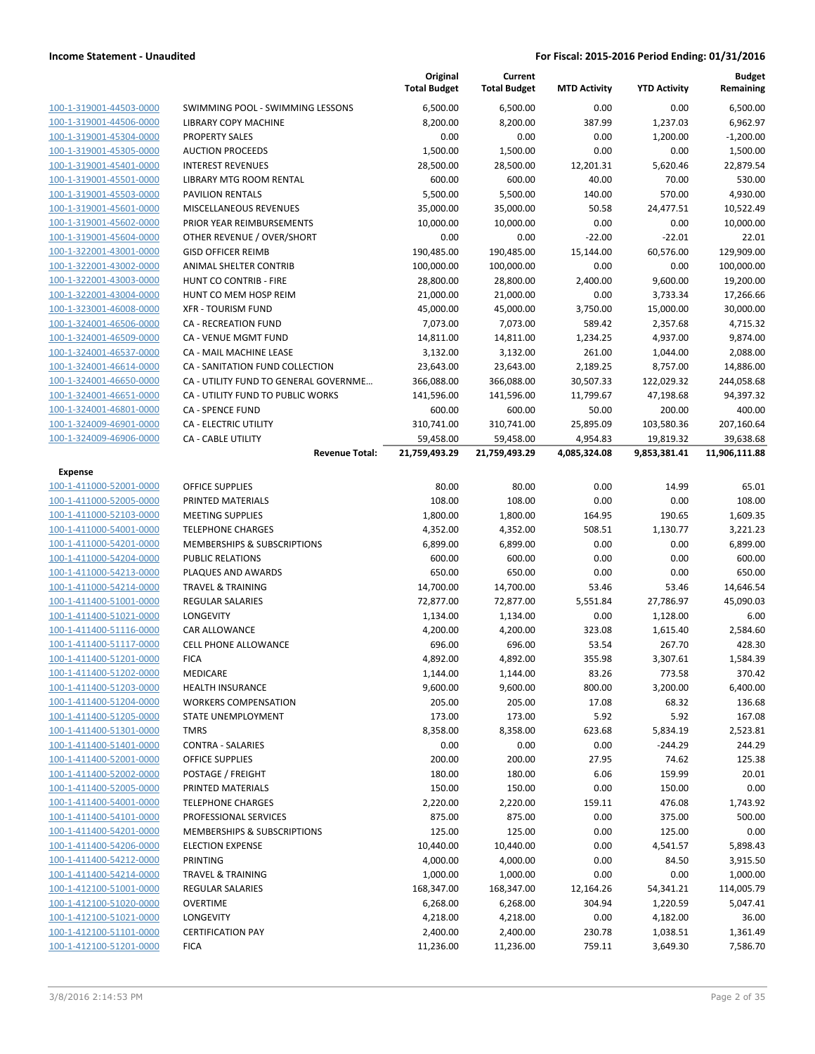## Income Statement - Unaudited

**For Fiscal: 2015-2016 Period Ending: 01/31/2016**

| | | Original Total Budget | Current Total Budget | MTD Activity | YTD Activity | Budget Remaining |
|---|---|---|---|---|---|---|
| 100-1-319001-44503-0000 | SWIMMING POOL - SWIMMING LESSONS | 6,500.00 | 6,500.00 | 0.00 | 0.00 | 6,500.00 |
| 100-1-319001-44506-0000 | LIBRARY COPY MACHINE | 8,200.00 | 8,200.00 | 387.99 | 1,237.03 | 6,962.97 |
| 100-1-319001-45304-0000 | PROPERTY SALES | 0.00 | 0.00 | 0.00 | 1,200.00 | -1,200.00 |
| 100-1-319001-45305-0000 | AUCTION PROCEEDS | 1,500.00 | 1,500.00 | 0.00 | 0.00 | 1,500.00 |
| 100-1-319001-45401-0000 | INTEREST REVENUES | 28,500.00 | 28,500.00 | 12,201.31 | 5,620.46 | 22,879.54 |
| 100-1-319001-45501-0000 | LIBRARY MTG ROOM RENTAL | 600.00 | 600.00 | 40.00 | 70.00 | 530.00 |
| 100-1-319001-45503-0000 | PAVILION RENTALS | 5,500.00 | 5,500.00 | 140.00 | 570.00 | 4,930.00 |
| 100-1-319001-45601-0000 | MISCELLANEOUS REVENUES | 35,000.00 | 35,000.00 | 50.58 | 24,477.51 | 10,522.49 |
| 100-1-319001-45602-0000 | PRIOR YEAR REIMBURSEMENTS | 10,000.00 | 10,000.00 | 0.00 | 0.00 | 10,000.00 |
| 100-1-319001-45604-0000 | OTHER REVENUE / OVER/SHORT | 0.00 | 0.00 | -22.00 | -22.01 | 22.01 |
| 100-1-322001-43001-0000 | GISD OFFICER REIMB | 190,485.00 | 190,485.00 | 15,144.00 | 60,576.00 | 129,909.00 |
| 100-1-322001-43002-0000 | ANIMAL SHELTER CONTRIB | 100,000.00 | 100,000.00 | 0.00 | 0.00 | 100,000.00 |
| 100-1-322001-43003-0000 | HUNT CO CONTRIB - FIRE | 28,800.00 | 28,800.00 | 2,400.00 | 9,600.00 | 19,200.00 |
| 100-1-322001-43004-0000 | HUNT CO MEM HOSP REIM | 21,000.00 | 21,000.00 | 0.00 | 3,733.34 | 17,266.66 |
| 100-1-323001-46008-0000 | XFR - TOURISM FUND | 45,000.00 | 45,000.00 | 3,750.00 | 15,000.00 | 30,000.00 |
| 100-1-324001-46506-0000 | CA - RECREATION FUND | 7,073.00 | 7,073.00 | 589.42 | 2,357.68 | 4,715.32 |
| 100-1-324001-46509-0000 | CA - VENUE MGMT FUND | 14,811.00 | 14,811.00 | 1,234.25 | 4,937.00 | 9,874.00 |
| 100-1-324001-46537-0000 | CA - MAIL MACHINE LEASE | 3,132.00 | 3,132.00 | 261.00 | 1,044.00 | 2,088.00 |
| 100-1-324001-46614-0000 | CA - SANITATION FUND COLLECTION | 23,643.00 | 23,643.00 | 2,189.25 | 8,757.00 | 14,886.00 |
| 100-1-324001-46650-0000 | CA - UTILITY FUND TO GENERAL GOVERNME... | 366,088.00 | 366,088.00 | 30,507.33 | 122,029.32 | 244,058.68 |
| 100-1-324001-46651-0000 | CA - UTILITY FUND TO PUBLIC WORKS | 141,596.00 | 141,596.00 | 11,799.67 | 47,198.68 | 94,397.32 |
| 100-1-324001-46801-0000 | CA - SPENCE FUND | 600.00 | 600.00 | 50.00 | 200.00 | 400.00 |
| 100-1-324009-46901-0000 | CA - ELECTRIC UTILITY | 310,741.00 | 310,741.00 | 25,895.09 | 103,580.36 | 207,160.64 |
| 100-1-324009-46906-0000 | CA - CABLE UTILITY | 59,458.00 | 59,458.00 | 4,954.83 | 19,819.32 | 39,638.68 |
| | **Revenue Total:** | **21,759,493.29** | **21,759,493.29** | **4,085,324.08** | **9,853,381.41** | **11,906,111.88** |
| **Expense** | | | | | | |
| 100-1-411000-52001-0000 | OFFICE SUPPLIES | 80.00 | 80.00 | 0.00 | 14.99 | 65.01 |
| 100-1-411000-52005-0000 | PRINTED MATERIALS | 108.00 | 108.00 | 0.00 | 0.00 | 108.00 |
| 100-1-411000-52103-0000 | MEETING SUPPLIES | 1,800.00 | 1,800.00 | 164.95 | 190.65 | 1,609.35 |
| 100-1-411000-54001-0000 | TELEPHONE CHARGES | 4,352.00 | 4,352.00 | 508.51 | 1,130.77 | 3,221.23 |
| 100-1-411000-54201-0000 | MEMBERSHIPS & SUBSCRIPTIONS | 6,899.00 | 6,899.00 | 0.00 | 0.00 | 6,899.00 |
| 100-1-411000-54204-0000 | PUBLIC RELATIONS | 600.00 | 600.00 | 0.00 | 0.00 | 600.00 |
| 100-1-411000-54213-0000 | PLAQUES AND AWARDS | 650.00 | 650.00 | 0.00 | 0.00 | 650.00 |
| 100-1-411000-54214-0000 | TRAVEL & TRAINING | 14,700.00 | 14,700.00 | 53.46 | 53.46 | 14,646.54 |
| 100-1-411400-51001-0000 | REGULAR SALARIES | 72,877.00 | 72,877.00 | 5,551.84 | 27,786.97 | 45,090.03 |
| 100-1-411400-51021-0000 | LONGEVITY | 1,134.00 | 1,134.00 | 0.00 | 1,128.00 | 6.00 |
| 100-1-411400-51116-0000 | CAR ALLOWANCE | 4,200.00 | 4,200.00 | 323.08 | 1,615.40 | 2,584.60 |
| 100-1-411400-51117-0000 | CELL PHONE ALLOWANCE | 696.00 | 696.00 | 53.54 | 267.70 | 428.30 |
| 100-1-411400-51201-0000 | FICA | 4,892.00 | 4,892.00 | 355.98 | 3,307.61 | 1,584.39 |
| 100-1-411400-51202-0000 | MEDICARE | 1,144.00 | 1,144.00 | 83.26 | 773.58 | 370.42 |
| 100-1-411400-51203-0000 | HEALTH INSURANCE | 9,600.00 | 9,600.00 | 800.00 | 3,200.00 | 6,400.00 |
| 100-1-411400-51204-0000 | WORKERS COMPENSATION | 205.00 | 205.00 | 17.08 | 68.32 | 136.68 |
| 100-1-411400-51205-0000 | STATE UNEMPLOYMENT | 173.00 | 173.00 | 5.92 | 5.92 | 167.08 |
| 100-1-411400-51301-0000 | TMRS | 8,358.00 | 8,358.00 | 623.68 | 5,834.19 | 2,523.81 |
| 100-1-411400-51401-0000 | CONTRA - SALARIES | 0.00 | 0.00 | 0.00 | -244.29 | 244.29 |
| 100-1-411400-52001-0000 | OFFICE SUPPLIES | 200.00 | 200.00 | 27.95 | 74.62 | 125.38 |
| 100-1-411400-52002-0000 | POSTAGE / FREIGHT | 180.00 | 180.00 | 6.06 | 159.99 | 20.01 |
| 100-1-411400-52005-0000 | PRINTED MATERIALS | 150.00 | 150.00 | 0.00 | 150.00 | 0.00 |
| 100-1-411400-54001-0000 | TELEPHONE CHARGES | 2,220.00 | 2,220.00 | 159.11 | 476.08 | 1,743.92 |
| 100-1-411400-54101-0000 | PROFESSIONAL SERVICES | 875.00 | 875.00 | 0.00 | 375.00 | 500.00 |
| 100-1-411400-54201-0000 | MEMBERSHIPS & SUBSCRIPTIONS | 125.00 | 125.00 | 0.00 | 125.00 | 0.00 |
| 100-1-411400-54206-0000 | ELECTION EXPENSE | 10,440.00 | 10,440.00 | 0.00 | 4,541.57 | 5,898.43 |
| 100-1-411400-54212-0000 | PRINTING | 4,000.00 | 4,000.00 | 0.00 | 84.50 | 3,915.50 |
| 100-1-411400-54214-0000 | TRAVEL & TRAINING | 1,000.00 | 1,000.00 | 0.00 | 0.00 | 1,000.00 |
| 100-1-412100-51001-0000 | REGULAR SALARIES | 168,347.00 | 168,347.00 | 12,164.26 | 54,341.21 | 114,005.79 |
| 100-1-412100-51020-0000 | OVERTIME | 6,268.00 | 6,268.00 | 304.94 | 1,220.59 | 5,047.41 |
| 100-1-412100-51021-0000 | LONGEVITY | 4,218.00 | 4,218.00 | 0.00 | 4,182.00 | 36.00 |
| 100-1-412100-51101-0000 | CERTIFICATION PAY | 2,400.00 | 2,400.00 | 230.78 | 1,038.51 | 1,361.49 |
| 100-1-412100-51201-0000 | FICA | 11,236.00 | 11,236.00 | 759.11 | 3,649.30 | 7,586.70 |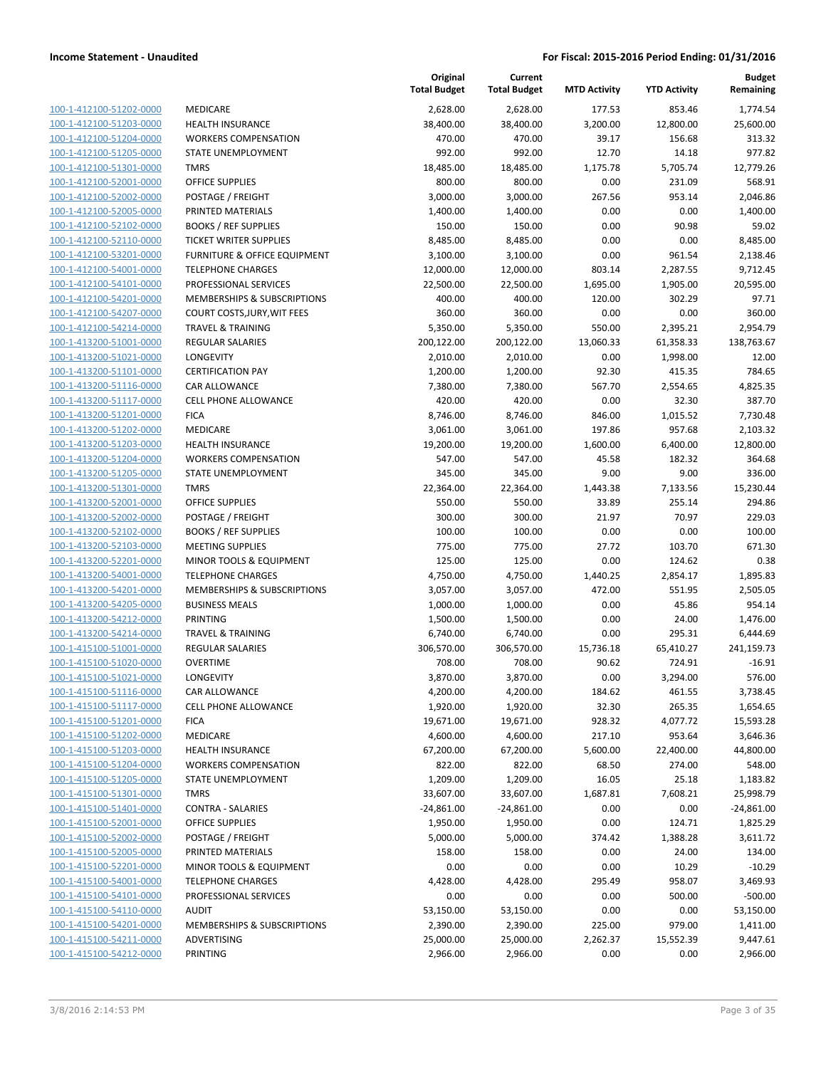**Income Statement - Unaudited** | **For Fiscal: 2015-2016 Period Ending: 01/31/2016**

| | | Original Total Budget | Current Total Budget | MTD Activity | YTD Activity | Budget Remaining |
|---|---|---|---|---|---|---|
| 100-1-412100-51202-0000 | MEDICARE | 2,628.00 | 2,628.00 | 177.53 | 853.46 | 1,774.54 |
| 100-1-412100-51203-0000 | HEALTH INSURANCE | 38,400.00 | 38,400.00 | 3,200.00 | 12,800.00 | 25,600.00 |
| 100-1-412100-51204-0000 | WORKERS COMPENSATION | 470.00 | 470.00 | 39.17 | 156.68 | 313.32 |
| 100-1-412100-51205-0000 | STATE UNEMPLOYMENT | 992.00 | 992.00 | 12.70 | 14.18 | 977.82 |
| 100-1-412100-51301-0000 | TMRS | 18,485.00 | 18,485.00 | 1,175.78 | 5,705.74 | 12,779.26 |
| 100-1-412100-52001-0000 | OFFICE SUPPLIES | 800.00 | 800.00 | 0.00 | 231.09 | 568.91 |
| 100-1-412100-52002-0000 | POSTAGE / FREIGHT | 3,000.00 | 3,000.00 | 267.56 | 953.14 | 2,046.86 |
| 100-1-412100-52005-0000 | PRINTED MATERIALS | 1,400.00 | 1,400.00 | 0.00 | 0.00 | 1,400.00 |
| 100-1-412100-52102-0000 | BOOKS / REF SUPPLIES | 150.00 | 150.00 | 0.00 | 90.98 | 59.02 |
| 100-1-412100-52110-0000 | TICKET WRITER SUPPLIES | 8,485.00 | 8,485.00 | 0.00 | 0.00 | 8,485.00 |
| 100-1-412100-53201-0000 | FURNITURE & OFFICE EQUIPMENT | 3,100.00 | 3,100.00 | 0.00 | 961.54 | 2,138.46 |
| 100-1-412100-54001-0000 | TELEPHONE CHARGES | 12,000.00 | 12,000.00 | 803.14 | 2,287.55 | 9,712.45 |
| 100-1-412100-54101-0000 | PROFESSIONAL SERVICES | 22,500.00 | 22,500.00 | 1,695.00 | 1,905.00 | 20,595.00 |
| 100-1-412100-54201-0000 | MEMBERSHIPS & SUBSCRIPTIONS | 400.00 | 400.00 | 120.00 | 302.29 | 97.71 |
| 100-1-412100-54207-0000 | COURT COSTS,JURY,WIT FEES | 360.00 | 360.00 | 0.00 | 0.00 | 360.00 |
| 100-1-412100-54214-0000 | TRAVEL & TRAINING | 5,350.00 | 5,350.00 | 550.00 | 2,395.21 | 2,954.79 |
| 100-1-413200-51001-0000 | REGULAR SALARIES | 200,122.00 | 200,122.00 | 13,060.33 | 61,358.33 | 138,763.67 |
| 100-1-413200-51021-0000 | LONGEVITY | 2,010.00 | 2,010.00 | 0.00 | 1,998.00 | 12.00 |
| 100-1-413200-51101-0000 | CERTIFICATION PAY | 1,200.00 | 1,200.00 | 92.30 | 415.35 | 784.65 |
| 100-1-413200-51116-0000 | CAR ALLOWANCE | 7,380.00 | 7,380.00 | 567.70 | 2,554.65 | 4,825.35 |
| 100-1-413200-51117-0000 | CELL PHONE ALLOWANCE | 420.00 | 420.00 | 0.00 | 32.30 | 387.70 |
| 100-1-413200-51201-0000 | FICA | 8,746.00 | 8,746.00 | 846.00 | 1,015.52 | 7,730.48 |
| 100-1-413200-51202-0000 | MEDICARE | 3,061.00 | 3,061.00 | 197.86 | 957.68 | 2,103.32 |
| 100-1-413200-51203-0000 | HEALTH INSURANCE | 19,200.00 | 19,200.00 | 1,600.00 | 6,400.00 | 12,800.00 |
| 100-1-413200-51204-0000 | WORKERS COMPENSATION | 547.00 | 547.00 | 45.58 | 182.32 | 364.68 |
| 100-1-413200-51205-0000 | STATE UNEMPLOYMENT | 345.00 | 345.00 | 9.00 | 9.00 | 336.00 |
| 100-1-413200-51301-0000 | TMRS | 22,364.00 | 22,364.00 | 1,443.38 | 7,133.56 | 15,230.44 |
| 100-1-413200-52001-0000 | OFFICE SUPPLIES | 550.00 | 550.00 | 33.89 | 255.14 | 294.86 |
| 100-1-413200-52002-0000 | POSTAGE / FREIGHT | 300.00 | 300.00 | 21.97 | 70.97 | 229.03 |
| 100-1-413200-52102-0000 | BOOKS / REF SUPPLIES | 100.00 | 100.00 | 0.00 | 0.00 | 100.00 |
| 100-1-413200-52103-0000 | MEETING SUPPLIES | 775.00 | 775.00 | 27.72 | 103.70 | 671.30 |
| 100-1-413200-52201-0000 | MINOR TOOLS & EQUIPMENT | 125.00 | 125.00 | 0.00 | 124.62 | 0.38 |
| 100-1-413200-54001-0000 | TELEPHONE CHARGES | 4,750.00 | 4,750.00 | 1,440.25 | 2,854.17 | 1,895.83 |
| 100-1-413200-54201-0000 | MEMBERSHIPS & SUBSCRIPTIONS | 3,057.00 | 3,057.00 | 472.00 | 551.95 | 2,505.05 |
| 100-1-413200-54205-0000 | BUSINESS MEALS | 1,000.00 | 1,000.00 | 0.00 | 45.86 | 954.14 |
| 100-1-413200-54212-0000 | PRINTING | 1,500.00 | 1,500.00 | 0.00 | 24.00 | 1,476.00 |
| 100-1-413200-54214-0000 | TRAVEL & TRAINING | 6,740.00 | 6,740.00 | 0.00 | 295.31 | 6,444.69 |
| 100-1-415100-51001-0000 | REGULAR SALARIES | 306,570.00 | 306,570.00 | 15,736.18 | 65,410.27 | 241,159.73 |
| 100-1-415100-51020-0000 | OVERTIME | 708.00 | 708.00 | 90.62 | 724.91 | -16.91 |
| 100-1-415100-51021-0000 | LONGEVITY | 3,870.00 | 3,870.00 | 0.00 | 3,294.00 | 576.00 |
| 100-1-415100-51116-0000 | CAR ALLOWANCE | 4,200.00 | 4,200.00 | 184.62 | 461.55 | 3,738.45 |
| 100-1-415100-51117-0000 | CELL PHONE ALLOWANCE | 1,920.00 | 1,920.00 | 32.30 | 265.35 | 1,654.65 |
| 100-1-415100-51201-0000 | FICA | 19,671.00 | 19,671.00 | 928.32 | 4,077.72 | 15,593.28 |
| 100-1-415100-51202-0000 | MEDICARE | 4,600.00 | 4,600.00 | 217.10 | 953.64 | 3,646.36 |
| 100-1-415100-51203-0000 | HEALTH INSURANCE | 67,200.00 | 67,200.00 | 5,600.00 | 22,400.00 | 44,800.00 |
| 100-1-415100-51204-0000 | WORKERS COMPENSATION | 822.00 | 822.00 | 68.50 | 274.00 | 548.00 |
| 100-1-415100-51205-0000 | STATE UNEMPLOYMENT | 1,209.00 | 1,209.00 | 16.05 | 25.18 | 1,183.82 |
| 100-1-415100-51301-0000 | TMRS | 33,607.00 | 33,607.00 | 1,687.81 | 7,608.21 | 25,998.79 |
| 100-1-415100-51401-0000 | CONTRA - SALARIES | -24,861.00 | -24,861.00 | 0.00 | 0.00 | -24,861.00 |
| 100-1-415100-52001-0000 | OFFICE SUPPLIES | 1,950.00 | 1,950.00 | 0.00 | 124.71 | 1,825.29 |
| 100-1-415100-52002-0000 | POSTAGE / FREIGHT | 5,000.00 | 5,000.00 | 374.42 | 1,388.28 | 3,611.72 |
| 100-1-415100-52005-0000 | PRINTED MATERIALS | 158.00 | 158.00 | 0.00 | 24.00 | 134.00 |
| 100-1-415100-52201-0000 | MINOR TOOLS & EQUIPMENT | 0.00 | 0.00 | 0.00 | 10.29 | -10.29 |
| 100-1-415100-54001-0000 | TELEPHONE CHARGES | 4,428.00 | 4,428.00 | 295.49 | 958.07 | 3,469.93 |
| 100-1-415100-54101-0000 | PROFESSIONAL SERVICES | 0.00 | 0.00 | 0.00 | 500.00 | -500.00 |
| 100-1-415100-54110-0000 | AUDIT | 53,150.00 | 53,150.00 | 0.00 | 0.00 | 53,150.00 |
| 100-1-415100-54201-0000 | MEMBERSHIPS & SUBSCRIPTIONS | 2,390.00 | 2,390.00 | 225.00 | 979.00 | 1,411.00 |
| 100-1-415100-54211-0000 | ADVERTISING | 25,000.00 | 25,000.00 | 2,262.37 | 15,552.39 | 9,447.61 |
| 100-1-415100-54212-0000 | PRINTING | 2,966.00 | 2,966.00 | 0.00 | 0.00 | 2,966.00 |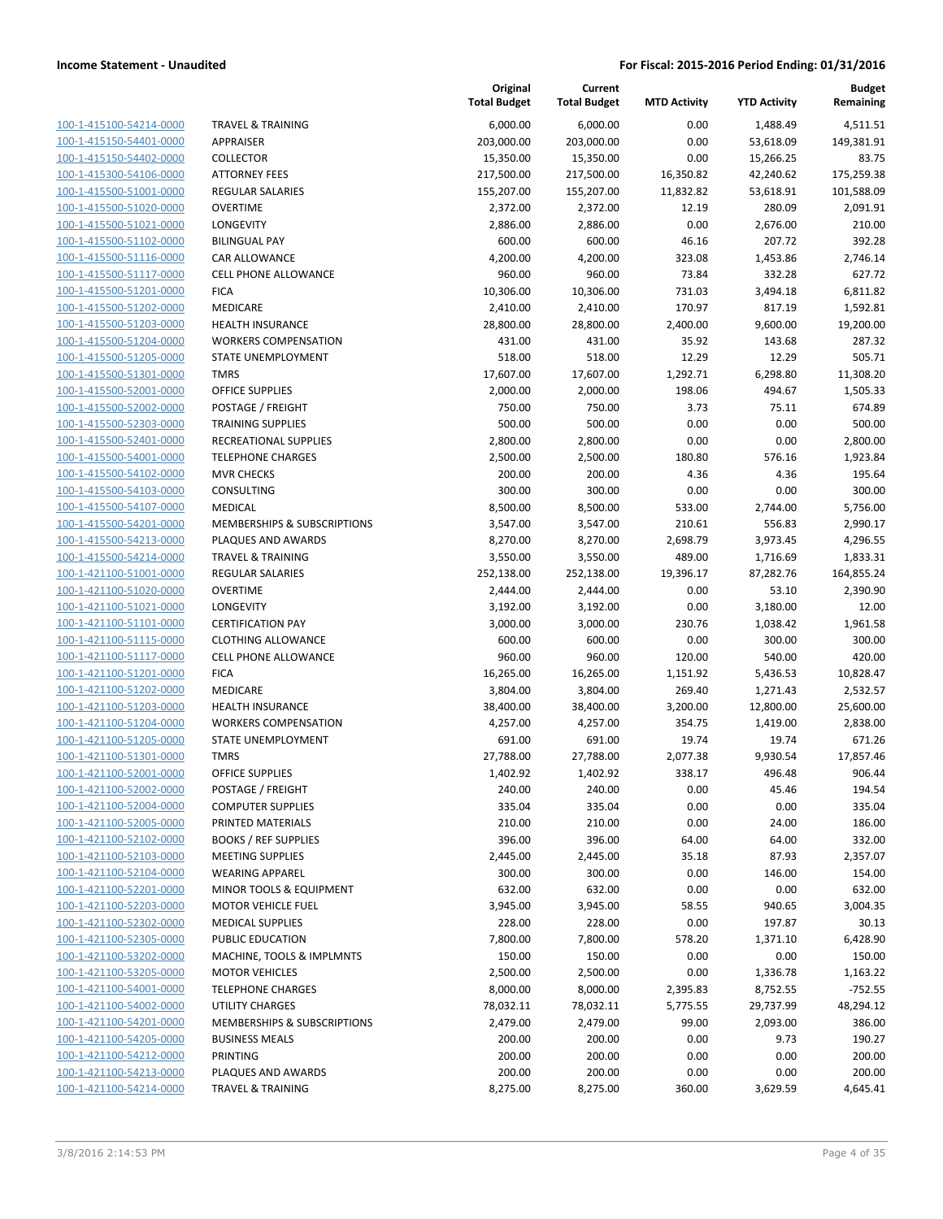**Income Statement - Unaudited** | **For Fiscal: 2015-2016 Period Ending: 01/31/2016**

| | | Original Total Budget | Current Total Budget | MTD Activity | YTD Activity | Budget Remaining |
|---|---|---|---|---|---|---|
| 100-1-415100-54214-0000 | TRAVEL & TRAINING | 6,000.00 | 6,000.00 | 0.00 | 1,488.49 | 4,511.51 |
| 100-1-415150-54401-0000 | APPRAISER | 203,000.00 | 203,000.00 | 0.00 | 53,618.09 | 149,381.91 |
| 100-1-415150-54402-0000 | COLLECTOR | 15,350.00 | 15,350.00 | 0.00 | 15,266.25 | 83.75 |
| 100-1-415300-54106-0000 | ATTORNEY FEES | 217,500.00 | 217,500.00 | 16,350.82 | 42,240.62 | 175,259.38 |
| 100-1-415500-51001-0000 | REGULAR SALARIES | 155,207.00 | 155,207.00 | 11,832.82 | 53,618.91 | 101,588.09 |
| 100-1-415500-51020-0000 | OVERTIME | 2,372.00 | 2,372.00 | 12.19 | 280.09 | 2,091.91 |
| 100-1-415500-51021-0000 | LONGEVITY | 2,886.00 | 2,886.00 | 0.00 | 2,676.00 | 210.00 |
| 100-1-415500-51102-0000 | BILINGUAL PAY | 600.00 | 600.00 | 46.16 | 207.72 | 392.28 |
| 100-1-415500-51116-0000 | CAR ALLOWANCE | 4,200.00 | 4,200.00 | 323.08 | 1,453.86 | 2,746.14 |
| 100-1-415500-51117-0000 | CELL PHONE ALLOWANCE | 960.00 | 960.00 | 73.84 | 332.28 | 627.72 |
| 100-1-415500-51201-0000 | FICA | 10,306.00 | 10,306.00 | 731.03 | 3,494.18 | 6,811.82 |
| 100-1-415500-51202-0000 | MEDICARE | 2,410.00 | 2,410.00 | 170.97 | 817.19 | 1,592.81 |
| 100-1-415500-51203-0000 | HEALTH INSURANCE | 28,800.00 | 28,800.00 | 2,400.00 | 9,600.00 | 19,200.00 |
| 100-1-415500-51204-0000 | WORKERS COMPENSATION | 431.00 | 431.00 | 35.92 | 143.68 | 287.32 |
| 100-1-415500-51205-0000 | STATE UNEMPLOYMENT | 518.00 | 518.00 | 12.29 | 12.29 | 505.71 |
| 100-1-415500-51301-0000 | TMRS | 17,607.00 | 17,607.00 | 1,292.71 | 6,298.80 | 11,308.20 |
| 100-1-415500-52001-0000 | OFFICE SUPPLIES | 2,000.00 | 2,000.00 | 198.06 | 494.67 | 1,505.33 |
| 100-1-415500-52002-0000 | POSTAGE / FREIGHT | 750.00 | 750.00 | 3.73 | 75.11 | 674.89 |
| 100-1-415500-52303-0000 | TRAINING SUPPLIES | 500.00 | 500.00 | 0.00 | 0.00 | 500.00 |
| 100-1-415500-52401-0000 | RECREATIONAL SUPPLIES | 2,800.00 | 2,800.00 | 0.00 | 0.00 | 2,800.00 |
| 100-1-415500-54001-0000 | TELEPHONE CHARGES | 2,500.00 | 2,500.00 | 180.80 | 576.16 | 1,923.84 |
| 100-1-415500-54102-0000 | MVR CHECKS | 200.00 | 200.00 | 4.36 | 4.36 | 195.64 |
| 100-1-415500-54103-0000 | CONSULTING | 300.00 | 300.00 | 0.00 | 0.00 | 300.00 |
| 100-1-415500-54107-0000 | MEDICAL | 8,500.00 | 8,500.00 | 533.00 | 2,744.00 | 5,756.00 |
| 100-1-415500-54201-0000 | MEMBERSHIPS & SUBSCRIPTIONS | 3,547.00 | 3,547.00 | 210.61 | 556.83 | 2,990.17 |
| 100-1-415500-54213-0000 | PLAQUES AND AWARDS | 8,270.00 | 8,270.00 | 2,698.79 | 3,973.45 | 4,296.55 |
| 100-1-415500-54214-0000 | TRAVEL & TRAINING | 3,550.00 | 3,550.00 | 489.00 | 1,716.69 | 1,833.31 |
| 100-1-421100-51001-0000 | REGULAR SALARIES | 252,138.00 | 252,138.00 | 19,396.17 | 87,282.76 | 164,855.24 |
| 100-1-421100-51020-0000 | OVERTIME | 2,444.00 | 2,444.00 | 0.00 | 53.10 | 2,390.90 |
| 100-1-421100-51021-0000 | LONGEVITY | 3,192.00 | 3,192.00 | 0.00 | 3,180.00 | 12.00 |
| 100-1-421100-51101-0000 | CERTIFICATION PAY | 3,000.00 | 3,000.00 | 230.76 | 1,038.42 | 1,961.58 |
| 100-1-421100-51115-0000 | CLOTHING ALLOWANCE | 600.00 | 600.00 | 0.00 | 300.00 | 300.00 |
| 100-1-421100-51117-0000 | CELL PHONE ALLOWANCE | 960.00 | 960.00 | 120.00 | 540.00 | 420.00 |
| 100-1-421100-51201-0000 | FICA | 16,265.00 | 16,265.00 | 1,151.92 | 5,436.53 | 10,828.47 |
| 100-1-421100-51202-0000 | MEDICARE | 3,804.00 | 3,804.00 | 269.40 | 1,271.43 | 2,532.57 |
| 100-1-421100-51203-0000 | HEALTH INSURANCE | 38,400.00 | 38,400.00 | 3,200.00 | 12,800.00 | 25,600.00 |
| 100-1-421100-51204-0000 | WORKERS COMPENSATION | 4,257.00 | 4,257.00 | 354.75 | 1,419.00 | 2,838.00 |
| 100-1-421100-51205-0000 | STATE UNEMPLOYMENT | 691.00 | 691.00 | 19.74 | 19.74 | 671.26 |
| 100-1-421100-51301-0000 | TMRS | 27,788.00 | 27,788.00 | 2,077.38 | 9,930.54 | 17,857.46 |
| 100-1-421100-52001-0000 | OFFICE SUPPLIES | 1,402.92 | 1,402.92 | 338.17 | 496.48 | 906.44 |
| 100-1-421100-52002-0000 | POSTAGE / FREIGHT | 240.00 | 240.00 | 0.00 | 45.46 | 194.54 |
| 100-1-421100-52004-0000 | COMPUTER SUPPLIES | 335.04 | 335.04 | 0.00 | 0.00 | 335.04 |
| 100-1-421100-52005-0000 | PRINTED MATERIALS | 210.00 | 210.00 | 0.00 | 24.00 | 186.00 |
| 100-1-421100-52102-0000 | BOOKS / REF SUPPLIES | 396.00 | 396.00 | 64.00 | 64.00 | 332.00 |
| 100-1-421100-52103-0000 | MEETING SUPPLIES | 2,445.00 | 2,445.00 | 35.18 | 87.93 | 2,357.07 |
| 100-1-421100-52104-0000 | WEARING APPAREL | 300.00 | 300.00 | 0.00 | 146.00 | 154.00 |
| 100-1-421100-52201-0000 | MINOR TOOLS & EQUIPMENT | 632.00 | 632.00 | 0.00 | 0.00 | 632.00 |
| 100-1-421100-52203-0000 | MOTOR VEHICLE FUEL | 3,945.00 | 3,945.00 | 58.55 | 940.65 | 3,004.35 |
| 100-1-421100-52302-0000 | MEDICAL SUPPLIES | 228.00 | 228.00 | 0.00 | 197.87 | 30.13 |
| 100-1-421100-52305-0000 | PUBLIC EDUCATION | 7,800.00 | 7,800.00 | 578.20 | 1,371.10 | 6,428.90 |
| 100-1-421100-53202-0000 | MACHINE, TOOLS & IMPLMNTS | 150.00 | 150.00 | 0.00 | 0.00 | 150.00 |
| 100-1-421100-53205-0000 | MOTOR VEHICLES | 2,500.00 | 2,500.00 | 0.00 | 1,336.78 | 1,163.22 |
| 100-1-421100-54001-0000 | TELEPHONE CHARGES | 8,000.00 | 8,000.00 | 2,395.83 | 8,752.55 | -752.55 |
| 100-1-421100-54002-0000 | UTILITY CHARGES | 78,032.11 | 78,032.11 | 5,775.55 | 29,737.99 | 48,294.12 |
| 100-1-421100-54201-0000 | MEMBERSHIPS & SUBSCRIPTIONS | 2,479.00 | 2,479.00 | 99.00 | 2,093.00 | 386.00 |
| 100-1-421100-54205-0000 | BUSINESS MEALS | 200.00 | 200.00 | 0.00 | 9.73 | 190.27 |
| 100-1-421100-54212-0000 | PRINTING | 200.00 | 200.00 | 0.00 | 0.00 | 200.00 |
| 100-1-421100-54213-0000 | PLAQUES AND AWARDS | 200.00 | 200.00 | 0.00 | 0.00 | 200.00 |
| 100-1-421100-54214-0000 | TRAVEL & TRAINING | 8,275.00 | 8,275.00 | 360.00 | 3,629.59 | 4,645.41 |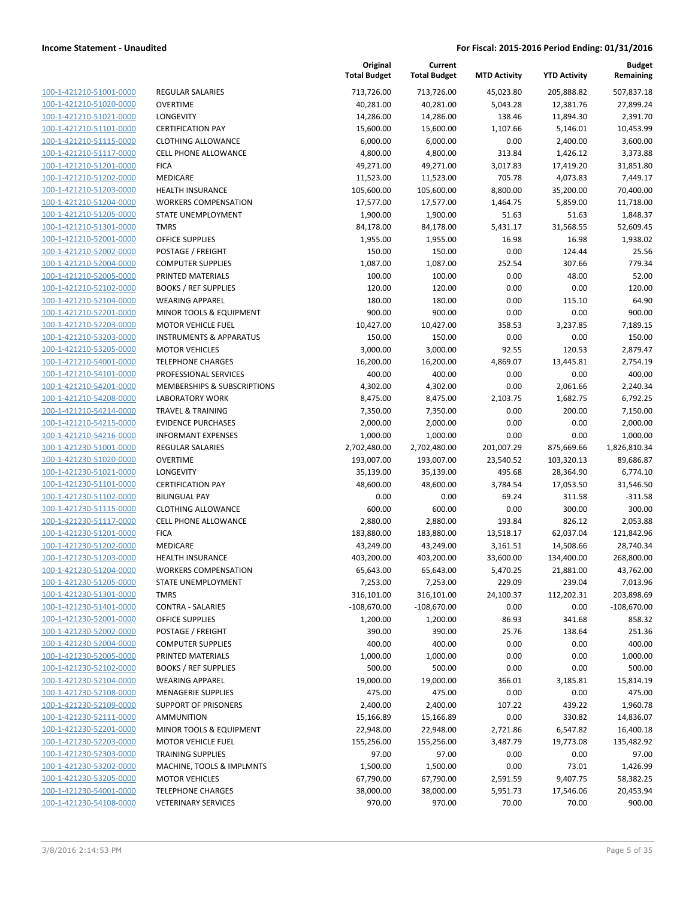**Income Statement - Unaudited** | **For Fiscal: 2015-2016 Period Ending: 01/31/2016**

| | | Original Total Budget | Current Total Budget | MTD Activity | YTD Activity | Budget Remaining |
|---|---|---|---|---|---|---|
| 100-1-421210-51001-0000 | REGULAR SALARIES | 713,726.00 | 713,726.00 | 45,023.80 | 205,888.82 | 507,837.18 |
| 100-1-421210-51020-0000 | OVERTIME | 40,281.00 | 40,281.00 | 5,043.28 | 12,381.76 | 27,899.24 |
| 100-1-421210-51021-0000 | LONGEVITY | 14,286.00 | 14,286.00 | 138.46 | 11,894.30 | 2,391.70 |
| 100-1-421210-51101-0000 | CERTIFICATION PAY | 15,600.00 | 15,600.00 | 1,107.66 | 5,146.01 | 10,453.99 |
| 100-1-421210-51115-0000 | CLOTHING ALLOWANCE | 6,000.00 | 6,000.00 | 0.00 | 2,400.00 | 3,600.00 |
| 100-1-421210-51117-0000 | CELL PHONE ALLOWANCE | 4,800.00 | 4,800.00 | 313.84 | 1,426.12 | 3,373.88 |
| 100-1-421210-51201-0000 | FICA | 49,271.00 | 49,271.00 | 3,017.83 | 17,419.20 | 31,851.80 |
| 100-1-421210-51202-0000 | MEDICARE | 11,523.00 | 11,523.00 | 705.78 | 4,073.83 | 7,449.17 |
| 100-1-421210-51203-0000 | HEALTH INSURANCE | 105,600.00 | 105,600.00 | 8,800.00 | 35,200.00 | 70,400.00 |
| 100-1-421210-51204-0000 | WORKERS COMPENSATION | 17,577.00 | 17,577.00 | 1,464.75 | 5,859.00 | 11,718.00 |
| 100-1-421210-51205-0000 | STATE UNEMPLOYMENT | 1,900.00 | 1,900.00 | 51.63 | 51.63 | 1,848.37 |
| 100-1-421210-51301-0000 | TMRS | 84,178.00 | 84,178.00 | 5,431.17 | 31,568.55 | 52,609.45 |
| 100-1-421210-52001-0000 | OFFICE SUPPLIES | 1,955.00 | 1,955.00 | 16.98 | 16.98 | 1,938.02 |
| 100-1-421210-52002-0000 | POSTAGE / FREIGHT | 150.00 | 150.00 | 0.00 | 124.44 | 25.56 |
| 100-1-421210-52004-0000 | COMPUTER SUPPLIES | 1,087.00 | 1,087.00 | 252.54 | 307.66 | 779.34 |
| 100-1-421210-52005-0000 | PRINTED MATERIALS | 100.00 | 100.00 | 0.00 | 48.00 | 52.00 |
| 100-1-421210-52102-0000 | BOOKS / REF SUPPLIES | 120.00 | 120.00 | 0.00 | 0.00 | 120.00 |
| 100-1-421210-52104-0000 | WEARING APPAREL | 180.00 | 180.00 | 0.00 | 115.10 | 64.90 |
| 100-1-421210-52201-0000 | MINOR TOOLS & EQUIPMENT | 900.00 | 900.00 | 0.00 | 0.00 | 900.00 |
| 100-1-421210-52203-0000 | MOTOR VEHICLE FUEL | 10,427.00 | 10,427.00 | 358.53 | 3,237.85 | 7,189.15 |
| 100-1-421210-53203-0000 | INSTRUMENTS & APPARATUS | 150.00 | 150.00 | 0.00 | 0.00 | 150.00 |
| 100-1-421210-53205-0000 | MOTOR VEHICLES | 3,000.00 | 3,000.00 | 92.55 | 120.53 | 2,879.47 |
| 100-1-421210-54001-0000 | TELEPHONE CHARGES | 16,200.00 | 16,200.00 | 4,869.07 | 13,445.81 | 2,754.19 |
| 100-1-421210-54101-0000 | PROFESSIONAL SERVICES | 400.00 | 400.00 | 0.00 | 0.00 | 400.00 |
| 100-1-421210-54201-0000 | MEMBERSHIPS & SUBSCRIPTIONS | 4,302.00 | 4,302.00 | 0.00 | 2,061.66 | 2,240.34 |
| 100-1-421210-54208-0000 | LABORATORY WORK | 8,475.00 | 8,475.00 | 2,103.75 | 1,682.75 | 6,792.25 |
| 100-1-421210-54214-0000 | TRAVEL & TRAINING | 7,350.00 | 7,350.00 | 0.00 | 200.00 | 7,150.00 |
| 100-1-421210-54215-0000 | EVIDENCE PURCHASES | 2,000.00 | 2,000.00 | 0.00 | 0.00 | 2,000.00 |
| 100-1-421210-54216-0000 | INFORMANT EXPENSES | 1,000.00 | 1,000.00 | 0.00 | 0.00 | 1,000.00 |
| 100-1-421230-51001-0000 | REGULAR SALARIES | 2,702,480.00 | 2,702,480.00 | 201,007.29 | 875,669.66 | 1,826,810.34 |
| 100-1-421230-51020-0000 | OVERTIME | 193,007.00 | 193,007.00 | 23,540.52 | 103,320.13 | 89,686.87 |
| 100-1-421230-51021-0000 | LONGEVITY | 35,139.00 | 35,139.00 | 495.68 | 28,364.90 | 6,774.10 |
| 100-1-421230-51101-0000 | CERTIFICATION PAY | 48,600.00 | 48,600.00 | 3,784.54 | 17,053.50 | 31,546.50 |
| 100-1-421230-51102-0000 | BILINGUAL PAY | 0.00 | 0.00 | 69.24 | 311.58 | -311.58 |
| 100-1-421230-51115-0000 | CLOTHING ALLOWANCE | 600.00 | 600.00 | 0.00 | 300.00 | 300.00 |
| 100-1-421230-51117-0000 | CELL PHONE ALLOWANCE | 2,880.00 | 2,880.00 | 193.84 | 826.12 | 2,053.88 |
| 100-1-421230-51201-0000 | FICA | 183,880.00 | 183,880.00 | 13,518.17 | 62,037.04 | 121,842.96 |
| 100-1-421230-51202-0000 | MEDICARE | 43,249.00 | 43,249.00 | 3,161.51 | 14,508.66 | 28,740.34 |
| 100-1-421230-51203-0000 | HEALTH INSURANCE | 403,200.00 | 403,200.00 | 33,600.00 | 134,400.00 | 268,800.00 |
| 100-1-421230-51204-0000 | WORKERS COMPENSATION | 65,643.00 | 65,643.00 | 5,470.25 | 21,881.00 | 43,762.00 |
| 100-1-421230-51205-0000 | STATE UNEMPLOYMENT | 7,253.00 | 7,253.00 | 229.09 | 239.04 | 7,013.96 |
| 100-1-421230-51301-0000 | TMRS | 316,101.00 | 316,101.00 | 24,100.37 | 112,202.31 | 203,898.69 |
| 100-1-421230-51401-0000 | CONTRA - SALARIES | -108,670.00 | -108,670.00 | 0.00 | 0.00 | -108,670.00 |
| 100-1-421230-52001-0000 | OFFICE SUPPLIES | 1,200.00 | 1,200.00 | 86.93 | 341.68 | 858.32 |
| 100-1-421230-52002-0000 | POSTAGE / FREIGHT | 390.00 | 390.00 | 25.76 | 138.64 | 251.36 |
| 100-1-421230-52004-0000 | COMPUTER SUPPLIES | 400.00 | 400.00 | 0.00 | 0.00 | 400.00 |
| 100-1-421230-52005-0000 | PRINTED MATERIALS | 1,000.00 | 1,000.00 | 0.00 | 0.00 | 1,000.00 |
| 100-1-421230-52102-0000 | BOOKS / REF SUPPLIES | 500.00 | 500.00 | 0.00 | 0.00 | 500.00 |
| 100-1-421230-52104-0000 | WEARING APPAREL | 19,000.00 | 19,000.00 | 366.01 | 3,185.81 | 15,814.19 |
| 100-1-421230-52108-0000 | MENAGERIE SUPPLIES | 475.00 | 475.00 | 0.00 | 0.00 | 475.00 |
| 100-1-421230-52109-0000 | SUPPORT OF PRISONERS | 2,400.00 | 2,400.00 | 107.22 | 439.22 | 1,960.78 |
| 100-1-421230-52111-0000 | AMMUNITION | 15,166.89 | 15,166.89 | 0.00 | 330.82 | 14,836.07 |
| 100-1-421230-52201-0000 | MINOR TOOLS & EQUIPMENT | 22,948.00 | 22,948.00 | 2,721.86 | 6,547.82 | 16,400.18 |
| 100-1-421230-52203-0000 | MOTOR VEHICLE FUEL | 155,256.00 | 155,256.00 | 3,487.79 | 19,773.08 | 135,482.92 |
| 100-1-421230-52303-0000 | TRAINING SUPPLIES | 97.00 | 97.00 | 0.00 | 0.00 | 97.00 |
| 100-1-421230-53202-0000 | MACHINE, TOOLS & IMPLMNTS | 1,500.00 | 1,500.00 | 0.00 | 73.01 | 1,426.99 |
| 100-1-421230-53205-0000 | MOTOR VEHICLES | 67,790.00 | 67,790.00 | 2,591.59 | 9,407.75 | 58,382.25 |
| 100-1-421230-54001-0000 | TELEPHONE CHARGES | 38,000.00 | 38,000.00 | 5,951.73 | 17,546.06 | 20,453.94 |
| 100-1-421230-54108-0000 | VETERINARY SERVICES | 970.00 | 970.00 | 70.00 | 70.00 | 900.00 |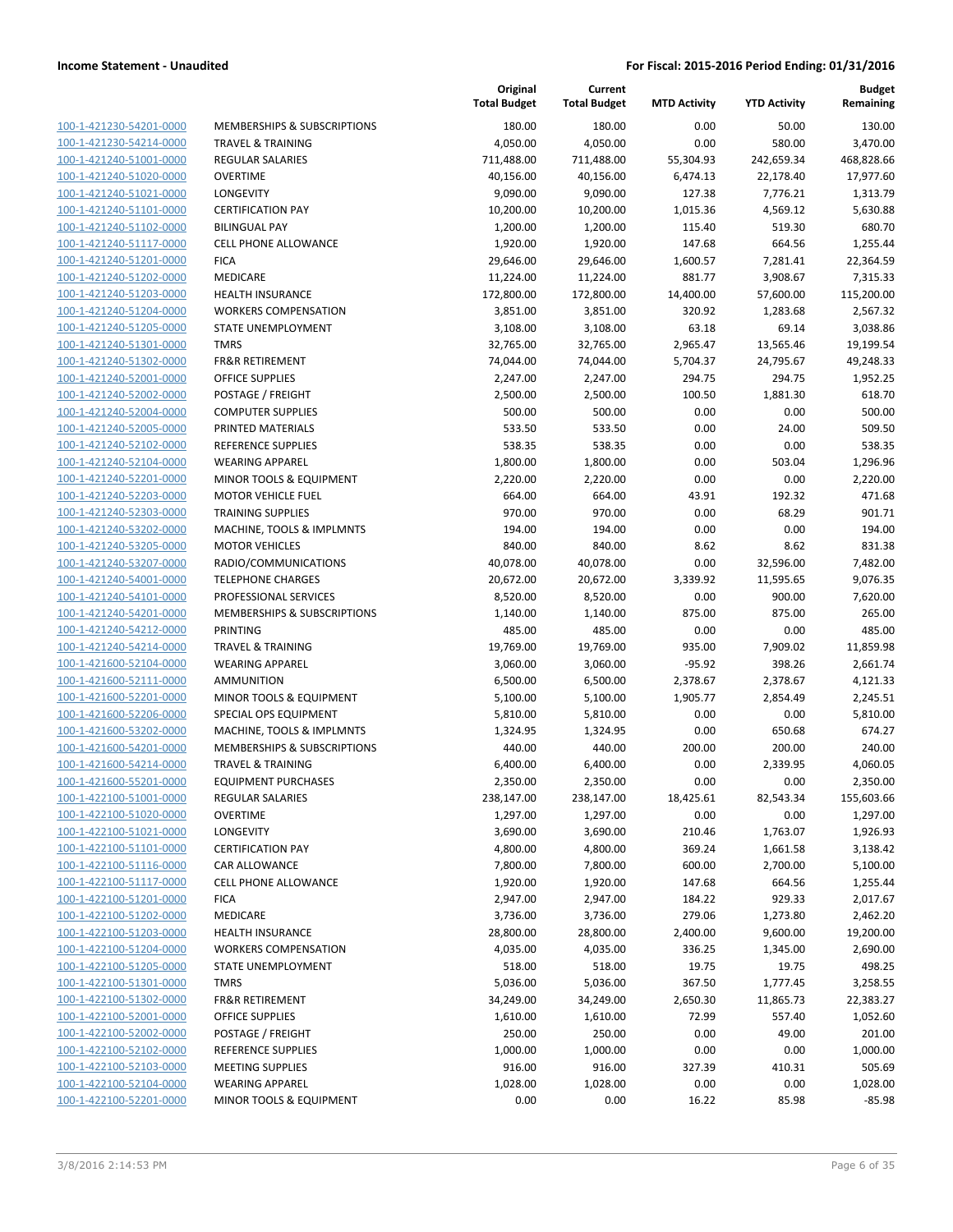**Income Statement - Unaudited** | **For Fiscal: 2015-2016 Period Ending: 01/31/2016**

| | | Original Total Budget | Current Total Budget | MTD Activity | YTD Activity | Budget Remaining |
|---|---|---|---|---|---|---|
| 100-1-421230-54201-0000 | MEMBERSHIPS & SUBSCRIPTIONS | 180.00 | 180.00 | 0.00 | 50.00 | 130.00 |
| 100-1-421230-54214-0000 | TRAVEL & TRAINING | 4,050.00 | 4,050.00 | 0.00 | 580.00 | 3,470.00 |
| 100-1-421240-51001-0000 | REGULAR SALARIES | 711,488.00 | 711,488.00 | 55,304.93 | 242,659.34 | 468,828.66 |
| 100-1-421240-51020-0000 | OVERTIME | 40,156.00 | 40,156.00 | 6,474.13 | 22,178.40 | 17,977.60 |
| 100-1-421240-51021-0000 | LONGEVITY | 9,090.00 | 9,090.00 | 127.38 | 7,776.21 | 1,313.79 |
| 100-1-421240-51101-0000 | CERTIFICATION PAY | 10,200.00 | 10,200.00 | 1,015.36 | 4,569.12 | 5,630.88 |
| 100-1-421240-51102-0000 | BILINGUAL PAY | 1,200.00 | 1,200.00 | 115.40 | 519.30 | 680.70 |
| 100-1-421240-51117-0000 | CELL PHONE ALLOWANCE | 1,920.00 | 1,920.00 | 147.68 | 664.56 | 1,255.44 |
| 100-1-421240-51201-0000 | FICA | 29,646.00 | 29,646.00 | 1,600.57 | 7,281.41 | 22,364.59 |
| 100-1-421240-51202-0000 | MEDICARE | 11,224.00 | 11,224.00 | 881.77 | 3,908.67 | 7,315.33 |
| 100-1-421240-51203-0000 | HEALTH INSURANCE | 172,800.00 | 172,800.00 | 14,400.00 | 57,600.00 | 115,200.00 |
| 100-1-421240-51204-0000 | WORKERS COMPENSATION | 3,851.00 | 3,851.00 | 320.92 | 1,283.68 | 2,567.32 |
| 100-1-421240-51205-0000 | STATE UNEMPLOYMENT | 3,108.00 | 3,108.00 | 63.18 | 69.14 | 3,038.86 |
| 100-1-421240-51301-0000 | TMRS | 32,765.00 | 32,765.00 | 2,965.47 | 13,565.46 | 19,199.54 |
| 100-1-421240-51302-0000 | FR&R RETIREMENT | 74,044.00 | 74,044.00 | 5,704.37 | 24,795.67 | 49,248.33 |
| 100-1-421240-52001-0000 | OFFICE SUPPLIES | 2,247.00 | 2,247.00 | 294.75 | 294.75 | 1,952.25 |
| 100-1-421240-52002-0000 | POSTAGE / FREIGHT | 2,500.00 | 2,500.00 | 100.50 | 1,881.30 | 618.70 |
| 100-1-421240-52004-0000 | COMPUTER SUPPLIES | 500.00 | 500.00 | 0.00 | 0.00 | 500.00 |
| 100-1-421240-52005-0000 | PRINTED MATERIALS | 533.50 | 533.50 | 0.00 | 24.00 | 509.50 |
| 100-1-421240-52102-0000 | REFERENCE SUPPLIES | 538.35 | 538.35 | 0.00 | 0.00 | 538.35 |
| 100-1-421240-52104-0000 | WEARING APPAREL | 1,800.00 | 1,800.00 | 0.00 | 503.04 | 1,296.96 |
| 100-1-421240-52201-0000 | MINOR TOOLS & EQUIPMENT | 2,220.00 | 2,220.00 | 0.00 | 0.00 | 2,220.00 |
| 100-1-421240-52203-0000 | MOTOR VEHICLE FUEL | 664.00 | 664.00 | 43.91 | 192.32 | 471.68 |
| 100-1-421240-52303-0000 | TRAINING SUPPLIES | 970.00 | 970.00 | 0.00 | 68.29 | 901.71 |
| 100-1-421240-53202-0000 | MACHINE, TOOLS & IMPLMNTS | 194.00 | 194.00 | 0.00 | 0.00 | 194.00 |
| 100-1-421240-53205-0000 | MOTOR VEHICLES | 840.00 | 840.00 | 8.62 | 8.62 | 831.38 |
| 100-1-421240-53207-0000 | RADIO/COMMUNICATIONS | 40,078.00 | 40,078.00 | 0.00 | 32,596.00 | 7,482.00 |
| 100-1-421240-54001-0000 | TELEPHONE CHARGES | 20,672.00 | 20,672.00 | 3,339.92 | 11,595.65 | 9,076.35 |
| 100-1-421240-54101-0000 | PROFESSIONAL SERVICES | 8,520.00 | 8,520.00 | 0.00 | 900.00 | 7,620.00 |
| 100-1-421240-54201-0000 | MEMBERSHIPS & SUBSCRIPTIONS | 1,140.00 | 1,140.00 | 875.00 | 875.00 | 265.00 |
| 100-1-421240-54212-0000 | PRINTING | 485.00 | 485.00 | 0.00 | 0.00 | 485.00 |
| 100-1-421240-54214-0000 | TRAVEL & TRAINING | 19,769.00 | 19,769.00 | 935.00 | 7,909.02 | 11,859.98 |
| 100-1-421600-52104-0000 | WEARING APPAREL | 3,060.00 | 3,060.00 | -95.92 | 398.26 | 2,661.74 |
| 100-1-421600-52111-0000 | AMMUNITION | 6,500.00 | 6,500.00 | 2,378.67 | 2,378.67 | 4,121.33 |
| 100-1-421600-52201-0000 | MINOR TOOLS & EQUIPMENT | 5,100.00 | 5,100.00 | 1,905.77 | 2,854.49 | 2,245.51 |
| 100-1-421600-52206-0000 | SPECIAL OPS EQUIPMENT | 5,810.00 | 5,810.00 | 0.00 | 0.00 | 5,810.00 |
| 100-1-421600-53202-0000 | MACHINE, TOOLS & IMPLMNTS | 1,324.95 | 1,324.95 | 0.00 | 650.68 | 674.27 |
| 100-1-421600-54201-0000 | MEMBERSHIPS & SUBSCRIPTIONS | 440.00 | 440.00 | 200.00 | 200.00 | 240.00 |
| 100-1-421600-54214-0000 | TRAVEL & TRAINING | 6,400.00 | 6,400.00 | 0.00 | 2,339.95 | 4,060.05 |
| 100-1-421600-55201-0000 | EQUIPMENT PURCHASES | 2,350.00 | 2,350.00 | 0.00 | 0.00 | 2,350.00 |
| 100-1-422100-51001-0000 | REGULAR SALARIES | 238,147.00 | 238,147.00 | 18,425.61 | 82,543.34 | 155,603.66 |
| 100-1-422100-51020-0000 | OVERTIME | 1,297.00 | 1,297.00 | 0.00 | 0.00 | 1,297.00 |
| 100-1-422100-51021-0000 | LONGEVITY | 3,690.00 | 3,690.00 | 210.46 | 1,763.07 | 1,926.93 |
| 100-1-422100-51101-0000 | CERTIFICATION PAY | 4,800.00 | 4,800.00 | 369.24 | 1,661.58 | 3,138.42 |
| 100-1-422100-51116-0000 | CAR ALLOWANCE | 7,800.00 | 7,800.00 | 600.00 | 2,700.00 | 5,100.00 |
| 100-1-422100-51117-0000 | CELL PHONE ALLOWANCE | 1,920.00 | 1,920.00 | 147.68 | 664.56 | 1,255.44 |
| 100-1-422100-51201-0000 | FICA | 2,947.00 | 2,947.00 | 184.22 | 929.33 | 2,017.67 |
| 100-1-422100-51202-0000 | MEDICARE | 3,736.00 | 3,736.00 | 279.06 | 1,273.80 | 2,462.20 |
| 100-1-422100-51203-0000 | HEALTH INSURANCE | 28,800.00 | 28,800.00 | 2,400.00 | 9,600.00 | 19,200.00 |
| 100-1-422100-51204-0000 | WORKERS COMPENSATION | 4,035.00 | 4,035.00 | 336.25 | 1,345.00 | 2,690.00 |
| 100-1-422100-51205-0000 | STATE UNEMPLOYMENT | 518.00 | 518.00 | 19.75 | 19.75 | 498.25 |
| 100-1-422100-51301-0000 | TMRS | 5,036.00 | 5,036.00 | 367.50 | 1,777.45 | 3,258.55 |
| 100-1-422100-51302-0000 | FR&R RETIREMENT | 34,249.00 | 34,249.00 | 2,650.30 | 11,865.73 | 22,383.27 |
| 100-1-422100-52001-0000 | OFFICE SUPPLIES | 1,610.00 | 1,610.00 | 72.99 | 557.40 | 1,052.60 |
| 100-1-422100-52002-0000 | POSTAGE / FREIGHT | 250.00 | 250.00 | 0.00 | 49.00 | 201.00 |
| 100-1-422100-52102-0000 | REFERENCE SUPPLIES | 1,000.00 | 1,000.00 | 0.00 | 0.00 | 1,000.00 |
| 100-1-422100-52103-0000 | MEETING SUPPLIES | 916.00 | 916.00 | 327.39 | 410.31 | 505.69 |
| 100-1-422100-52104-0000 | WEARING APPAREL | 1,028.00 | 1,028.00 | 0.00 | 0.00 | 1,028.00 |
| 100-1-422100-52201-0000 | MINOR TOOLS & EQUIPMENT | 0.00 | 0.00 | 16.22 | 85.98 | -85.98 |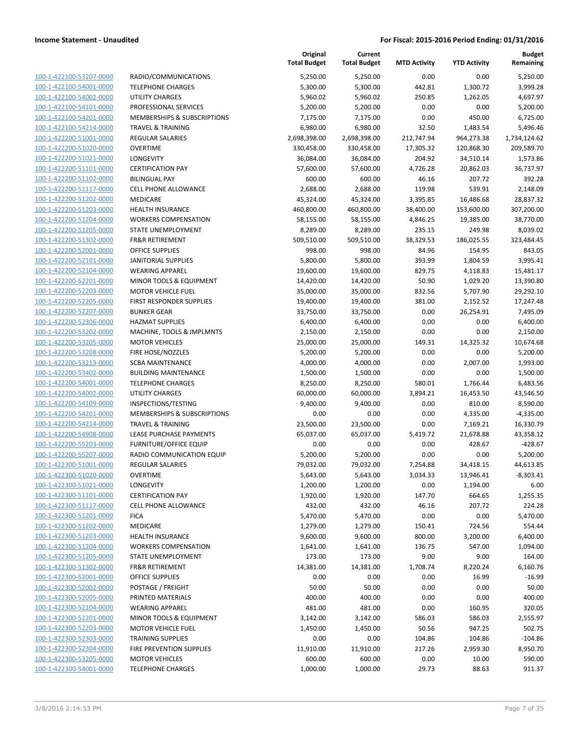**Income Statement - Unaudited** | **For Fiscal: 2015-2016 Period Ending: 01/31/2016**

| | | Original Total Budget | Current Total Budget | MTD Activity | YTD Activity | Budget Remaining |
|---|---|---|---|---|---|---|
| 100-1-422100-53207-0000 | RADIO/COMMUNICATIONS | 5,250.00 | 5,250.00 | 0.00 | 0.00 | 5,250.00 |
| 100-1-422100-54001-0000 | TELEPHONE CHARGES | 5,300.00 | 5,300.00 | 442.81 | 1,300.72 | 3,999.28 |
| 100-1-422100-54002-0000 | UTILITY CHARGES | 5,960.02 | 5,960.02 | 250.85 | 1,262.05 | 4,697.97 |
| 100-1-422100-54101-0000 | PROFESSIONAL SERVICES | 5,200.00 | 5,200.00 | 0.00 | 0.00 | 5,200.00 |
| 100-1-422100-54201-0000 | MEMBERSHIPS & SUBSCRIPTIONS | 7,175.00 | 7,175.00 | 0.00 | 450.00 | 6,725.00 |
| 100-1-422100-54214-0000 | TRAVEL & TRAINING | 6,980.00 | 6,980.00 | 32.50 | 1,483.54 | 5,496.46 |
| 100-1-422200-51001-0000 | REGULAR SALARIES | 2,698,398.00 | 2,698,398.00 | 212,747.94 | 964,273.38 | 1,734,124.62 |
| 100-1-422200-51020-0000 | OVERTIME | 330,458.00 | 330,458.00 | 17,305.32 | 120,868.30 | 209,589.70 |
| 100-1-422200-51021-0000 | LONGEVITY | 36,084.00 | 36,084.00 | 204.92 | 34,510.14 | 1,573.86 |
| 100-1-422200-51101-0000 | CERTIFICATION PAY | 57,600.00 | 57,600.00 | 4,726.28 | 20,862.03 | 36,737.97 |
| 100-1-422200-51102-0000 | BILINGUAL PAY | 600.00 | 600.00 | 46.16 | 207.72 | 392.28 |
| 100-1-422200-51117-0000 | CELL PHONE ALLOWANCE | 2,688.00 | 2,688.00 | 119.98 | 539.91 | 2,148.09 |
| 100-1-422200-51202-0000 | MEDICARE | 45,324.00 | 45,324.00 | 3,395.85 | 16,486.68 | 28,837.32 |
| 100-1-422200-51203-0000 | HEALTH INSURANCE | 460,800.00 | 460,800.00 | 38,400.00 | 153,600.00 | 307,200.00 |
| 100-1-422200-51204-0000 | WORKERS COMPENSATION | 58,155.00 | 58,155.00 | 4,846.25 | 19,385.00 | 38,770.00 |
| 100-1-422200-51205-0000 | STATE UNEMPLOYMENT | 8,289.00 | 8,289.00 | 235.15 | 249.98 | 8,039.02 |
| 100-1-422200-51302-0000 | FR&R RETIREMENT | 509,510.00 | 509,510.00 | 38,329.53 | 186,025.55 | 323,484.45 |
| 100-1-422200-52001-0000 | OFFICE SUPPLIES | 998.00 | 998.00 | 84.96 | 154.95 | 843.05 |
| 100-1-422200-52101-0000 | JANITORIAL SUPPLIES | 5,800.00 | 5,800.00 | 393.99 | 1,804.59 | 3,995.41 |
| 100-1-422200-52104-0000 | WEARING APPAREL | 19,600.00 | 19,600.00 | 829.75 | 4,118.83 | 15,481.17 |
| 100-1-422200-52201-0000 | MINOR TOOLS & EQUIPMENT | 14,420.00 | 14,420.00 | 50.90 | 1,029.20 | 13,390.80 |
| 100-1-422200-52203-0000 | MOTOR VEHICLE FUEL | 35,000.00 | 35,000.00 | 832.56 | 5,707.90 | 29,292.10 |
| 100-1-422200-52205-0000 | FIRST RESPONDER SUPPLIES | 19,400.00 | 19,400.00 | 381.00 | 2,152.52 | 17,247.48 |
| 100-1-422200-52207-0000 | BUNKER GEAR | 33,750.00 | 33,750.00 | 0.00 | 26,254.91 | 7,495.09 |
| 100-1-422200-52306-0000 | HAZMAT SUPPLIES | 6,400.00 | 6,400.00 | 0.00 | 0.00 | 6,400.00 |
| 100-1-422200-53202-0000 | MACHINE, TOOLS & IMPLMNTS | 2,150.00 | 2,150.00 | 0.00 | 0.00 | 2,150.00 |
| 100-1-422200-53205-0000 | MOTOR VEHICLES | 25,000.00 | 25,000.00 | 149.31 | 14,325.32 | 10,674.68 |
| 100-1-422200-53208-0000 | FIRE HOSE/NOZZLES | 5,200.00 | 5,200.00 | 0.00 | 0.00 | 5,200.00 |
| 100-1-422200-53213-0000 | SCBA MAINTENANCE | 4,000.00 | 4,000.00 | 0.00 | 2,007.00 | 1,993.00 |
| 100-1-422200-53402-0000 | BUILDING MAINTENANCE | 1,500.00 | 1,500.00 | 0.00 | 0.00 | 1,500.00 |
| 100-1-422200-54001-0000 | TELEPHONE CHARGES | 8,250.00 | 8,250.00 | 580.01 | 1,766.44 | 6,483.56 |
| 100-1-422200-54002-0000 | UTILITY CHARGES | 60,000.00 | 60,000.00 | 3,894.21 | 16,453.50 | 43,546.50 |
| 100-1-422200-54109-0000 | INSPECTIONS/TESTING | 9,400.00 | 9,400.00 | 0.00 | 810.00 | 8,590.00 |
| 100-1-422200-54201-0000 | MEMBERSHIPS & SUBSCRIPTIONS | 0.00 | 0.00 | 0.00 | 4,335.00 | -4,335.00 |
| 100-1-422200-54214-0000 | TRAVEL & TRAINING | 23,500.00 | 23,500.00 | 0.00 | 7,169.21 | 16,330.79 |
| 100-1-422200-54908-0000 | LEASE PURCHASE PAYMENTS | 65,037.00 | 65,037.00 | 5,419.72 | 21,678.88 | 43,358.12 |
| 100-1-422200-55203-0000 | FURNITURE/OFFICE EQUIP | 0.00 | 0.00 | 0.00 | 428.67 | -428.67 |
| 100-1-422200-55207-0000 | RADIO COMMUNICATION EQUIP | 5,200.00 | 5,200.00 | 0.00 | 0.00 | 5,200.00 |
| 100-1-422300-51001-0000 | REGULAR SALARIES | 79,032.00 | 79,032.00 | 7,254.88 | 34,418.15 | 44,613.85 |
| 100-1-422300-51020-0000 | OVERTIME | 5,643.00 | 5,643.00 | 3,034.33 | 13,946.41 | -8,303.41 |
| 100-1-422300-51021-0000 | LONGEVITY | 1,200.00 | 1,200.00 | 0.00 | 1,194.00 | 6.00 |
| 100-1-422300-51101-0000 | CERTIFICATION PAY | 1,920.00 | 1,920.00 | 147.70 | 664.65 | 1,255.35 |
| 100-1-422300-51117-0000 | CELL PHONE ALLOWANCE | 432.00 | 432.00 | 46.16 | 207.72 | 224.28 |
| 100-1-422300-51201-0000 | FICA | 5,470.00 | 5,470.00 | 0.00 | 0.00 | 5,470.00 |
| 100-1-422300-51202-0000 | MEDICARE | 1,279.00 | 1,279.00 | 150.41 | 724.56 | 554.44 |
| 100-1-422300-51203-0000 | HEALTH INSURANCE | 9,600.00 | 9,600.00 | 800.00 | 3,200.00 | 6,400.00 |
| 100-1-422300-51204-0000 | WORKERS COMPENSATION | 1,641.00 | 1,641.00 | 136.75 | 547.00 | 1,094.00 |
| 100-1-422300-51205-0000 | STATE UNEMPLOYMENT | 173.00 | 173.00 | 9.00 | 9.00 | 164.00 |
| 100-1-422300-51302-0000 | FR&R RETIREMENT | 14,381.00 | 14,381.00 | 1,708.74 | 8,220.24 | 6,160.76 |
| 100-1-422300-52001-0000 | OFFICE SUPPLIES | 0.00 | 0.00 | 0.00 | 16.99 | -16.99 |
| 100-1-422300-52002-0000 | POSTAGE / FREIGHT | 50.00 | 50.00 | 0.00 | 0.00 | 50.00 |
| 100-1-422300-52005-0000 | PRINTED MATERIALS | 400.00 | 400.00 | 0.00 | 0.00 | 400.00 |
| 100-1-422300-52104-0000 | WEARING APPAREL | 481.00 | 481.00 | 0.00 | 160.95 | 320.05 |
| 100-1-422300-52201-0000 | MINOR TOOLS & EQUIPMENT | 3,142.00 | 3,142.00 | 586.03 | 586.03 | 2,555.97 |
| 100-1-422300-52203-0000 | MOTOR VEHICLE FUEL | 1,450.00 | 1,450.00 | 50.56 | 947.25 | 502.75 |
| 100-1-422300-52303-0000 | TRAINING SUPPLIES | 0.00 | 0.00 | 104.86 | 104.86 | -104.86 |
| 100-1-422300-52304-0000 | FIRE PREVENTION SUPPLIES | 11,910.00 | 11,910.00 | 217.26 | 2,959.30 | 8,950.70 |
| 100-1-422300-53205-0000 | MOTOR VEHICLES | 600.00 | 600.00 | 0.00 | 10.00 | 590.00 |
| 100-1-422300-54001-0000 | TELEPHONE CHARGES | 1,000.00 | 1,000.00 | 29.73 | 88.63 | 911.37 |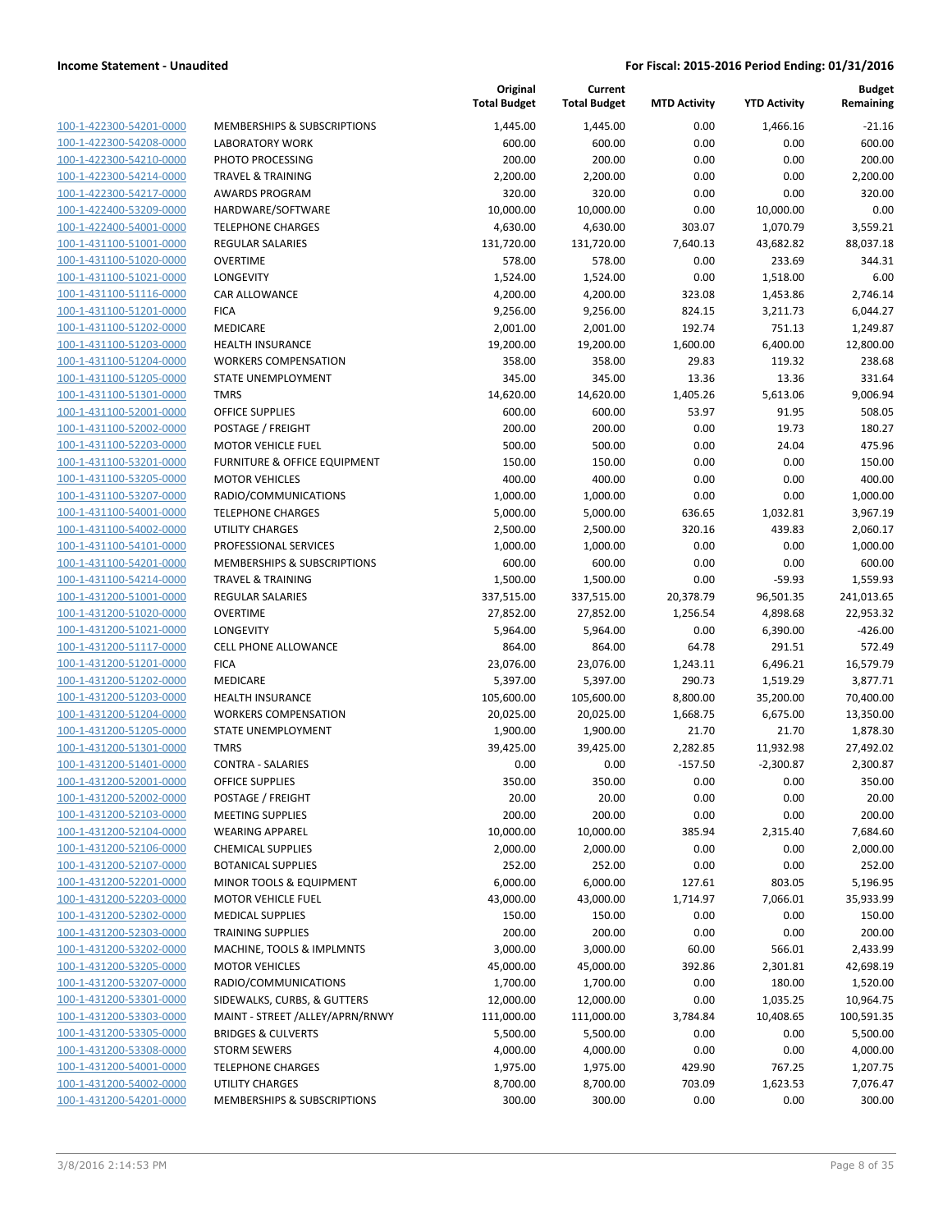**Income Statement - Unaudited**

**For Fiscal: 2015-2016 Period Ending: 01/31/2016**

| | | Original Total Budget | Current Total Budget | MTD Activity | YTD Activity | Budget Remaining |
|---|---|---|---|---|---|---|
| 100-1-422300-54201-0000 | MEMBERSHIPS & SUBSCRIPTIONS | 1,445.00 | 1,445.00 | 0.00 | 1,466.16 | -21.16 |
| 100-1-422300-54208-0000 | LABORATORY WORK | 600.00 | 600.00 | 0.00 | 0.00 | 600.00 |
| 100-1-422300-54210-0000 | PHOTO PROCESSING | 200.00 | 200.00 | 0.00 | 0.00 | 200.00 |
| 100-1-422300-54214-0000 | TRAVEL & TRAINING | 2,200.00 | 2,200.00 | 0.00 | 0.00 | 2,200.00 |
| 100-1-422300-54217-0000 | AWARDS PROGRAM | 320.00 | 320.00 | 0.00 | 0.00 | 320.00 |
| 100-1-422400-53209-0000 | HARDWARE/SOFTWARE | 10,000.00 | 10,000.00 | 0.00 | 10,000.00 | 0.00 |
| 100-1-422400-54001-0000 | TELEPHONE CHARGES | 4,630.00 | 4,630.00 | 303.07 | 1,070.79 | 3,559.21 |
| 100-1-431100-51001-0000 | REGULAR SALARIES | 131,720.00 | 131,720.00 | 7,640.13 | 43,682.82 | 88,037.18 |
| 100-1-431100-51020-0000 | OVERTIME | 578.00 | 578.00 | 0.00 | 233.69 | 344.31 |
| 100-1-431100-51021-0000 | LONGEVITY | 1,524.00 | 1,524.00 | 0.00 | 1,518.00 | 6.00 |
| 100-1-431100-51116-0000 | CAR ALLOWANCE | 4,200.00 | 4,200.00 | 323.08 | 1,453.86 | 2,746.14 |
| 100-1-431100-51201-0000 | FICA | 9,256.00 | 9,256.00 | 824.15 | 3,211.73 | 6,044.27 |
| 100-1-431100-51202-0000 | MEDICARE | 2,001.00 | 2,001.00 | 192.74 | 751.13 | 1,249.87 |
| 100-1-431100-51203-0000 | HEALTH INSURANCE | 19,200.00 | 19,200.00 | 1,600.00 | 6,400.00 | 12,800.00 |
| 100-1-431100-51204-0000 | WORKERS COMPENSATION | 358.00 | 358.00 | 29.83 | 119.32 | 238.68 |
| 100-1-431100-51205-0000 | STATE UNEMPLOYMENT | 345.00 | 345.00 | 13.36 | 13.36 | 331.64 |
| 100-1-431100-51301-0000 | TMRS | 14,620.00 | 14,620.00 | 1,405.26 | 5,613.06 | 9,006.94 |
| 100-1-431100-52001-0000 | OFFICE SUPPLIES | 600.00 | 600.00 | 53.97 | 91.95 | 508.05 |
| 100-1-431100-52002-0000 | POSTAGE / FREIGHT | 200.00 | 200.00 | 0.00 | 19.73 | 180.27 |
| 100-1-431100-52203-0000 | MOTOR VEHICLE FUEL | 500.00 | 500.00 | 0.00 | 24.04 | 475.96 |
| 100-1-431100-53201-0000 | FURNITURE & OFFICE EQUIPMENT | 150.00 | 150.00 | 0.00 | 0.00 | 150.00 |
| 100-1-431100-53205-0000 | MOTOR VEHICLES | 400.00 | 400.00 | 0.00 | 0.00 | 400.00 |
| 100-1-431100-53207-0000 | RADIO/COMMUNICATIONS | 1,000.00 | 1,000.00 | 0.00 | 0.00 | 1,000.00 |
| 100-1-431100-54001-0000 | TELEPHONE CHARGES | 5,000.00 | 5,000.00 | 636.65 | 1,032.81 | 3,967.19 |
| 100-1-431100-54002-0000 | UTILITY CHARGES | 2,500.00 | 2,500.00 | 320.16 | 439.83 | 2,060.17 |
| 100-1-431100-54101-0000 | PROFESSIONAL SERVICES | 1,000.00 | 1,000.00 | 0.00 | 0.00 | 1,000.00 |
| 100-1-431100-54201-0000 | MEMBERSHIPS & SUBSCRIPTIONS | 600.00 | 600.00 | 0.00 | 0.00 | 600.00 |
| 100-1-431100-54214-0000 | TRAVEL & TRAINING | 1,500.00 | 1,500.00 | 0.00 | -59.93 | 1,559.93 |
| 100-1-431200-51001-0000 | REGULAR SALARIES | 337,515.00 | 337,515.00 | 20,378.79 | 96,501.35 | 241,013.65 |
| 100-1-431200-51020-0000 | OVERTIME | 27,852.00 | 27,852.00 | 1,256.54 | 4,898.68 | 22,953.32 |
| 100-1-431200-51021-0000 | LONGEVITY | 5,964.00 | 5,964.00 | 0.00 | 6,390.00 | -426.00 |
| 100-1-431200-51117-0000 | CELL PHONE ALLOWANCE | 864.00 | 864.00 | 64.78 | 291.51 | 572.49 |
| 100-1-431200-51201-0000 | FICA | 23,076.00 | 23,076.00 | 1,243.11 | 6,496.21 | 16,579.79 |
| 100-1-431200-51202-0000 | MEDICARE | 5,397.00 | 5,397.00 | 290.73 | 1,519.29 | 3,877.71 |
| 100-1-431200-51203-0000 | HEALTH INSURANCE | 105,600.00 | 105,600.00 | 8,800.00 | 35,200.00 | 70,400.00 |
| 100-1-431200-51204-0000 | WORKERS COMPENSATION | 20,025.00 | 20,025.00 | 1,668.75 | 6,675.00 | 13,350.00 |
| 100-1-431200-51205-0000 | STATE UNEMPLOYMENT | 1,900.00 | 1,900.00 | 21.70 | 21.70 | 1,878.30 |
| 100-1-431200-51301-0000 | TMRS | 39,425.00 | 39,425.00 | 2,282.85 | 11,932.98 | 27,492.02 |
| 100-1-431200-51401-0000 | CONTRA - SALARIES | 0.00 | 0.00 | -157.50 | -2,300.87 | 2,300.87 |
| 100-1-431200-52001-0000 | OFFICE SUPPLIES | 350.00 | 350.00 | 0.00 | 0.00 | 350.00 |
| 100-1-431200-52002-0000 | POSTAGE / FREIGHT | 20.00 | 20.00 | 0.00 | 0.00 | 20.00 |
| 100-1-431200-52103-0000 | MEETING SUPPLIES | 200.00 | 200.00 | 0.00 | 0.00 | 200.00 |
| 100-1-431200-52104-0000 | WEARING APPAREL | 10,000.00 | 10,000.00 | 385.94 | 2,315.40 | 7,684.60 |
| 100-1-431200-52106-0000 | CHEMICAL SUPPLIES | 2,000.00 | 2,000.00 | 0.00 | 0.00 | 2,000.00 |
| 100-1-431200-52107-0000 | BOTANICAL SUPPLIES | 252.00 | 252.00 | 0.00 | 0.00 | 252.00 |
| 100-1-431200-52201-0000 | MINOR TOOLS & EQUIPMENT | 6,000.00 | 6,000.00 | 127.61 | 803.05 | 5,196.95 |
| 100-1-431200-52203-0000 | MOTOR VEHICLE FUEL | 43,000.00 | 43,000.00 | 1,714.97 | 7,066.01 | 35,933.99 |
| 100-1-431200-52302-0000 | MEDICAL SUPPLIES | 150.00 | 150.00 | 0.00 | 0.00 | 150.00 |
| 100-1-431200-52303-0000 | TRAINING SUPPLIES | 200.00 | 200.00 | 0.00 | 0.00 | 200.00 |
| 100-1-431200-53202-0000 | MACHINE, TOOLS & IMPLMNTS | 3,000.00 | 3,000.00 | 60.00 | 566.01 | 2,433.99 |
| 100-1-431200-53205-0000 | MOTOR VEHICLES | 45,000.00 | 45,000.00 | 392.86 | 2,301.81 | 42,698.19 |
| 100-1-431200-53207-0000 | RADIO/COMMUNICATIONS | 1,700.00 | 1,700.00 | 0.00 | 180.00 | 1,520.00 |
| 100-1-431200-53301-0000 | SIDEWALKS, CURBS, & GUTTERS | 12,000.00 | 12,000.00 | 0.00 | 1,035.25 | 10,964.75 |
| 100-1-431200-53303-0000 | MAINT - STREET /ALLEY/APRN/RNWY | 111,000.00 | 111,000.00 | 3,784.84 | 10,408.65 | 100,591.35 |
| 100-1-431200-53305-0000 | BRIDGES & CULVERTS | 5,500.00 | 5,500.00 | 0.00 | 0.00 | 5,500.00 |
| 100-1-431200-53308-0000 | STORM SEWERS | 4,000.00 | 4,000.00 | 0.00 | 0.00 | 4,000.00 |
| 100-1-431200-54001-0000 | TELEPHONE CHARGES | 1,975.00 | 1,975.00 | 429.90 | 767.25 | 1,207.75 |
| 100-1-431200-54002-0000 | UTILITY CHARGES | 8,700.00 | 8,700.00 | 703.09 | 1,623.53 | 7,076.47 |
| 100-1-431200-54201-0000 | MEMBERSHIPS & SUBSCRIPTIONS | 300.00 | 300.00 | 0.00 | 0.00 | 300.00 |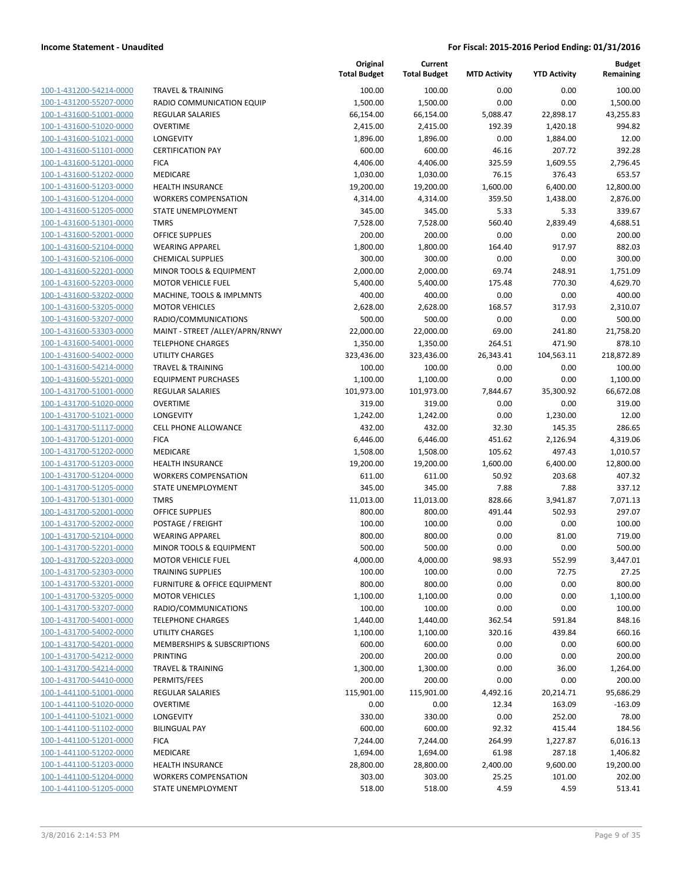**Income Statement - Unaudited** | **For Fiscal: 2015-2016 Period Ending: 01/31/2016**

| | | Original Total Budget | Current Total Budget | MTD Activity | YTD Activity | Budget Remaining |
|---|---|---|---|---|---|---|
| 100-1-431200-54214-0000 | TRAVEL & TRAINING | 100.00 | 100.00 | 0.00 | 0.00 | 100.00 |
| 100-1-431200-55207-0000 | RADIO COMMUNICATION EQUIP | 1,500.00 | 1,500.00 | 0.00 | 0.00 | 1,500.00 |
| 100-1-431600-51001-0000 | REGULAR SALARIES | 66,154.00 | 66,154.00 | 5,088.47 | 22,898.17 | 43,255.83 |
| 100-1-431600-51020-0000 | OVERTIME | 2,415.00 | 2,415.00 | 192.39 | 1,420.18 | 994.82 |
| 100-1-431600-51021-0000 | LONGEVITY | 1,896.00 | 1,896.00 | 0.00 | 1,884.00 | 12.00 |
| 100-1-431600-51101-0000 | CERTIFICATION PAY | 600.00 | 600.00 | 46.16 | 207.72 | 392.28 |
| 100-1-431600-51201-0000 | FICA | 4,406.00 | 4,406.00 | 325.59 | 1,609.55 | 2,796.45 |
| 100-1-431600-51202-0000 | MEDICARE | 1,030.00 | 1,030.00 | 76.15 | 376.43 | 653.57 |
| 100-1-431600-51203-0000 | HEALTH INSURANCE | 19,200.00 | 19,200.00 | 1,600.00 | 6,400.00 | 12,800.00 |
| 100-1-431600-51204-0000 | WORKERS COMPENSATION | 4,314.00 | 4,314.00 | 359.50 | 1,438.00 | 2,876.00 |
| 100-1-431600-51205-0000 | STATE UNEMPLOYMENT | 345.00 | 345.00 | 5.33 | 5.33 | 339.67 |
| 100-1-431600-51301-0000 | TMRS | 7,528.00 | 7,528.00 | 560.40 | 2,839.49 | 4,688.51 |
| 100-1-431600-52001-0000 | OFFICE SUPPLIES | 200.00 | 200.00 | 0.00 | 0.00 | 200.00 |
| 100-1-431600-52104-0000 | WEARING APPAREL | 1,800.00 | 1,800.00 | 164.40 | 917.97 | 882.03 |
| 100-1-431600-52106-0000 | CHEMICAL SUPPLIES | 300.00 | 300.00 | 0.00 | 0.00 | 300.00 |
| 100-1-431600-52201-0000 | MINOR TOOLS & EQUIPMENT | 2,000.00 | 2,000.00 | 69.74 | 248.91 | 1,751.09 |
| 100-1-431600-52203-0000 | MOTOR VEHICLE FUEL | 5,400.00 | 5,400.00 | 175.48 | 770.30 | 4,629.70 |
| 100-1-431600-53202-0000 | MACHINE, TOOLS & IMPLMNTS | 400.00 | 400.00 | 0.00 | 0.00 | 400.00 |
| 100-1-431600-53205-0000 | MOTOR VEHICLES | 2,628.00 | 2,628.00 | 168.57 | 317.93 | 2,310.07 |
| 100-1-431600-53207-0000 | RADIO/COMMUNICATIONS | 500.00 | 500.00 | 0.00 | 0.00 | 500.00 |
| 100-1-431600-53303-0000 | MAINT - STREET /ALLEY/APRN/RNWY | 22,000.00 | 22,000.00 | 69.00 | 241.80 | 21,758.20 |
| 100-1-431600-54001-0000 | TELEPHONE CHARGES | 1,350.00 | 1,350.00 | 264.51 | 471.90 | 878.10 |
| 100-1-431600-54002-0000 | UTILITY CHARGES | 323,436.00 | 323,436.00 | 26,343.41 | 104,563.11 | 218,872.89 |
| 100-1-431600-54214-0000 | TRAVEL & TRAINING | 100.00 | 100.00 | 0.00 | 0.00 | 100.00 |
| 100-1-431600-55201-0000 | EQUIPMENT PURCHASES | 1,100.00 | 1,100.00 | 0.00 | 0.00 | 1,100.00 |
| 100-1-431700-51001-0000 | REGULAR SALARIES | 101,973.00 | 101,973.00 | 7,844.67 | 35,300.92 | 66,672.08 |
| 100-1-431700-51020-0000 | OVERTIME | 319.00 | 319.00 | 0.00 | 0.00 | 319.00 |
| 100-1-431700-51021-0000 | LONGEVITY | 1,242.00 | 1,242.00 | 0.00 | 1,230.00 | 12.00 |
| 100-1-431700-51117-0000 | CELL PHONE ALLOWANCE | 432.00 | 432.00 | 32.30 | 145.35 | 286.65 |
| 100-1-431700-51201-0000 | FICA | 6,446.00 | 6,446.00 | 451.62 | 2,126.94 | 4,319.06 |
| 100-1-431700-51202-0000 | MEDICARE | 1,508.00 | 1,508.00 | 105.62 | 497.43 | 1,010.57 |
| 100-1-431700-51203-0000 | HEALTH INSURANCE | 19,200.00 | 19,200.00 | 1,600.00 | 6,400.00 | 12,800.00 |
| 100-1-431700-51204-0000 | WORKERS COMPENSATION | 611.00 | 611.00 | 50.92 | 203.68 | 407.32 |
| 100-1-431700-51205-0000 | STATE UNEMPLOYMENT | 345.00 | 345.00 | 7.88 | 7.88 | 337.12 |
| 100-1-431700-51301-0000 | TMRS | 11,013.00 | 11,013.00 | 828.66 | 3,941.87 | 7,071.13 |
| 100-1-431700-52001-0000 | OFFICE SUPPLIES | 800.00 | 800.00 | 491.44 | 502.93 | 297.07 |
| 100-1-431700-52002-0000 | POSTAGE / FREIGHT | 100.00 | 100.00 | 0.00 | 0.00 | 100.00 |
| 100-1-431700-52104-0000 | WEARING APPAREL | 800.00 | 800.00 | 0.00 | 81.00 | 719.00 |
| 100-1-431700-52201-0000 | MINOR TOOLS & EQUIPMENT | 500.00 | 500.00 | 0.00 | 0.00 | 500.00 |
| 100-1-431700-52203-0000 | MOTOR VEHICLE FUEL | 4,000.00 | 4,000.00 | 98.93 | 552.99 | 3,447.01 |
| 100-1-431700-52303-0000 | TRAINING SUPPLIES | 100.00 | 100.00 | 0.00 | 72.75 | 27.25 |
| 100-1-431700-53201-0000 | FURNITURE & OFFICE EQUIPMENT | 800.00 | 800.00 | 0.00 | 0.00 | 800.00 |
| 100-1-431700-53205-0000 | MOTOR VEHICLES | 1,100.00 | 1,100.00 | 0.00 | 0.00 | 1,100.00 |
| 100-1-431700-53207-0000 | RADIO/COMMUNICATIONS | 100.00 | 100.00 | 0.00 | 0.00 | 100.00 |
| 100-1-431700-54001-0000 | TELEPHONE CHARGES | 1,440.00 | 1,440.00 | 362.54 | 591.84 | 848.16 |
| 100-1-431700-54002-0000 | UTILITY CHARGES | 1,100.00 | 1,100.00 | 320.16 | 439.84 | 660.16 |
| 100-1-431700-54201-0000 | MEMBERSHIPS & SUBSCRIPTIONS | 600.00 | 600.00 | 0.00 | 0.00 | 600.00 |
| 100-1-431700-54212-0000 | PRINTING | 200.00 | 200.00 | 0.00 | 0.00 | 200.00 |
| 100-1-431700-54214-0000 | TRAVEL & TRAINING | 1,300.00 | 1,300.00 | 0.00 | 36.00 | 1,264.00 |
| 100-1-431700-54410-0000 | PERMITS/FEES | 200.00 | 200.00 | 0.00 | 0.00 | 200.00 |
| 100-1-441100-51001-0000 | REGULAR SALARIES | 115,901.00 | 115,901.00 | 4,492.16 | 20,214.71 | 95,686.29 |
| 100-1-441100-51020-0000 | OVERTIME | 0.00 | 0.00 | 12.34 | 163.09 | -163.09 |
| 100-1-441100-51021-0000 | LONGEVITY | 330.00 | 330.00 | 0.00 | 252.00 | 78.00 |
| 100-1-441100-51102-0000 | BILINGUAL PAY | 600.00 | 600.00 | 92.32 | 415.44 | 184.56 |
| 100-1-441100-51201-0000 | FICA | 7,244.00 | 7,244.00 | 264.99 | 1,227.87 | 6,016.13 |
| 100-1-441100-51202-0000 | MEDICARE | 1,694.00 | 1,694.00 | 61.98 | 287.18 | 1,406.82 |
| 100-1-441100-51203-0000 | HEALTH INSURANCE | 28,800.00 | 28,800.00 | 2,400.00 | 9,600.00 | 19,200.00 |
| 100-1-441100-51204-0000 | WORKERS COMPENSATION | 303.00 | 303.00 | 25.25 | 101.00 | 202.00 |
| 100-1-441100-51205-0000 | STATE UNEMPLOYMENT | 518.00 | 518.00 | 4.59 | 4.59 | 513.41 |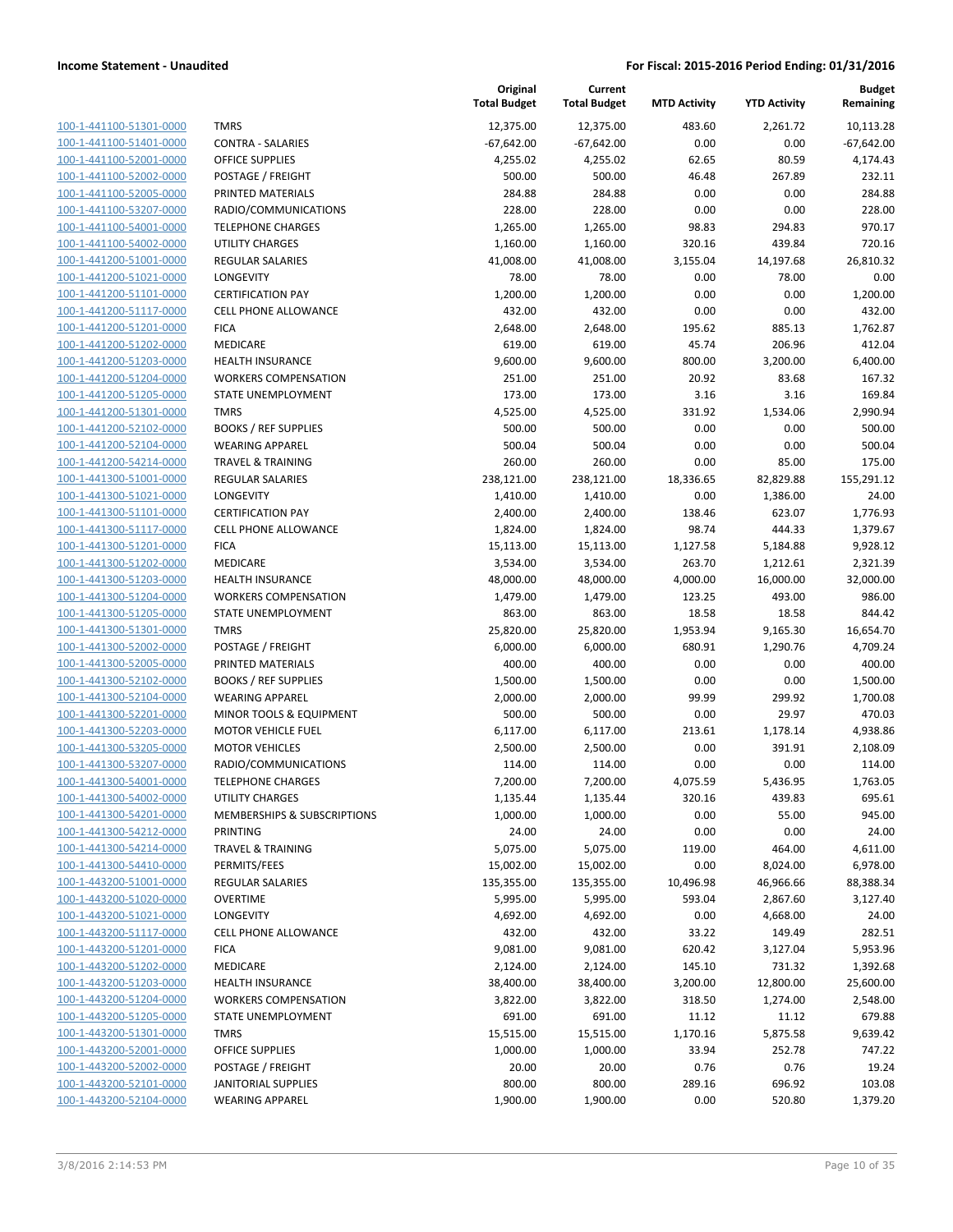**Income Statement - Unaudited**

**For Fiscal: 2015-2016 Period Ending: 01/31/2016**

| | | Original Total Budget | Current Total Budget | MTD Activity | YTD Activity | Budget Remaining |
|---|---|---|---|---|---|---|
| 100-1-441100-51301-0000 | TMRS | 12,375.00 | 12,375.00 | 483.60 | 2,261.72 | 10,113.28 |
| 100-1-441100-51401-0000 | CONTRA - SALARIES | -67,642.00 | -67,642.00 | 0.00 | 0.00 | -67,642.00 |
| 100-1-441100-52001-0000 | OFFICE SUPPLIES | 4,255.02 | 4,255.02 | 62.65 | 80.59 | 4,174.43 |
| 100-1-441100-52002-0000 | POSTAGE / FREIGHT | 500.00 | 500.00 | 46.48 | 267.89 | 232.11 |
| 100-1-441100-52005-0000 | PRINTED MATERIALS | 284.88 | 284.88 | 0.00 | 0.00 | 284.88 |
| 100-1-441100-53207-0000 | RADIO/COMMUNICATIONS | 228.00 | 228.00 | 0.00 | 0.00 | 228.00 |
| 100-1-441100-54001-0000 | TELEPHONE CHARGES | 1,265.00 | 1,265.00 | 98.83 | 294.83 | 970.17 |
| 100-1-441100-54002-0000 | UTILITY CHARGES | 1,160.00 | 1,160.00 | 320.16 | 439.84 | 720.16 |
| 100-1-441200-51001-0000 | REGULAR SALARIES | 41,008.00 | 41,008.00 | 3,155.04 | 14,197.68 | 26,810.32 |
| 100-1-441200-51021-0000 | LONGEVITY | 78.00 | 78.00 | 0.00 | 78.00 | 0.00 |
| 100-1-441200-51101-0000 | CERTIFICATION PAY | 1,200.00 | 1,200.00 | 0.00 | 0.00 | 1,200.00 |
| 100-1-441200-51117-0000 | CELL PHONE ALLOWANCE | 432.00 | 432.00 | 0.00 | 0.00 | 432.00 |
| 100-1-441200-51201-0000 | FICA | 2,648.00 | 2,648.00 | 195.62 | 885.13 | 1,762.87 |
| 100-1-441200-51202-0000 | MEDICARE | 619.00 | 619.00 | 45.74 | 206.96 | 412.04 |
| 100-1-441200-51203-0000 | HEALTH INSURANCE | 9,600.00 | 9,600.00 | 800.00 | 3,200.00 | 6,400.00 |
| 100-1-441200-51204-0000 | WORKERS COMPENSATION | 251.00 | 251.00 | 20.92 | 83.68 | 167.32 |
| 100-1-441200-51205-0000 | STATE UNEMPLOYMENT | 173.00 | 173.00 | 3.16 | 3.16 | 169.84 |
| 100-1-441200-51301-0000 | TMRS | 4,525.00 | 4,525.00 | 331.92 | 1,534.06 | 2,990.94 |
| 100-1-441200-52102-0000 | BOOKS / REF SUPPLIES | 500.00 | 500.00 | 0.00 | 0.00 | 500.00 |
| 100-1-441200-52104-0000 | WEARING APPAREL | 500.04 | 500.04 | 0.00 | 0.00 | 500.04 |
| 100-1-441200-54214-0000 | TRAVEL & TRAINING | 260.00 | 260.00 | 0.00 | 85.00 | 175.00 |
| 100-1-441300-51001-0000 | REGULAR SALARIES | 238,121.00 | 238,121.00 | 18,336.65 | 82,829.88 | 155,291.12 |
| 100-1-441300-51021-0000 | LONGEVITY | 1,410.00 | 1,410.00 | 0.00 | 1,386.00 | 24.00 |
| 100-1-441300-51101-0000 | CERTIFICATION PAY | 2,400.00 | 2,400.00 | 138.46 | 623.07 | 1,776.93 |
| 100-1-441300-51117-0000 | CELL PHONE ALLOWANCE | 1,824.00 | 1,824.00 | 98.74 | 444.33 | 1,379.67 |
| 100-1-441300-51201-0000 | FICA | 15,113.00 | 15,113.00 | 1,127.58 | 5,184.88 | 9,928.12 |
| 100-1-441300-51202-0000 | MEDICARE | 3,534.00 | 3,534.00 | 263.70 | 1,212.61 | 2,321.39 |
| 100-1-441300-51203-0000 | HEALTH INSURANCE | 48,000.00 | 48,000.00 | 4,000.00 | 16,000.00 | 32,000.00 |
| 100-1-441300-51204-0000 | WORKERS COMPENSATION | 1,479.00 | 1,479.00 | 123.25 | 493.00 | 986.00 |
| 100-1-441300-51205-0000 | STATE UNEMPLOYMENT | 863.00 | 863.00 | 18.58 | 18.58 | 844.42 |
| 100-1-441300-51301-0000 | TMRS | 25,820.00 | 25,820.00 | 1,953.94 | 9,165.30 | 16,654.70 |
| 100-1-441300-52002-0000 | POSTAGE / FREIGHT | 6,000.00 | 6,000.00 | 680.91 | 1,290.76 | 4,709.24 |
| 100-1-441300-52005-0000 | PRINTED MATERIALS | 400.00 | 400.00 | 0.00 | 0.00 | 400.00 |
| 100-1-441300-52102-0000 | BOOKS / REF SUPPLIES | 1,500.00 | 1,500.00 | 0.00 | 0.00 | 1,500.00 |
| 100-1-441300-52104-0000 | WEARING APPAREL | 2,000.00 | 2,000.00 | 99.99 | 299.92 | 1,700.08 |
| 100-1-441300-52201-0000 | MINOR TOOLS & EQUIPMENT | 500.00 | 500.00 | 0.00 | 29.97 | 470.03 |
| 100-1-441300-52203-0000 | MOTOR VEHICLE FUEL | 6,117.00 | 6,117.00 | 213.61 | 1,178.14 | 4,938.86 |
| 100-1-441300-53205-0000 | MOTOR VEHICLES | 2,500.00 | 2,500.00 | 0.00 | 391.91 | 2,108.09 |
| 100-1-441300-53207-0000 | RADIO/COMMUNICATIONS | 114.00 | 114.00 | 0.00 | 0.00 | 114.00 |
| 100-1-441300-54001-0000 | TELEPHONE CHARGES | 7,200.00 | 7,200.00 | 4,075.59 | 5,436.95 | 1,763.05 |
| 100-1-441300-54002-0000 | UTILITY CHARGES | 1,135.44 | 1,135.44 | 320.16 | 439.83 | 695.61 |
| 100-1-441300-54201-0000 | MEMBERSHIPS & SUBSCRIPTIONS | 1,000.00 | 1,000.00 | 0.00 | 55.00 | 945.00 |
| 100-1-441300-54212-0000 | PRINTING | 24.00 | 24.00 | 0.00 | 0.00 | 24.00 |
| 100-1-441300-54214-0000 | TRAVEL & TRAINING | 5,075.00 | 5,075.00 | 119.00 | 464.00 | 4,611.00 |
| 100-1-441300-54410-0000 | PERMITS/FEES | 15,002.00 | 15,002.00 | 0.00 | 8,024.00 | 6,978.00 |
| 100-1-443200-51001-0000 | REGULAR SALARIES | 135,355.00 | 135,355.00 | 10,496.98 | 46,966.66 | 88,388.34 |
| 100-1-443200-51020-0000 | OVERTIME | 5,995.00 | 5,995.00 | 593.04 | 2,867.60 | 3,127.40 |
| 100-1-443200-51021-0000 | LONGEVITY | 4,692.00 | 4,692.00 | 0.00 | 4,668.00 | 24.00 |
| 100-1-443200-51117-0000 | CELL PHONE ALLOWANCE | 432.00 | 432.00 | 33.22 | 149.49 | 282.51 |
| 100-1-443200-51201-0000 | FICA | 9,081.00 | 9,081.00 | 620.42 | 3,127.04 | 5,953.96 |
| 100-1-443200-51202-0000 | MEDICARE | 2,124.00 | 2,124.00 | 145.10 | 731.32 | 1,392.68 |
| 100-1-443200-51203-0000 | HEALTH INSURANCE | 38,400.00 | 38,400.00 | 3,200.00 | 12,800.00 | 25,600.00 |
| 100-1-443200-51204-0000 | WORKERS COMPENSATION | 3,822.00 | 3,822.00 | 318.50 | 1,274.00 | 2,548.00 |
| 100-1-443200-51205-0000 | STATE UNEMPLOYMENT | 691.00 | 691.00 | 11.12 | 11.12 | 679.88 |
| 100-1-443200-51301-0000 | TMRS | 15,515.00 | 15,515.00 | 1,170.16 | 5,875.58 | 9,639.42 |
| 100-1-443200-52001-0000 | OFFICE SUPPLIES | 1,000.00 | 1,000.00 | 33.94 | 252.78 | 747.22 |
| 100-1-443200-52002-0000 | POSTAGE / FREIGHT | 20.00 | 20.00 | 0.76 | 0.76 | 19.24 |
| 100-1-443200-52101-0000 | JANITORIAL SUPPLIES | 800.00 | 800.00 | 289.16 | 696.92 | 103.08 |
| 100-1-443200-52104-0000 | WEARING APPAREL | 1,900.00 | 1,900.00 | 0.00 | 520.80 | 1,379.20 |

3/8/2016 2:14:53 PM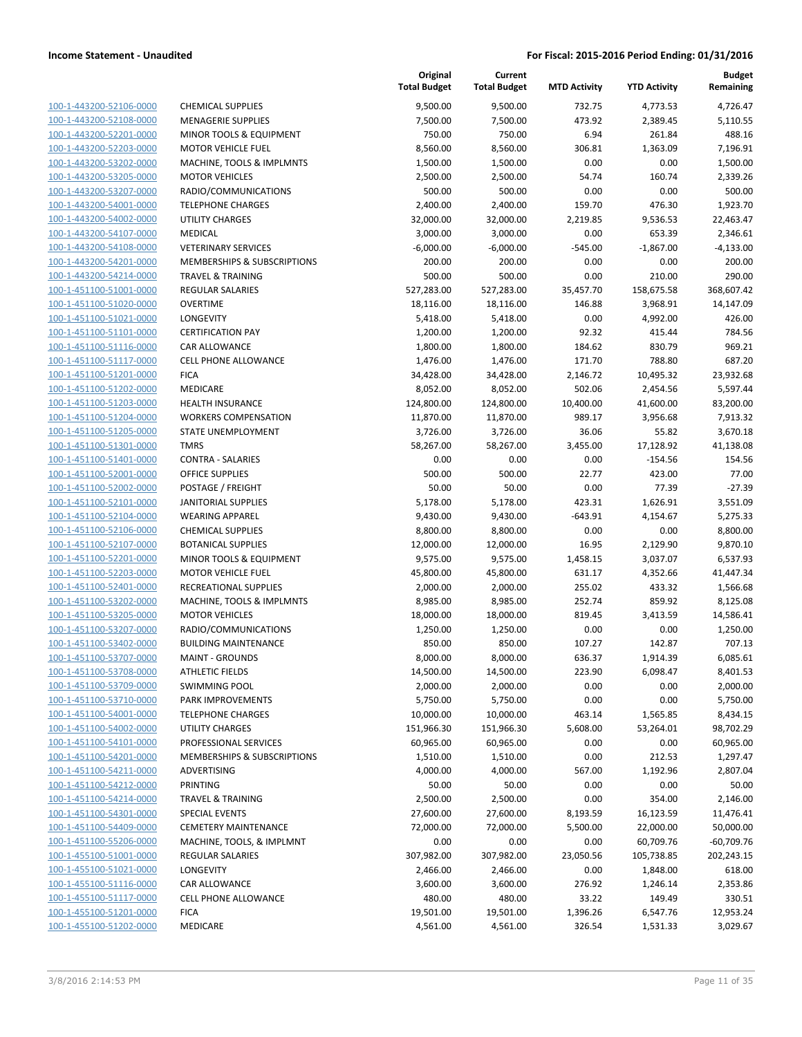**Income Statement - Unaudited** | **For Fiscal: 2015-2016 Period Ending: 01/31/2016**

| | | Original Total Budget | Current Total Budget | MTD Activity | YTD Activity | Budget Remaining |
|---|---|---|---|---|---|---|
| 100-1-443200-52106-0000 | CHEMICAL SUPPLIES | 9,500.00 | 9,500.00 | 732.75 | 4,773.53 | 4,726.47 |
| 100-1-443200-52108-0000 | MENAGERIE SUPPLIES | 7,500.00 | 7,500.00 | 473.92 | 2,389.45 | 5,110.55 |
| 100-1-443200-52201-0000 | MINOR TOOLS & EQUIPMENT | 750.00 | 750.00 | 6.94 | 261.84 | 488.16 |
| 100-1-443200-52203-0000 | MOTOR VEHICLE FUEL | 8,560.00 | 8,560.00 | 306.81 | 1,363.09 | 7,196.91 |
| 100-1-443200-53202-0000 | MACHINE, TOOLS & IMPLMNTS | 1,500.00 | 1,500.00 | 0.00 | 0.00 | 1,500.00 |
| 100-1-443200-53205-0000 | MOTOR VEHICLES | 2,500.00 | 2,500.00 | 54.74 | 160.74 | 2,339.26 |
| 100-1-443200-53207-0000 | RADIO/COMMUNICATIONS | 500.00 | 500.00 | 0.00 | 0.00 | 500.00 |
| 100-1-443200-54001-0000 | TELEPHONE CHARGES | 2,400.00 | 2,400.00 | 159.70 | 476.30 | 1,923.70 |
| 100-1-443200-54002-0000 | UTILITY CHARGES | 32,000.00 | 32,000.00 | 2,219.85 | 9,536.53 | 22,463.47 |
| 100-1-443200-54107-0000 | MEDICAL | 3,000.00 | 3,000.00 | 0.00 | 653.39 | 2,346.61 |
| 100-1-443200-54108-0000 | VETERINARY SERVICES | -6,000.00 | -6,000.00 | -545.00 | -1,867.00 | -4,133.00 |
| 100-1-443200-54201-0000 | MEMBERSHIPS & SUBSCRIPTIONS | 200.00 | 200.00 | 0.00 | 0.00 | 200.00 |
| 100-1-443200-54214-0000 | TRAVEL & TRAINING | 500.00 | 500.00 | 0.00 | 210.00 | 290.00 |
| 100-1-451100-51001-0000 | REGULAR SALARIES | 527,283.00 | 527,283.00 | 35,457.70 | 158,675.58 | 368,607.42 |
| 100-1-451100-51020-0000 | OVERTIME | 18,116.00 | 18,116.00 | 146.88 | 3,968.91 | 14,147.09 |
| 100-1-451100-51021-0000 | LONGEVITY | 5,418.00 | 5,418.00 | 0.00 | 4,992.00 | 426.00 |
| 100-1-451100-51101-0000 | CERTIFICATION PAY | 1,200.00 | 1,200.00 | 92.32 | 415.44 | 784.56 |
| 100-1-451100-51116-0000 | CAR ALLOWANCE | 1,800.00 | 1,800.00 | 184.62 | 830.79 | 969.21 |
| 100-1-451100-51117-0000 | CELL PHONE ALLOWANCE | 1,476.00 | 1,476.00 | 171.70 | 788.80 | 687.20 |
| 100-1-451100-51201-0000 | FICA | 34,428.00 | 34,428.00 | 2,146.72 | 10,495.32 | 23,932.68 |
| 100-1-451100-51202-0000 | MEDICARE | 8,052.00 | 8,052.00 | 502.06 | 2,454.56 | 5,597.44 |
| 100-1-451100-51203-0000 | HEALTH INSURANCE | 124,800.00 | 124,800.00 | 10,400.00 | 41,600.00 | 83,200.00 |
| 100-1-451100-51204-0000 | WORKERS COMPENSATION | 11,870.00 | 11,870.00 | 989.17 | 3,956.68 | 7,913.32 |
| 100-1-451100-51205-0000 | STATE UNEMPLOYMENT | 3,726.00 | 3,726.00 | 36.06 | 55.82 | 3,670.18 |
| 100-1-451100-51301-0000 | TMRS | 58,267.00 | 58,267.00 | 3,455.00 | 17,128.92 | 41,138.08 |
| 100-1-451100-51401-0000 | CONTRA - SALARIES | 0.00 | 0.00 | 0.00 | -154.56 | 154.56 |
| 100-1-451100-52001-0000 | OFFICE SUPPLIES | 500.00 | 500.00 | 22.77 | 423.00 | 77.00 |
| 100-1-451100-52002-0000 | POSTAGE / FREIGHT | 50.00 | 50.00 | 0.00 | 77.39 | -27.39 |
| 100-1-451100-52101-0000 | JANITORIAL SUPPLIES | 5,178.00 | 5,178.00 | 423.31 | 1,626.91 | 3,551.09 |
| 100-1-451100-52104-0000 | WEARING APPAREL | 9,430.00 | 9,430.00 | -643.91 | 4,154.67 | 5,275.33 |
| 100-1-451100-52106-0000 | CHEMICAL SUPPLIES | 8,800.00 | 8,800.00 | 0.00 | 0.00 | 8,800.00 |
| 100-1-451100-52107-0000 | BOTANICAL SUPPLIES | 12,000.00 | 12,000.00 | 16.95 | 2,129.90 | 9,870.10 |
| 100-1-451100-52201-0000 | MINOR TOOLS & EQUIPMENT | 9,575.00 | 9,575.00 | 1,458.15 | 3,037.07 | 6,537.93 |
| 100-1-451100-52203-0000 | MOTOR VEHICLE FUEL | 45,800.00 | 45,800.00 | 631.17 | 4,352.66 | 41,447.34 |
| 100-1-451100-52401-0000 | RECREATIONAL SUPPLIES | 2,000.00 | 2,000.00 | 255.02 | 433.32 | 1,566.68 |
| 100-1-451100-53202-0000 | MACHINE, TOOLS & IMPLMNTS | 8,985.00 | 8,985.00 | 252.74 | 859.92 | 8,125.08 |
| 100-1-451100-53205-0000 | MOTOR VEHICLES | 18,000.00 | 18,000.00 | 819.45 | 3,413.59 | 14,586.41 |
| 100-1-451100-53207-0000 | RADIO/COMMUNICATIONS | 1,250.00 | 1,250.00 | 0.00 | 0.00 | 1,250.00 |
| 100-1-451100-53402-0000 | BUILDING MAINTENANCE | 850.00 | 850.00 | 107.27 | 142.87 | 707.13 |
| 100-1-451100-53707-0000 | MAINT - GROUNDS | 8,000.00 | 8,000.00 | 636.37 | 1,914.39 | 6,085.61 |
| 100-1-451100-53708-0000 | ATHLETIC FIELDS | 14,500.00 | 14,500.00 | 223.90 | 6,098.47 | 8,401.53 |
| 100-1-451100-53709-0000 | SWIMMING POOL | 2,000.00 | 2,000.00 | 0.00 | 0.00 | 2,000.00 |
| 100-1-451100-53710-0000 | PARK IMPROVEMENTS | 5,750.00 | 5,750.00 | 0.00 | 0.00 | 5,750.00 |
| 100-1-451100-54001-0000 | TELEPHONE CHARGES | 10,000.00 | 10,000.00 | 463.14 | 1,565.85 | 8,434.15 |
| 100-1-451100-54002-0000 | UTILITY CHARGES | 151,966.30 | 151,966.30 | 5,608.00 | 53,264.01 | 98,702.29 |
| 100-1-451100-54101-0000 | PROFESSIONAL SERVICES | 60,965.00 | 60,965.00 | 0.00 | 0.00 | 60,965.00 |
| 100-1-451100-54201-0000 | MEMBERSHIPS & SUBSCRIPTIONS | 1,510.00 | 1,510.00 | 0.00 | 212.53 | 1,297.47 |
| 100-1-451100-54211-0000 | ADVERTISING | 4,000.00 | 4,000.00 | 567.00 | 1,192.96 | 2,807.04 |
| 100-1-451100-54212-0000 | PRINTING | 50.00 | 50.00 | 0.00 | 0.00 | 50.00 |
| 100-1-451100-54214-0000 | TRAVEL & TRAINING | 2,500.00 | 2,500.00 | 0.00 | 354.00 | 2,146.00 |
| 100-1-451100-54301-0000 | SPECIAL EVENTS | 27,600.00 | 27,600.00 | 8,193.59 | 16,123.59 | 11,476.41 |
| 100-1-451100-54409-0000 | CEMETERY MAINTENANCE | 72,000.00 | 72,000.00 | 5,500.00 | 22,000.00 | 50,000.00 |
| 100-1-451100-55206-0000 | MACHINE, TOOLS, & IMPLMNT | 0.00 | 0.00 | 0.00 | 60,709.76 | -60,709.76 |
| 100-1-455100-51001-0000 | REGULAR SALARIES | 307,982.00 | 307,982.00 | 23,050.56 | 105,738.85 | 202,243.15 |
| 100-1-455100-51021-0000 | LONGEVITY | 2,466.00 | 2,466.00 | 0.00 | 1,848.00 | 618.00 |
| 100-1-455100-51116-0000 | CAR ALLOWANCE | 3,600.00 | 3,600.00 | 276.92 | 1,246.14 | 2,353.86 |
| 100-1-455100-51117-0000 | CELL PHONE ALLOWANCE | 480.00 | 480.00 | 33.22 | 149.49 | 330.51 |
| 100-1-455100-51201-0000 | FICA | 19,501.00 | 19,501.00 | 1,396.26 | 6,547.76 | 12,953.24 |
| 100-1-455100-51202-0000 | MEDICARE | 4,561.00 | 4,561.00 | 326.54 | 1,531.33 | 3,029.67 |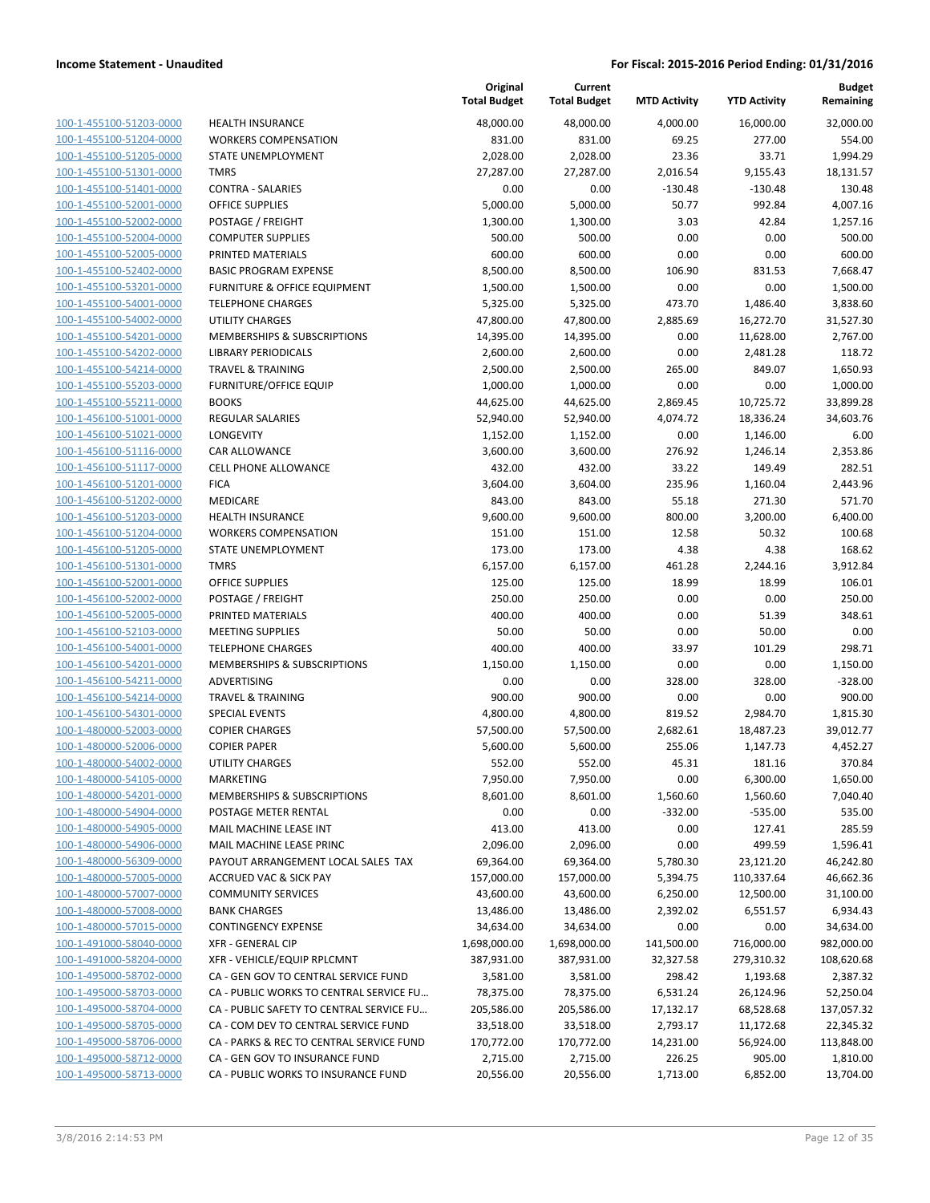**Income Statement - Unaudited** | **For Fiscal: 2015-2016 Period Ending: 01/31/2016**

| | | Original Total Budget | Current Total Budget | MTD Activity | YTD Activity | Budget Remaining |
|---|---|---|---|---|---|---|
| 100-1-455100-51203-0000 | HEALTH INSURANCE | 48,000.00 | 48,000.00 | 4,000.00 | 16,000.00 | 32,000.00 |
| 100-1-455100-51204-0000 | WORKERS COMPENSATION | 831.00 | 831.00 | 69.25 | 277.00 | 554.00 |
| 100-1-455100-51205-0000 | STATE UNEMPLOYMENT | 2,028.00 | 2,028.00 | 23.36 | 33.71 | 1,994.29 |
| 100-1-455100-51301-0000 | TMRS | 27,287.00 | 27,287.00 | 2,016.54 | 9,155.43 | 18,131.57 |
| 100-1-455100-51401-0000 | CONTRA - SALARIES | 0.00 | 0.00 | -130.48 | -130.48 | 130.48 |
| 100-1-455100-52001-0000 | OFFICE SUPPLIES | 5,000.00 | 5,000.00 | 50.77 | 992.84 | 4,007.16 |
| 100-1-455100-52002-0000 | POSTAGE / FREIGHT | 1,300.00 | 1,300.00 | 3.03 | 42.84 | 1,257.16 |
| 100-1-455100-52004-0000 | COMPUTER SUPPLIES | 500.00 | 500.00 | 0.00 | 0.00 | 500.00 |
| 100-1-455100-52005-0000 | PRINTED MATERIALS | 600.00 | 600.00 | 0.00 | 0.00 | 600.00 |
| 100-1-455100-52402-0000 | BASIC PROGRAM EXPENSE | 8,500.00 | 8,500.00 | 106.90 | 831.53 | 7,668.47 |
| 100-1-455100-53201-0000 | FURNITURE & OFFICE EQUIPMENT | 1,500.00 | 1,500.00 | 0.00 | 0.00 | 1,500.00 |
| 100-1-455100-54001-0000 | TELEPHONE CHARGES | 5,325.00 | 5,325.00 | 473.70 | 1,486.40 | 3,838.60 |
| 100-1-455100-54002-0000 | UTILITY CHARGES | 47,800.00 | 47,800.00 | 2,885.69 | 16,272.70 | 31,527.30 |
| 100-1-455100-54201-0000 | MEMBERSHIPS & SUBSCRIPTIONS | 14,395.00 | 14,395.00 | 0.00 | 11,628.00 | 2,767.00 |
| 100-1-455100-54202-0000 | LIBRARY PERIODICALS | 2,600.00 | 2,600.00 | 0.00 | 2,481.28 | 118.72 |
| 100-1-455100-54214-0000 | TRAVEL & TRAINING | 2,500.00 | 2,500.00 | 265.00 | 849.07 | 1,650.93 |
| 100-1-455100-55203-0000 | FURNITURE/OFFICE EQUIP | 1,000.00 | 1,000.00 | 0.00 | 0.00 | 1,000.00 |
| 100-1-455100-55211-0000 | BOOKS | 44,625.00 | 44,625.00 | 2,869.45 | 10,725.72 | 33,899.28 |
| 100-1-456100-51001-0000 | REGULAR SALARIES | 52,940.00 | 52,940.00 | 4,074.72 | 18,336.24 | 34,603.76 |
| 100-1-456100-51021-0000 | LONGEVITY | 1,152.00 | 1,152.00 | 0.00 | 1,146.00 | 6.00 |
| 100-1-456100-51116-0000 | CAR ALLOWANCE | 3,600.00 | 3,600.00 | 276.92 | 1,246.14 | 2,353.86 |
| 100-1-456100-51117-0000 | CELL PHONE ALLOWANCE | 432.00 | 432.00 | 33.22 | 149.49 | 282.51 |
| 100-1-456100-51201-0000 | FICA | 3,604.00 | 3,604.00 | 235.96 | 1,160.04 | 2,443.96 |
| 100-1-456100-51202-0000 | MEDICARE | 843.00 | 843.00 | 55.18 | 271.30 | 571.70 |
| 100-1-456100-51203-0000 | HEALTH INSURANCE | 9,600.00 | 9,600.00 | 800.00 | 3,200.00 | 6,400.00 |
| 100-1-456100-51204-0000 | WORKERS COMPENSATION | 151.00 | 151.00 | 12.58 | 50.32 | 100.68 |
| 100-1-456100-51205-0000 | STATE UNEMPLOYMENT | 173.00 | 173.00 | 4.38 | 4.38 | 168.62 |
| 100-1-456100-51301-0000 | TMRS | 6,157.00 | 6,157.00 | 461.28 | 2,244.16 | 3,912.84 |
| 100-1-456100-52001-0000 | OFFICE SUPPLIES | 125.00 | 125.00 | 18.99 | 18.99 | 106.01 |
| 100-1-456100-52002-0000 | POSTAGE / FREIGHT | 250.00 | 250.00 | 0.00 | 0.00 | 250.00 |
| 100-1-456100-52005-0000 | PRINTED MATERIALS | 400.00 | 400.00 | 0.00 | 51.39 | 348.61 |
| 100-1-456100-52103-0000 | MEETING SUPPLIES | 50.00 | 50.00 | 0.00 | 50.00 | 0.00 |
| 100-1-456100-54001-0000 | TELEPHONE CHARGES | 400.00 | 400.00 | 33.97 | 101.29 | 298.71 |
| 100-1-456100-54201-0000 | MEMBERSHIPS & SUBSCRIPTIONS | 1,150.00 | 1,150.00 | 0.00 | 0.00 | 1,150.00 |
| 100-1-456100-54211-0000 | ADVERTISING | 0.00 | 0.00 | 328.00 | 328.00 | -328.00 |
| 100-1-456100-54214-0000 | TRAVEL & TRAINING | 900.00 | 900.00 | 0.00 | 0.00 | 900.00 |
| 100-1-456100-54301-0000 | SPECIAL EVENTS | 4,800.00 | 4,800.00 | 819.52 | 2,984.70 | 1,815.30 |
| 100-1-480000-52003-0000 | COPIER CHARGES | 57,500.00 | 57,500.00 | 2,682.61 | 18,487.23 | 39,012.77 |
| 100-1-480000-52006-0000 | COPIER PAPER | 5,600.00 | 5,600.00 | 255.06 | 1,147.73 | 4,452.27 |
| 100-1-480000-54002-0000 | UTILITY CHARGES | 552.00 | 552.00 | 45.31 | 181.16 | 370.84 |
| 100-1-480000-54105-0000 | MARKETING | 7,950.00 | 7,950.00 | 0.00 | 6,300.00 | 1,650.00 |
| 100-1-480000-54201-0000 | MEMBERSHIPS & SUBSCRIPTIONS | 8,601.00 | 8,601.00 | 1,560.60 | 1,560.60 | 7,040.40 |
| 100-1-480000-54904-0000 | POSTAGE METER RENTAL | 0.00 | 0.00 | -332.00 | -535.00 | 535.00 |
| 100-1-480000-54905-0000 | MAIL MACHINE LEASE INT | 413.00 | 413.00 | 0.00 | 127.41 | 285.59 |
| 100-1-480000-54906-0000 | MAIL MACHINE LEASE PRINC | 2,096.00 | 2,096.00 | 0.00 | 499.59 | 1,596.41 |
| 100-1-480000-56309-0000 | PAYOUT ARRANGEMENT LOCAL SALES TAX | 69,364.00 | 69,364.00 | 5,780.30 | 23,121.20 | 46,242.80 |
| 100-1-480000-57005-0000 | ACCRUED VAC & SICK PAY | 157,000.00 | 157,000.00 | 5,394.75 | 110,337.64 | 46,662.36 |
| 100-1-480000-57007-0000 | COMMUNITY SERVICES | 43,600.00 | 43,600.00 | 6,250.00 | 12,500.00 | 31,100.00 |
| 100-1-480000-57008-0000 | BANK CHARGES | 13,486.00 | 13,486.00 | 2,392.02 | 6,551.57 | 6,934.43 |
| 100-1-480000-57015-0000 | CONTINGENCY EXPENSE | 34,634.00 | 34,634.00 | 0.00 | 0.00 | 34,634.00 |
| 100-1-491000-58040-0000 | XFR - GENERAL CIP | 1,698,000.00 | 1,698,000.00 | 141,500.00 | 716,000.00 | 982,000.00 |
| 100-1-491000-58204-0000 | XFR - VEHICLE/EQUIP RPLCMNT | 387,931.00 | 387,931.00 | 32,327.58 | 279,310.32 | 108,620.68 |
| 100-1-495000-58702-0000 | CA - GEN GOV TO CENTRAL SERVICE FUND | 3,581.00 | 3,581.00 | 298.42 | 1,193.68 | 2,387.32 |
| 100-1-495000-58703-0000 | CA - PUBLIC WORKS TO CENTRAL SERVICE FU… | 78,375.00 | 78,375.00 | 6,531.24 | 26,124.96 | 52,250.04 |
| 100-1-495000-58704-0000 | CA - PUBLIC SAFETY TO CENTRAL SERVICE FU… | 205,586.00 | 205,586.00 | 17,132.17 | 68,528.68 | 137,057.32 |
| 100-1-495000-58705-0000 | CA - COM DEV TO CENTRAL SERVICE FUND | 33,518.00 | 33,518.00 | 2,793.17 | 11,172.68 | 22,345.32 |
| 100-1-495000-58706-0000 | CA - PARKS & REC TO CENTRAL SERVICE FUND | 170,772.00 | 170,772.00 | 14,231.00 | 56,924.00 | 113,848.00 |
| 100-1-495000-58712-0000 | CA - GEN GOV TO INSURANCE FUND | 2,715.00 | 2,715.00 | 226.25 | 905.00 | 1,810.00 |
| 100-1-495000-58713-0000 | CA - PUBLIC WORKS TO INSURANCE FUND | 20,556.00 | 20,556.00 | 1,713.00 | 6,852.00 | 13,704.00 |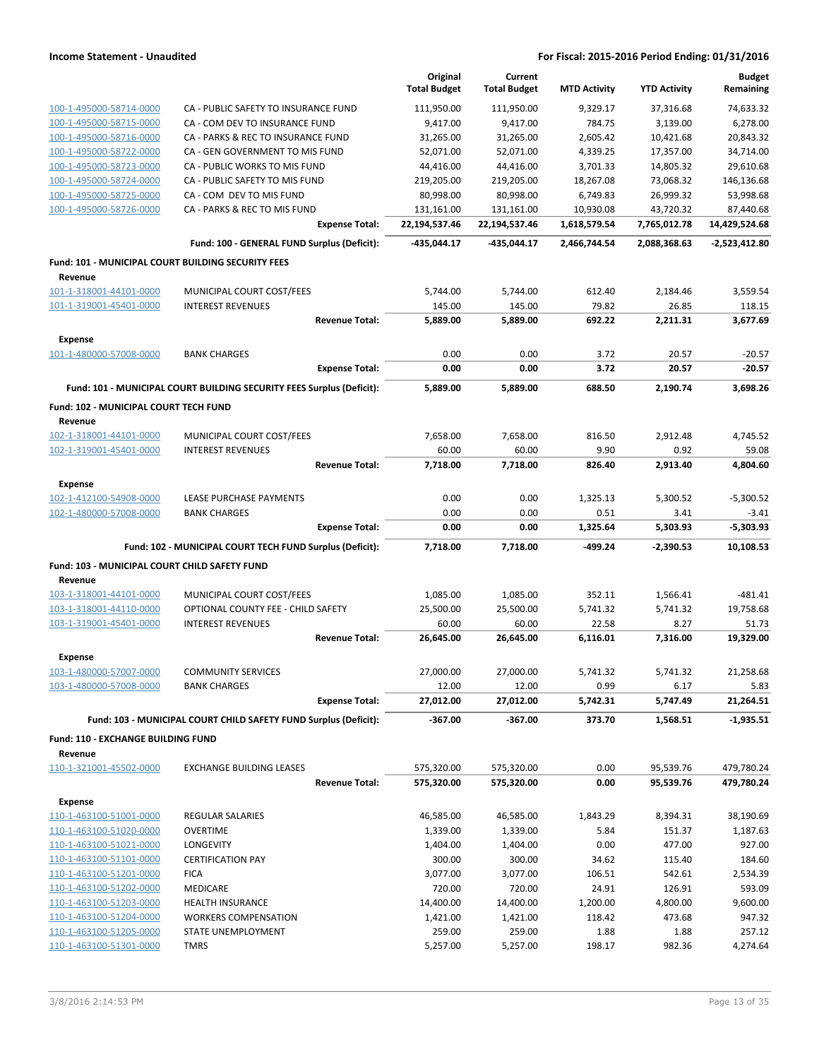| | | Original Total Budget | Current Total Budget | MTD Activity | YTD Activity | Budget Remaining |
|---|---|---|---|---|---|---|
| 100-1-495000-58714-0000 | CA - PUBLIC SAFETY TO INSURANCE FUND | 111,950.00 | 111,950.00 | 9,329.17 | 37,316.68 | 74,633.32 |
| 100-1-495000-58715-0000 | CA - COM DEV TO INSURANCE FUND | 9,417.00 | 9,417.00 | 784.75 | 3,139.00 | 6,278.00 |
| 100-1-495000-58716-0000 | CA - PARKS & REC TO INSURANCE FUND | 31,265.00 | 31,265.00 | 2,605.42 | 10,421.68 | 20,843.32 |
| 100-1-495000-58722-0000 | CA - GEN GOVERNMENT TO MIS FUND | 52,071.00 | 52,071.00 | 4,339.25 | 17,357.00 | 34,714.00 |
| 100-1-495000-58723-0000 | CA - PUBLIC WORKS TO MIS FUND | 44,416.00 | 44,416.00 | 3,701.33 | 14,805.32 | 29,610.68 |
| 100-1-495000-58724-0000 | CA - PUBLIC SAFETY TO MIS FUND | 219,205.00 | 219,205.00 | 18,267.08 | 73,068.32 | 146,136.68 |
| 100-1-495000-58725-0000 | CA - COM DEV TO MIS FUND | 80,998.00 | 80,998.00 | 6,749.83 | 26,999.32 | 53,998.68 |
| 100-1-495000-58726-0000 | CA - PARKS & REC TO MIS FUND | 131,161.00 | 131,161.00 | 10,930.08 | 43,720.32 | 87,440.68 |
| | **Expense Total:** | **22,194,537.46** | **22,194,537.46** | **1,618,579.54** | **7,765,012.78** | **14,429,524.68** |
| | **Fund: 100 - GENERAL FUND Surplus (Deficit):** | **-435,044.17** | **-435,044.17** | **2,466,744.54** | **2,088,368.63** | **-2,523,412.80** |
| **Fund: 101 - MUNICIPAL COURT BUILDING SECURITY FEES** | | | | | | |
| **Revenue** | | | | | | |
| 101-1-318001-44101-0000 | MUNICIPAL COURT COST/FEES | 5,744.00 | 5,744.00 | 612.40 | 2,184.46 | 3,559.54 |
| 101-1-319001-45401-0000 | INTEREST REVENUES | 145.00 | 145.00 | 79.82 | 26.85 | 118.15 |
| | **Revenue Total:** | **5,889.00** | **5,889.00** | **692.22** | **2,211.31** | **3,677.69** |
| **Expense** | | | | | | |
| 101-1-480000-57008-0000 | BANK CHARGES | 0.00 | 0.00 | 3.72 | 20.57 | -20.57 |
| | **Expense Total:** | **0.00** | **0.00** | **3.72** | **20.57** | **-20.57** |
| | **Fund: 101 - MUNICIPAL COURT BUILDING SECURITY FEES Surplus (Deficit):** | **5,889.00** | **5,889.00** | **688.50** | **2,190.74** | **3,698.26** |
| **Fund: 102 - MUNICIPAL COURT TECH FUND** | | | | | | |
| **Revenue** | | | | | | |
| 102-1-318001-44101-0000 | MUNICIPAL COURT COST/FEES | 7,658.00 | 7,658.00 | 816.50 | 2,912.48 | 4,745.52 |
| 102-1-319001-45401-0000 | INTEREST REVENUES | 60.00 | 60.00 | 9.90 | 0.92 | 59.08 |
| | **Revenue Total:** | **7,718.00** | **7,718.00** | **826.40** | **2,913.40** | **4,804.60** |
| **Expense** | | | | | | |
| 102-1-412100-54908-0000 | LEASE PURCHASE PAYMENTS | 0.00 | 0.00 | 1,325.13 | 5,300.52 | -5,300.52 |
| 102-1-480000-57008-0000 | BANK CHARGES | 0.00 | 0.00 | 0.51 | 3.41 | -3.41 |
| | **Expense Total:** | **0.00** | **0.00** | **1,325.64** | **5,303.93** | **-5,303.93** |
| | **Fund: 102 - MUNICIPAL COURT TECH FUND Surplus (Deficit):** | **7,718.00** | **7,718.00** | **-499.24** | **-2,390.53** | **10,108.53** |
| **Fund: 103 - MUNICIPAL COURT CHILD SAFETY FUND** | | | | | | |
| **Revenue** | | | | | | |
| 103-1-318001-44101-0000 | MUNICIPAL COURT COST/FEES | 1,085.00 | 1,085.00 | 352.11 | 1,566.41 | -481.41 |
| 103-1-318001-44110-0000 | OPTIONAL COUNTY FEE - CHILD SAFETY | 25,500.00 | 25,500.00 | 5,741.32 | 5,741.32 | 19,758.68 |
| 103-1-319001-45401-0000 | INTEREST REVENUES | 60.00 | 60.00 | 22.58 | 8.27 | 51.73 |
| | **Revenue Total:** | **26,645.00** | **26,645.00** | **6,116.01** | **7,316.00** | **19,329.00** |
| **Expense** | | | | | | |
| 103-1-480000-57007-0000 | COMMUNITY SERVICES | 27,000.00 | 27,000.00 | 5,741.32 | 5,741.32 | 21,258.68 |
| 103-1-480000-57008-0000 | BANK CHARGES | 12.00 | 12.00 | 0.99 | 6.17 | 5.83 |
| | **Expense Total:** | **27,012.00** | **27,012.00** | **5,742.31** | **5,747.49** | **21,264.51** |
| | **Fund: 103 - MUNICIPAL COURT CHILD SAFETY FUND Surplus (Deficit):** | **-367.00** | **-367.00** | **373.70** | **1,568.51** | **-1,935.51** |
| **Fund: 110 - EXCHANGE BUILDING FUND** | | | | | | |
| **Revenue** | | | | | | |
| 110-1-321001-45502-0000 | EXCHANGE BUILDING LEASES | 575,320.00 | 575,320.00 | 0.00 | 95,539.76 | 479,780.24 |
| | **Revenue Total:** | **575,320.00** | **575,320.00** | **0.00** | **95,539.76** | **479,780.24** |
| **Expense** | | | | | | |
| 110-1-463100-51001-0000 | REGULAR SALARIES | 46,585.00 | 46,585.00 | 1,843.29 | 8,394.31 | 38,190.69 |
| 110-1-463100-51020-0000 | OVERTIME | 1,339.00 | 1,339.00 | 5.84 | 151.37 | 1,187.63 |
| 110-1-463100-51021-0000 | LONGEVITY | 1,404.00 | 1,404.00 | 0.00 | 477.00 | 927.00 |
| 110-1-463100-51101-0000 | CERTIFICATION PAY | 300.00 | 300.00 | 34.62 | 115.40 | 184.60 |
| 110-1-463100-51201-0000 | FICA | 3,077.00 | 3,077.00 | 106.51 | 542.61 | 2,534.39 |
| 110-1-463100-51202-0000 | MEDICARE | 720.00 | 720.00 | 24.91 | 126.91 | 593.09 |
| 110-1-463100-51203-0000 | HEALTH INSURANCE | 14,400.00 | 14,400.00 | 1,200.00 | 4,800.00 | 9,600.00 |
| 110-1-463100-51204-0000 | WORKERS COMPENSATION | 1,421.00 | 1,421.00 | 118.42 | 473.68 | 947.32 |
| 110-1-463100-51205-0000 | STATE UNEMPLOYMENT | 259.00 | 259.00 | 1.88 | 1.88 | 257.12 |
| 110-1-463100-51301-0000 | TMRS | 5,257.00 | 5,257.00 | 198.17 | 982.36 | 4,274.64 |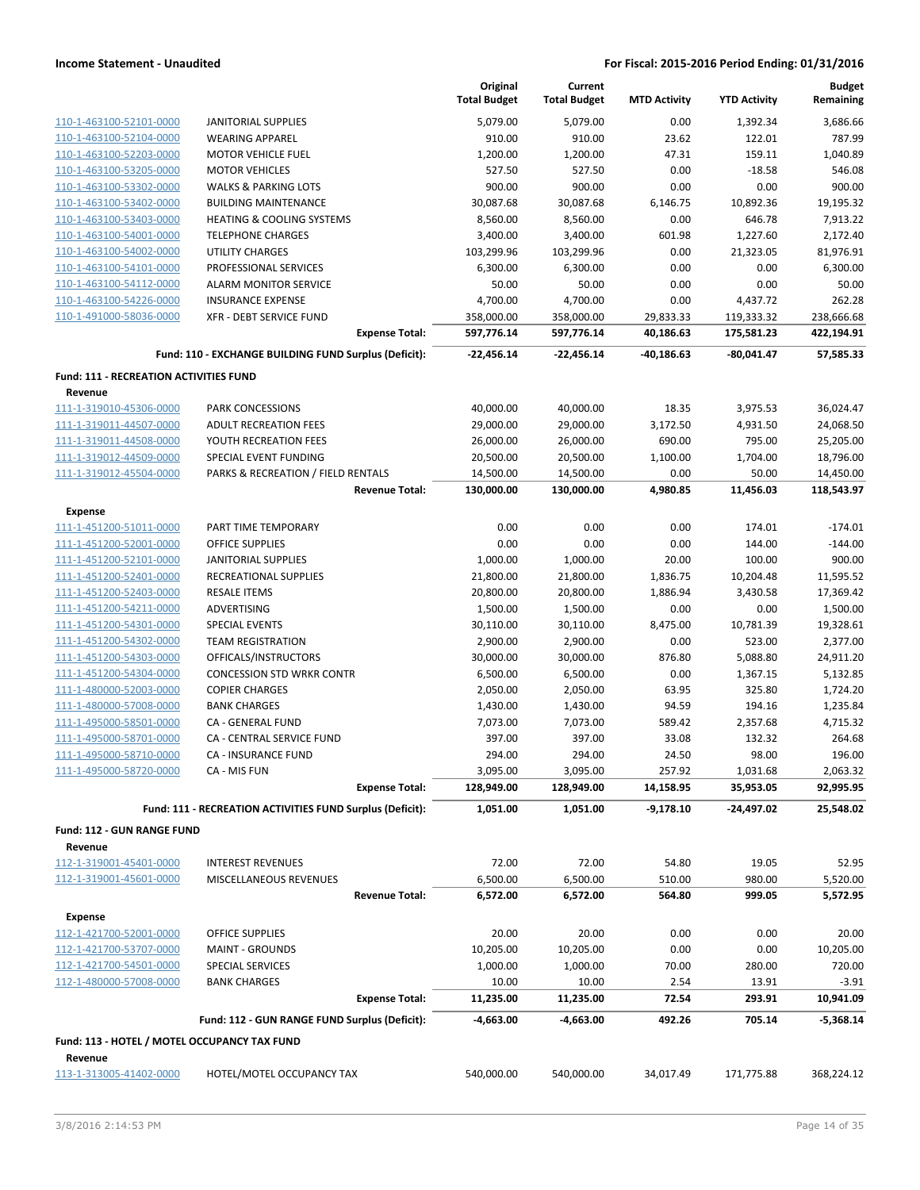**Income Statement - Unaudited** | **For Fiscal: 2015-2016 Period Ending: 01/31/2016**

| | | Original Total Budget | Current Total Budget | MTD Activity | YTD Activity | Budget Remaining |
|---|---|---|---|---|---|---|
| 110-1-463100-52101-0000 | JANITORIAL SUPPLIES | 5,079.00 | 5,079.00 | 0.00 | 1,392.34 | 3,686.66 |
| 110-1-463100-52104-0000 | WEARING APPAREL | 910.00 | 910.00 | 23.62 | 122.01 | 787.99 |
| 110-1-463100-52203-0000 | MOTOR VEHICLE FUEL | 1,200.00 | 1,200.00 | 47.31 | 159.11 | 1,040.89 |
| 110-1-463100-53205-0000 | MOTOR VEHICLES | 527.50 | 527.50 | 0.00 | -18.58 | 546.08 |
| 110-1-463100-53302-0000 | WALKS & PARKING LOTS | 900.00 | 900.00 | 0.00 | 0.00 | 900.00 |
| 110-1-463100-53402-0000 | BUILDING MAINTENANCE | 30,087.68 | 30,087.68 | 6,146.75 | 10,892.36 | 19,195.32 |
| 110-1-463100-53403-0000 | HEATING & COOLING SYSTEMS | 8,560.00 | 8,560.00 | 0.00 | 646.78 | 7,913.22 |
| 110-1-463100-54001-0000 | TELEPHONE CHARGES | 3,400.00 | 3,400.00 | 601.98 | 1,227.60 | 2,172.40 |
| 110-1-463100-54002-0000 | UTILITY CHARGES | 103,299.96 | 103,299.96 | 0.00 | 21,323.05 | 81,976.91 |
| 110-1-463100-54101-0000 | PROFESSIONAL SERVICES | 6,300.00 | 6,300.00 | 0.00 | 0.00 | 6,300.00 |
| 110-1-463100-54112-0000 | ALARM MONITOR SERVICE | 50.00 | 50.00 | 0.00 | 0.00 | 50.00 |
| 110-1-463100-54226-0000 | INSURANCE EXPENSE | 4,700.00 | 4,700.00 | 0.00 | 4,437.72 | 262.28 |
| 110-1-491000-58036-0000 | XFR - DEBT SERVICE FUND | 358,000.00 | 358,000.00 | 29,833.33 | 119,333.32 | 238,666.68 |
| | **Expense Total:** | **597,776.14** | **597,776.14** | **40,186.63** | **175,581.23** | **422,194.91** |
| | **Fund: 110 - EXCHANGE BUILDING FUND Surplus (Deficit):** | **-22,456.14** | **-22,456.14** | **-40,186.63** | **-80,041.47** | **57,585.33** |

**Fund: 111 - RECREATION ACTIVITIES FUND**

**Revenue**

| | | Original Total Budget | Current Total Budget | MTD Activity | YTD Activity | Budget Remaining |
|---|---|---|---|---|---|---|
| 111-1-319010-45306-0000 | PARK CONCESSIONS | 40,000.00 | 40,000.00 | 18.35 | 3,975.53 | 36,024.47 |
| 111-1-319011-44507-0000 | ADULT RECREATION FEES | 29,000.00 | 29,000.00 | 3,172.50 | 4,931.50 | 24,068.50 |
| 111-1-319011-44508-0000 | YOUTH RECREATION FEES | 26,000.00 | 26,000.00 | 690.00 | 795.00 | 25,205.00 |
| 111-1-319012-44509-0000 | SPECIAL EVENT FUNDING | 20,500.00 | 20,500.00 | 1,100.00 | 1,704.00 | 18,796.00 |
| 111-1-319012-45504-0000 | PARKS & RECREATION / FIELD RENTALS | 14,500.00 | 14,500.00 | 0.00 | 50.00 | 14,450.00 |
| | **Revenue Total:** | **130,000.00** | **130,000.00** | **4,980.85** | **11,456.03** | **118,543.97** |

**Expense**

| | | Original Total Budget | Current Total Budget | MTD Activity | YTD Activity | Budget Remaining |
|---|---|---|---|---|---|---|
| 111-1-451200-51011-0000 | PART TIME TEMPORARY | 0.00 | 0.00 | 0.00 | 174.01 | -174.01 |
| 111-1-451200-52001-0000 | OFFICE SUPPLIES | 0.00 | 0.00 | 0.00 | 144.00 | -144.00 |
| 111-1-451200-52101-0000 | JANITORIAL SUPPLIES | 1,000.00 | 1,000.00 | 20.00 | 100.00 | 900.00 |
| 111-1-451200-52401-0000 | RECREATIONAL SUPPLIES | 21,800.00 | 21,800.00 | 1,836.75 | 10,204.48 | 11,595.52 |
| 111-1-451200-52403-0000 | RESALE ITEMS | 20,800.00 | 20,800.00 | 1,886.94 | 3,430.58 | 17,369.42 |
| 111-1-451200-54211-0000 | ADVERTISING | 1,500.00 | 1,500.00 | 0.00 | 0.00 | 1,500.00 |
| 111-1-451200-54301-0000 | SPECIAL EVENTS | 30,110.00 | 30,110.00 | 8,475.00 | 10,781.39 | 19,328.61 |
| 111-1-451200-54302-0000 | TEAM REGISTRATION | 2,900.00 | 2,900.00 | 0.00 | 523.00 | 2,377.00 |
| 111-1-451200-54303-0000 | OFFICALS/INSTRUCTORS | 30,000.00 | 30,000.00 | 876.80 | 5,088.80 | 24,911.20 |
| 111-1-451200-54304-0000 | CONCESSION STD WRKR CONTR | 6,500.00 | 6,500.00 | 0.00 | 1,367.15 | 5,132.85 |
| 111-1-480000-52003-0000 | COPIER CHARGES | 2,050.00 | 2,050.00 | 63.95 | 325.80 | 1,724.20 |
| 111-1-480000-57008-0000 | BANK CHARGES | 1,430.00 | 1,430.00 | 94.59 | 194.16 | 1,235.84 |
| 111-1-495000-58501-0000 | CA - GENERAL FUND | 7,073.00 | 7,073.00 | 589.42 | 2,357.68 | 4,715.32 |
| 111-1-495000-58701-0000 | CA - CENTRAL SERVICE FUND | 397.00 | 397.00 | 33.08 | 132.32 | 264.68 |
| 111-1-495000-58710-0000 | CA - INSURANCE FUND | 294.00 | 294.00 | 24.50 | 98.00 | 196.00 |
| 111-1-495000-58720-0000 | CA - MIS FUN | 3,095.00 | 3,095.00 | 257.92 | 1,031.68 | 2,063.32 |
| | **Expense Total:** | **128,949.00** | **128,949.00** | **14,158.95** | **35,953.05** | **92,995.95** |
| | **Fund: 111 - RECREATION ACTIVITIES FUND Surplus (Deficit):** | **1,051.00** | **1,051.00** | **-9,178.10** | **-24,497.02** | **25,548.02** |

**Fund: 112 - GUN RANGE FUND**

**Revenue**

| | | Original Total Budget | Current Total Budget | MTD Activity | YTD Activity | Budget Remaining |
|---|---|---|---|---|---|---|
| 112-1-319001-45401-0000 | INTEREST REVENUES | 72.00 | 72.00 | 54.80 | 19.05 | 52.95 |
| 112-1-319001-45601-0000 | MISCELLANEOUS REVENUES | 6,500.00 | 6,500.00 | 510.00 | 980.00 | 5,520.00 |
| | **Revenue Total:** | **6,572.00** | **6,572.00** | **564.80** | **999.05** | **5,572.95** |

**Expense**

| | | Original Total Budget | Current Total Budget | MTD Activity | YTD Activity | Budget Remaining |
|---|---|---|---|---|---|---|
| 112-1-421700-52001-0000 | OFFICE SUPPLIES | 20.00 | 20.00 | 0.00 | 0.00 | 20.00 |
| 112-1-421700-53707-0000 | MAINT - GROUNDS | 10,205.00 | 10,205.00 | 0.00 | 0.00 | 10,205.00 |
| 112-1-421700-54501-0000 | SPECIAL SERVICES | 1,000.00 | 1,000.00 | 70.00 | 280.00 | 720.00 |
| 112-1-480000-57008-0000 | BANK CHARGES | 10.00 | 10.00 | 2.54 | 13.91 | -3.91 |
| | **Expense Total:** | **11,235.00** | **11,235.00** | **72.54** | **293.91** | **10,941.09** |
| | **Fund: 112 - GUN RANGE FUND Surplus (Deficit):** | **-4,663.00** | **-4,663.00** | **492.26** | **705.14** | **-5,368.14** |

**Fund: 113 - HOTEL / MOTEL OCCUPANCY TAX FUND**

**Revenue**

| | | Original Total Budget | Current Total Budget | MTD Activity | YTD Activity | Budget Remaining |
|---|---|---|---|---|---|---|
| 113-1-313005-41402-0000 | HOTEL/MOTEL OCCUPANCY TAX | 540,000.00 | 540,000.00 | 34,017.49 | 171,775.88 | 368,224.12 |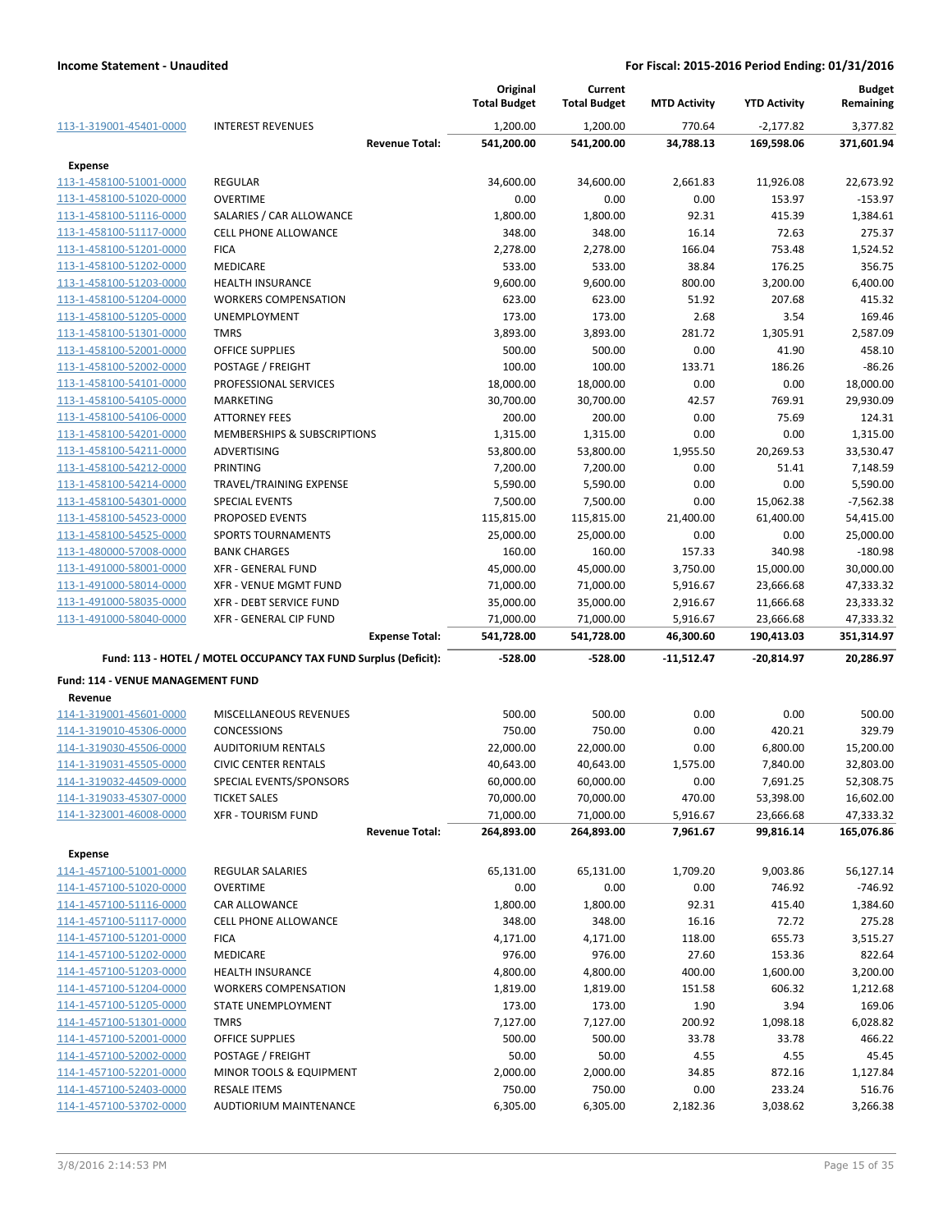**Income Statement - Unaudited** | **For Fiscal: 2015-2016 Period Ending: 01/31/2016**

| | | Original Total Budget | Current Total Budget | MTD Activity | YTD Activity | Budget Remaining |
|---|---|---|---|---|---|---|
| 113-1-319001-45401-0000 | INTEREST REVENUES | 1,200.00 | 1,200.00 | 770.64 | -2,177.82 | 3,377.82 |
| | **Revenue Total:** | **541,200.00** | **541,200.00** | **34,788.13** | **169,598.06** | **371,601.94** |
| **Expense** | | | | | | |
| 113-1-458100-51001-0000 | REGULAR | 34,600.00 | 34,600.00 | 2,661.83 | 11,926.08 | 22,673.92 |
| 113-1-458100-51020-0000 | OVERTIME | 0.00 | 0.00 | 0.00 | 153.97 | -153.97 |
| 113-1-458100-51116-0000 | SALARIES / CAR ALLOWANCE | 1,800.00 | 1,800.00 | 92.31 | 415.39 | 1,384.61 |
| 113-1-458100-51117-0000 | CELL PHONE ALLOWANCE | 348.00 | 348.00 | 16.14 | 72.63 | 275.37 |
| 113-1-458100-51201-0000 | FICA | 2,278.00 | 2,278.00 | 166.04 | 753.48 | 1,524.52 |
| 113-1-458100-51202-0000 | MEDICARE | 533.00 | 533.00 | 38.84 | 176.25 | 356.75 |
| 113-1-458100-51203-0000 | HEALTH INSURANCE | 9,600.00 | 9,600.00 | 800.00 | 3,200.00 | 6,400.00 |
| 113-1-458100-51204-0000 | WORKERS COMPENSATION | 623.00 | 623.00 | 51.92 | 207.68 | 415.32 |
| 113-1-458100-51205-0000 | UNEMPLOYMENT | 173.00 | 173.00 | 2.68 | 3.54 | 169.46 |
| 113-1-458100-51301-0000 | TMRS | 3,893.00 | 3,893.00 | 281.72 | 1,305.91 | 2,587.09 |
| 113-1-458100-52001-0000 | OFFICE SUPPLIES | 500.00 | 500.00 | 0.00 | 41.90 | 458.10 |
| 113-1-458100-52002-0000 | POSTAGE / FREIGHT | 100.00 | 100.00 | 133.71 | 186.26 | -86.26 |
| 113-1-458100-54101-0000 | PROFESSIONAL SERVICES | 18,000.00 | 18,000.00 | 0.00 | 0.00 | 18,000.00 |
| 113-1-458100-54105-0000 | MARKETING | 30,700.00 | 30,700.00 | 42.57 | 769.91 | 29,930.09 |
| 113-1-458100-54106-0000 | ATTORNEY FEES | 200.00 | 200.00 | 0.00 | 75.69 | 124.31 |
| 113-1-458100-54201-0000 | MEMBERSHIPS & SUBSCRIPTIONS | 1,315.00 | 1,315.00 | 0.00 | 0.00 | 1,315.00 |
| 113-1-458100-54211-0000 | ADVERTISING | 53,800.00 | 53,800.00 | 1,955.50 | 20,269.53 | 33,530.47 |
| 113-1-458100-54212-0000 | PRINTING | 7,200.00 | 7,200.00 | 0.00 | 51.41 | 7,148.59 |
| 113-1-458100-54214-0000 | TRAVEL/TRAINING EXPENSE | 5,590.00 | 5,590.00 | 0.00 | 0.00 | 5,590.00 |
| 113-1-458100-54301-0000 | SPECIAL EVENTS | 7,500.00 | 7,500.00 | 0.00 | 15,062.38 | -7,562.38 |
| 113-1-458100-54523-0000 | PROPOSED EVENTS | 115,815.00 | 115,815.00 | 21,400.00 | 61,400.00 | 54,415.00 |
| 113-1-458100-54525-0000 | SPORTS TOURNAMENTS | 25,000.00 | 25,000.00 | 0.00 | 0.00 | 25,000.00 |
| 113-1-480000-57008-0000 | BANK CHARGES | 160.00 | 160.00 | 157.33 | 340.98 | -180.98 |
| 113-1-491000-58001-0000 | XFR - GENERAL FUND | 45,000.00 | 45,000.00 | 3,750.00 | 15,000.00 | 30,000.00 |
| 113-1-491000-58014-0000 | XFR - VENUE MGMT FUND | 71,000.00 | 71,000.00 | 5,916.67 | 23,666.68 | 47,333.32 |
| 113-1-491000-58035-0000 | XFR - DEBT SERVICE FUND | 35,000.00 | 35,000.00 | 2,916.67 | 11,666.68 | 23,333.32 |
| 113-1-491000-58040-0000 | XFR - GENERAL CIP FUND | 71,000.00 | 71,000.00 | 5,916.67 | 23,666.68 | 47,333.32 |
| | **Expense Total:** | **541,728.00** | **541,728.00** | **46,300.60** | **190,413.03** | **351,314.97** |
| | **Fund: 113 - HOTEL / MOTEL OCCUPANCY TAX FUND Surplus (Deficit):** | **-528.00** | **-528.00** | **-11,512.47** | **-20,814.97** | **20,286.97** |
| **Fund: 114 - VENUE MANAGEMENT FUND** | | | | | | |
| **Revenue** | | | | | | |
| 114-1-319001-45601-0000 | MISCELLANEOUS REVENUES | 500.00 | 500.00 | 0.00 | 0.00 | 500.00 |
| 114-1-319010-45306-0000 | CONCESSIONS | 750.00 | 750.00 | 0.00 | 420.21 | 329.79 |
| 114-1-319030-45506-0000 | AUDITORIUM RENTALS | 22,000.00 | 22,000.00 | 0.00 | 6,800.00 | 15,200.00 |
| 114-1-319031-45505-0000 | CIVIC CENTER RENTALS | 40,643.00 | 40,643.00 | 1,575.00 | 7,840.00 | 32,803.00 |
| 114-1-319032-44509-0000 | SPECIAL EVENTS/SPONSORS | 60,000.00 | 60,000.00 | 0.00 | 7,691.25 | 52,308.75 |
| 114-1-319033-45307-0000 | TICKET SALES | 70,000.00 | 70,000.00 | 470.00 | 53,398.00 | 16,602.00 |
| 114-1-323001-46008-0000 | XFR - TOURISM FUND | 71,000.00 | 71,000.00 | 5,916.67 | 23,666.68 | 47,333.32 |
| | **Revenue Total:** | **264,893.00** | **264,893.00** | **7,961.67** | **99,816.14** | **165,076.86** |
| **Expense** | | | | | | |
| 114-1-457100-51001-0000 | REGULAR SALARIES | 65,131.00 | 65,131.00 | 1,709.20 | 9,003.86 | 56,127.14 |
| 114-1-457100-51020-0000 | OVERTIME | 0.00 | 0.00 | 0.00 | 746.92 | -746.92 |
| 114-1-457100-51116-0000 | CAR ALLOWANCE | 1,800.00 | 1,800.00 | 92.31 | 415.40 | 1,384.60 |
| 114-1-457100-51117-0000 | CELL PHONE ALLOWANCE | 348.00 | 348.00 | 16.16 | 72.72 | 275.28 |
| 114-1-457100-51201-0000 | FICA | 4,171.00 | 4,171.00 | 118.00 | 655.73 | 3,515.27 |
| 114-1-457100-51202-0000 | MEDICARE | 976.00 | 976.00 | 27.60 | 153.36 | 822.64 |
| 114-1-457100-51203-0000 | HEALTH INSURANCE | 4,800.00 | 4,800.00 | 400.00 | 1,600.00 | 3,200.00 |
| 114-1-457100-51204-0000 | WORKERS COMPENSATION | 1,819.00 | 1,819.00 | 151.58 | 606.32 | 1,212.68 |
| 114-1-457100-51205-0000 | STATE UNEMPLOYMENT | 173.00 | 173.00 | 1.90 | 3.94 | 169.06 |
| 114-1-457100-51301-0000 | TMRS | 7,127.00 | 7,127.00 | 200.92 | 1,098.18 | 6,028.82 |
| 114-1-457100-52001-0000 | OFFICE SUPPLIES | 500.00 | 500.00 | 33.78 | 33.78 | 466.22 |
| 114-1-457100-52002-0000 | POSTAGE / FREIGHT | 50.00 | 50.00 | 4.55 | 4.55 | 45.45 |
| 114-1-457100-52201-0000 | MINOR TOOLS & EQUIPMENT | 2,000.00 | 2,000.00 | 34.85 | 872.16 | 1,127.84 |
| 114-1-457100-52403-0000 | RESALE ITEMS | 750.00 | 750.00 | 0.00 | 233.24 | 516.76 |
| 114-1-457100-53702-0000 | AUDTIORIUM MAINTENANCE | 6,305.00 | 6,305.00 | 2,182.36 | 3,038.62 | 3,266.38 |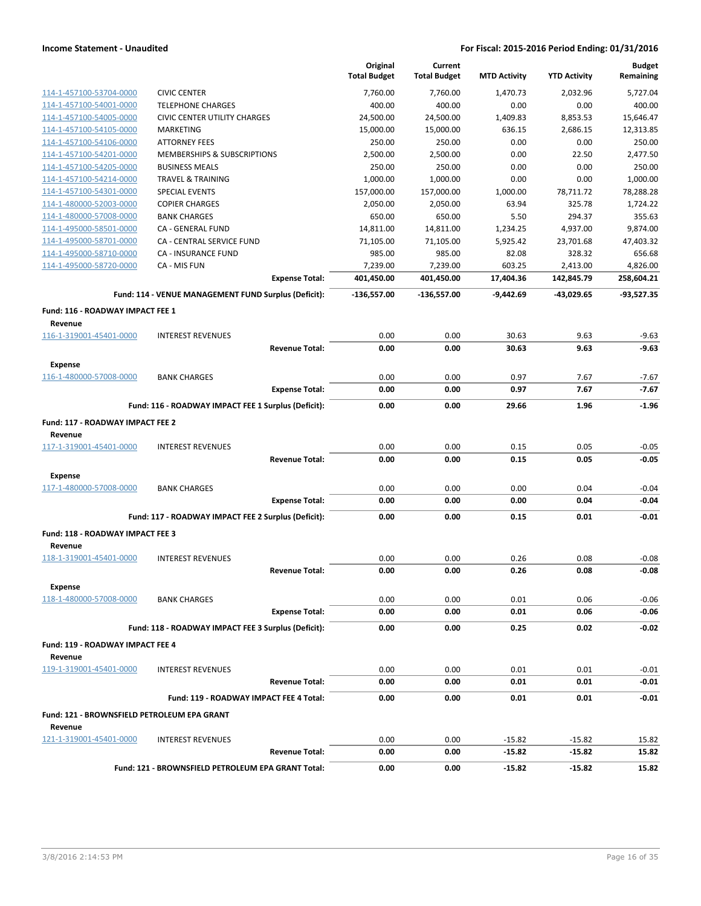## Income Statement - Unaudited

**For Fiscal: 2015-2016 Period Ending: 01/31/2016**

| | | Original Total Budget | Current Total Budget | MTD Activity | YTD Activity | Budget Remaining |
|---|---|---|---|---|---|---|
| 114-1-457100-53704-0000 | CIVIC CENTER | 7,760.00 | 7,760.00 | 1,470.73 | 2,032.96 | 5,727.04 |
| 114-1-457100-54001-0000 | TELEPHONE CHARGES | 400.00 | 400.00 | 0.00 | 0.00 | 400.00 |
| 114-1-457100-54005-0000 | CIVIC CENTER UTILITY CHARGES | 24,500.00 | 24,500.00 | 1,409.83 | 8,853.53 | 15,646.47 |
| 114-1-457100-54105-0000 | MARKETING | 15,000.00 | 15,000.00 | 636.15 | 2,686.15 | 12,313.85 |
| 114-1-457100-54106-0000 | ATTORNEY FEES | 250.00 | 250.00 | 0.00 | 0.00 | 250.00 |
| 114-1-457100-54201-0000 | MEMBERSHIPS & SUBSCRIPTIONS | 2,500.00 | 2,500.00 | 0.00 | 22.50 | 2,477.50 |
| 114-1-457100-54205-0000 | BUSINESS MEALS | 250.00 | 250.00 | 0.00 | 0.00 | 250.00 |
| 114-1-457100-54214-0000 | TRAVEL & TRAINING | 1,000.00 | 1,000.00 | 0.00 | 0.00 | 1,000.00 |
| 114-1-457100-54301-0000 | SPECIAL EVENTS | 157,000.00 | 157,000.00 | 1,000.00 | 78,711.72 | 78,288.28 |
| 114-1-480000-52003-0000 | COPIER CHARGES | 2,050.00 | 2,050.00 | 63.94 | 325.78 | 1,724.22 |
| 114-1-480000-57008-0000 | BANK CHARGES | 650.00 | 650.00 | 5.50 | 294.37 | 355.63 |
| 114-1-495000-58501-0000 | CA - GENERAL FUND | 14,811.00 | 14,811.00 | 1,234.25 | 4,937.00 | 9,874.00 |
| 114-1-495000-58701-0000 | CA - CENTRAL SERVICE FUND | 71,105.00 | 71,105.00 | 5,925.42 | 23,701.68 | 47,403.32 |
| 114-1-495000-58710-0000 | CA - INSURANCE FUND | 985.00 | 985.00 | 82.08 | 328.32 | 656.68 |
| 114-1-495000-58720-0000 | CA - MIS FUN | 7,239.00 | 7,239.00 | 603.25 | 2,413.00 | 4,826.00 |
| | **Expense Total:** | **401,450.00** | **401,450.00** | **17,404.36** | **142,845.79** | **258,604.21** |
| | **Fund: 114 - VENUE MANAGEMENT FUND Surplus (Deficit):** | **-136,557.00** | **-136,557.00** | **-9,442.69** | **-43,029.65** | **-93,527.35** |
| **Fund: 116 - ROADWAY IMPACT FEE 1** | | | | | | |
| **Revenue** | | | | | | |
| 116-1-319001-45401-0000 | INTEREST REVENUES | 0.00 | 0.00 | 30.63 | 9.63 | -9.63 |
| | **Revenue Total:** | **0.00** | **0.00** | **30.63** | **9.63** | **-9.63** |
| **Expense** | | | | | | |
| 116-1-480000-57008-0000 | BANK CHARGES | 0.00 | 0.00 | 0.97 | 7.67 | -7.67 |
| | **Expense Total:** | **0.00** | **0.00** | **0.97** | **7.67** | **-7.67** |
| | **Fund: 116 - ROADWAY IMPACT FEE 1 Surplus (Deficit):** | **0.00** | **0.00** | **29.66** | **1.96** | **-1.96** |
| **Fund: 117 - ROADWAY IMPACT FEE 2** | | | | | | |
| **Revenue** | | | | | | |
| 117-1-319001-45401-0000 | INTEREST REVENUES | 0.00 | 0.00 | 0.15 | 0.05 | -0.05 |
| | **Revenue Total:** | **0.00** | **0.00** | **0.15** | **0.05** | **-0.05** |
| **Expense** | | | | | | |
| 117-1-480000-57008-0000 | BANK CHARGES | 0.00 | 0.00 | 0.00 | 0.04 | -0.04 |
| | **Expense Total:** | **0.00** | **0.00** | **0.00** | **0.04** | **-0.04** |
| | **Fund: 117 - ROADWAY IMPACT FEE 2 Surplus (Deficit):** | **0.00** | **0.00** | **0.15** | **0.01** | **-0.01** |
| **Fund: 118 - ROADWAY IMPACT FEE 3** | | | | | | |
| **Revenue** | | | | | | |
| 118-1-319001-45401-0000 | INTEREST REVENUES | 0.00 | 0.00 | 0.26 | 0.08 | -0.08 |
| | **Revenue Total:** | **0.00** | **0.00** | **0.26** | **0.08** | **-0.08** |
| **Expense** | | | | | | |
| 118-1-480000-57008-0000 | BANK CHARGES | 0.00 | 0.00 | 0.01 | 0.06 | -0.06 |
| | **Expense Total:** | **0.00** | **0.00** | **0.01** | **0.06** | **-0.06** |
| | **Fund: 118 - ROADWAY IMPACT FEE 3 Surplus (Deficit):** | **0.00** | **0.00** | **0.25** | **0.02** | **-0.02** |
| **Fund: 119 - ROADWAY IMPACT FEE 4** | | | | | | |
| **Revenue** | | | | | | |
| 119-1-319001-45401-0000 | INTEREST REVENUES | 0.00 | 0.00 | 0.01 | 0.01 | -0.01 |
| | **Revenue Total:** | **0.00** | **0.00** | **0.01** | **0.01** | **-0.01** |
| | **Fund: 119 - ROADWAY IMPACT FEE 4 Total:** | **0.00** | **0.00** | **0.01** | **0.01** | **-0.01** |
| **Fund: 121 - BROWNSFIELD PETROLEUM EPA GRANT** | | | | | | |
| **Revenue** | | | | | | |
| 121-1-319001-45401-0000 | INTEREST REVENUES | 0.00 | 0.00 | -15.82 | -15.82 | 15.82 |
| | **Revenue Total:** | **0.00** | **0.00** | **-15.82** | **-15.82** | **15.82** |
| | **Fund: 121 - BROWNSFIELD PETROLEUM EPA GRANT Total:** | **0.00** | **0.00** | **-15.82** | **-15.82** | **15.82** |

3/8/2016 2:14:53 PM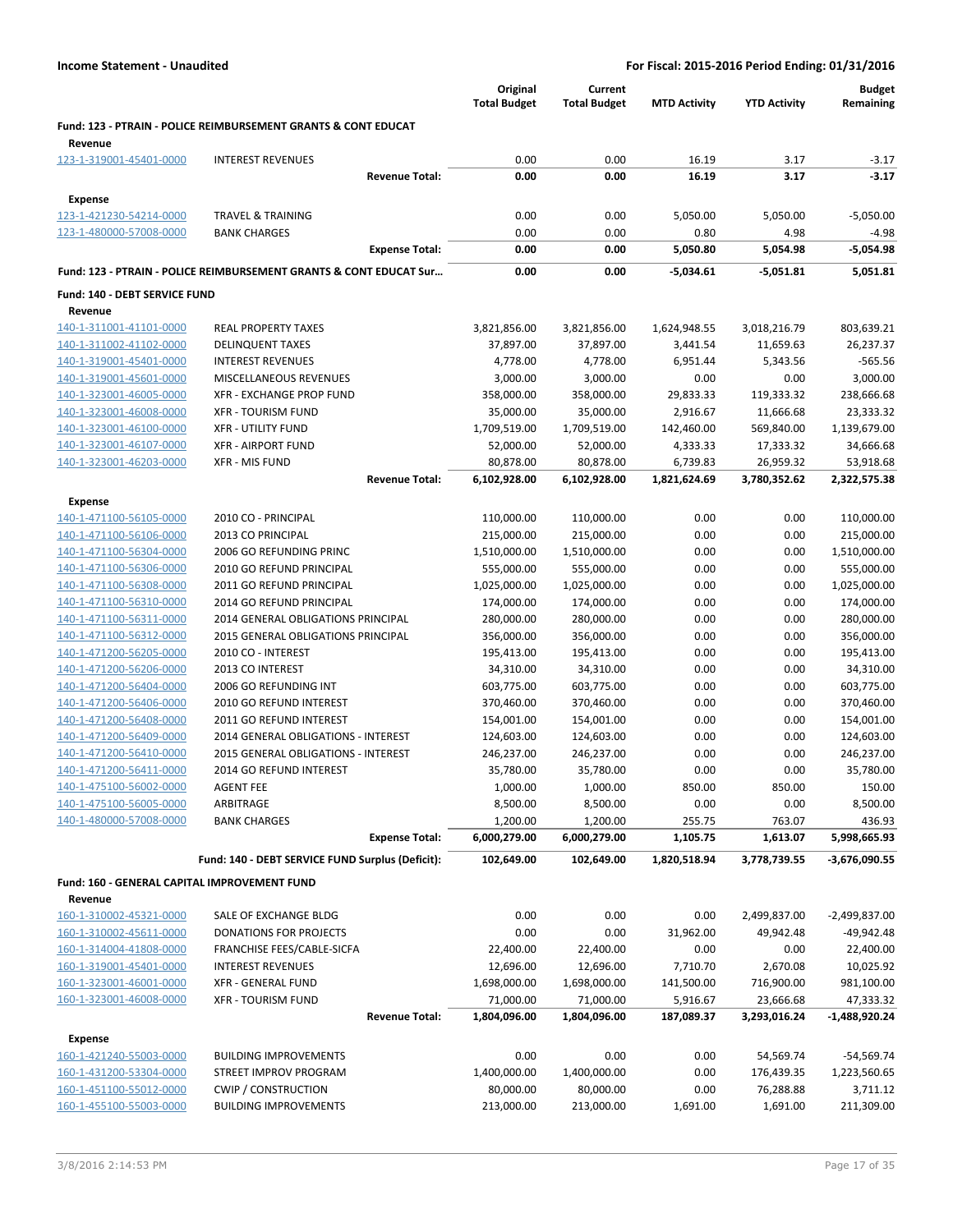**Income Statement - Unaudited** | **For Fiscal: 2015-2016 Period Ending: 01/31/2016**

| | | Original Total Budget | Current Total Budget | MTD Activity | YTD Activity | Budget Remaining |
|---|---|---|---|---|---|---|
| **Fund: 123 - PTRAIN - POLICE REIMBURSEMENT GRANTS & CONT EDUCAT** | | | | | | |
| **Revenue** | | | | | | |
| 123-1-319001-45401-0000 | INTEREST REVENUES | 0.00 | 0.00 | 16.19 | 3.17 | -3.17 |
| | **Revenue Total:** | **0.00** | **0.00** | **16.19** | **3.17** | **-3.17** |
| **Expense** | | | | | | |
| 123-1-421230-54214-0000 | TRAVEL & TRAINING | 0.00 | 0.00 | 5,050.00 | 5,050.00 | -5,050.00 |
| 123-1-480000-57008-0000 | BANK CHARGES | 0.00 | 0.00 | 0.80 | 4.98 | -4.98 |
| | **Expense Total:** | **0.00** | **0.00** | **5,050.80** | **5,054.98** | **-5,054.98** |
| **Fund: 123 - PTRAIN - POLICE REIMBURSEMENT GRANTS & CONT EDUCAT Sur...** | | **0.00** | **0.00** | **-5,034.61** | **-5,051.81** | **5,051.81** |
| **Fund: 140 - DEBT SERVICE FUND** | | | | | | |
| **Revenue** | | | | | | |
| 140-1-311001-41101-0000 | REAL PROPERTY TAXES | 3,821,856.00 | 3,821,856.00 | 1,624,948.55 | 3,018,216.79 | 803,639.21 |
| 140-1-311002-41102-0000 | DELINQUENT TAXES | 37,897.00 | 37,897.00 | 3,441.54 | 11,659.63 | 26,237.37 |
| 140-1-319001-45401-0000 | INTEREST REVENUES | 4,778.00 | 4,778.00 | 6,951.44 | 5,343.56 | -565.56 |
| 140-1-319001-45601-0000 | MISCELLANEOUS REVENUES | 3,000.00 | 3,000.00 | 0.00 | 0.00 | 3,000.00 |
| 140-1-323001-46005-0000 | XFR - EXCHANGE PROP FUND | 358,000.00 | 358,000.00 | 29,833.33 | 119,333.32 | 238,666.68 |
| 140-1-323001-46008-0000 | XFR - TOURISM FUND | 35,000.00 | 35,000.00 | 2,916.67 | 11,666.68 | 23,333.32 |
| 140-1-323001-46100-0000 | XFR - UTILITY FUND | 1,709,519.00 | 1,709,519.00 | 142,460.00 | 569,840.00 | 1,139,679.00 |
| 140-1-323001-46107-0000 | XFR - AIRPORT FUND | 52,000.00 | 52,000.00 | 4,333.33 | 17,333.32 | 34,666.68 |
| 140-1-323001-46203-0000 | XFR - MIS FUND | 80,878.00 | 80,878.00 | 6,739.83 | 26,959.32 | 53,918.68 |
| | **Revenue Total:** | **6,102,928.00** | **6,102,928.00** | **1,821,624.69** | **3,780,352.62** | **2,322,575.38** |
| **Expense** | | | | | | |
| 140-1-471100-56105-0000 | 2010 CO - PRINCIPAL | 110,000.00 | 110,000.00 | 0.00 | 0.00 | 110,000.00 |
| 140-1-471100-56106-0000 | 2013 CO PRINCIPAL | 215,000.00 | 215,000.00 | 0.00 | 0.00 | 215,000.00 |
| 140-1-471100-56304-0000 | 2006 GO REFUNDING PRINC | 1,510,000.00 | 1,510,000.00 | 0.00 | 0.00 | 1,510,000.00 |
| 140-1-471100-56306-0000 | 2010 GO REFUND PRINCIPAL | 555,000.00 | 555,000.00 | 0.00 | 0.00 | 555,000.00 |
| 140-1-471100-56308-0000 | 2011 GO REFUND PRINCIPAL | 1,025,000.00 | 1,025,000.00 | 0.00 | 0.00 | 1,025,000.00 |
| 140-1-471100-56310-0000 | 2014 GO REFUND PRINCIPAL | 174,000.00 | 174,000.00 | 0.00 | 0.00 | 174,000.00 |
| 140-1-471100-56311-0000 | 2014 GENERAL OBLIGATIONS PRINCIPAL | 280,000.00 | 280,000.00 | 0.00 | 0.00 | 280,000.00 |
| 140-1-471100-56312-0000 | 2015 GENERAL OBLIGATIONS PRINCIPAL | 356,000.00 | 356,000.00 | 0.00 | 0.00 | 356,000.00 |
| 140-1-471200-56205-0000 | 2010 CO - INTEREST | 195,413.00 | 195,413.00 | 0.00 | 0.00 | 195,413.00 |
| 140-1-471200-56206-0000 | 2013 CO INTEREST | 34,310.00 | 34,310.00 | 0.00 | 0.00 | 34,310.00 |
| 140-1-471200-56404-0000 | 2006 GO REFUNDING INT | 603,775.00 | 603,775.00 | 0.00 | 0.00 | 603,775.00 |
| 140-1-471200-56406-0000 | 2010 GO REFUND INTEREST | 370,460.00 | 370,460.00 | 0.00 | 0.00 | 370,460.00 |
| 140-1-471200-56408-0000 | 2011 GO REFUND INTEREST | 154,001.00 | 154,001.00 | 0.00 | 0.00 | 154,001.00 |
| 140-1-471200-56409-0000 | 2014 GENERAL OBLIGATIONS - INTEREST | 124,603.00 | 124,603.00 | 0.00 | 0.00 | 124,603.00 |
| 140-1-471200-56410-0000 | 2015 GENERAL OBLIGATIONS - INTEREST | 246,237.00 | 246,237.00 | 0.00 | 0.00 | 246,237.00 |
| 140-1-471200-56411-0000 | 2014 GO REFUND INTEREST | 35,780.00 | 35,780.00 | 0.00 | 0.00 | 35,780.00 |
| 140-1-475100-56002-0000 | AGENT FEE | 1,000.00 | 1,000.00 | 850.00 | 850.00 | 150.00 |
| 140-1-475100-56005-0000 | ARBITRAGE | 8,500.00 | 8,500.00 | 0.00 | 0.00 | 8,500.00 |
| 140-1-480000-57008-0000 | BANK CHARGES | 1,200.00 | 1,200.00 | 255.75 | 763.07 | 436.93 |
| | **Expense Total:** | **6,000,279.00** | **6,000,279.00** | **1,105.75** | **1,613.07** | **5,998,665.93** |
| | **Fund: 140 - DEBT SERVICE FUND Surplus (Deficit):** | **102,649.00** | **102,649.00** | **1,820,518.94** | **3,778,739.55** | **-3,676,090.55** |
| **Fund: 160 - GENERAL CAPITAL IMPROVEMENT FUND** | | | | | | |
| **Revenue** | | | | | | |
| 160-1-310002-45321-0000 | SALE OF EXCHANGE BLDG | 0.00 | 0.00 | 0.00 | 2,499,837.00 | -2,499,837.00 |
| 160-1-310002-45611-0000 | DONATIONS FOR PROJECTS | 0.00 | 0.00 | 31,962.00 | 49,942.48 | -49,942.48 |
| 160-1-314004-41808-0000 | FRANCHISE FEES/CABLE-SICFA | 22,400.00 | 22,400.00 | 0.00 | 0.00 | 22,400.00 |
| 160-1-319001-45401-0000 | INTEREST REVENUES | 12,696.00 | 12,696.00 | 7,710.70 | 2,670.08 | 10,025.92 |
| 160-1-323001-46001-0000 | XFR - GENERAL FUND | 1,698,000.00 | 1,698,000.00 | 141,500.00 | 716,900.00 | 981,100.00 |
| 160-1-323001-46008-0000 | XFR - TOURISM FUND | 71,000.00 | 71,000.00 | 5,916.67 | 23,666.68 | 47,333.32 |
| | **Revenue Total:** | **1,804,096.00** | **1,804,096.00** | **187,089.37** | **3,293,016.24** | **-1,488,920.24** |
| **Expense** | | | | | | |
| 160-1-421240-55003-0000 | BUILDING IMPROVEMENTS | 0.00 | 0.00 | 0.00 | 54,569.74 | -54,569.74 |
| 160-1-431200-53304-0000 | STREET IMPROV PROGRAM | 1,400,000.00 | 1,400,000.00 | 0.00 | 176,439.35 | 1,223,560.65 |
| 160-1-451100-55012-0000 | CWIP / CONSTRUCTION | 80,000.00 | 80,000.00 | 0.00 | 76,288.88 | 3,711.12 |
| 160-1-455100-55003-0000 | BUILDING IMPROVEMENTS | 213,000.00 | 213,000.00 | 1,691.00 | 1,691.00 | 211,309.00 |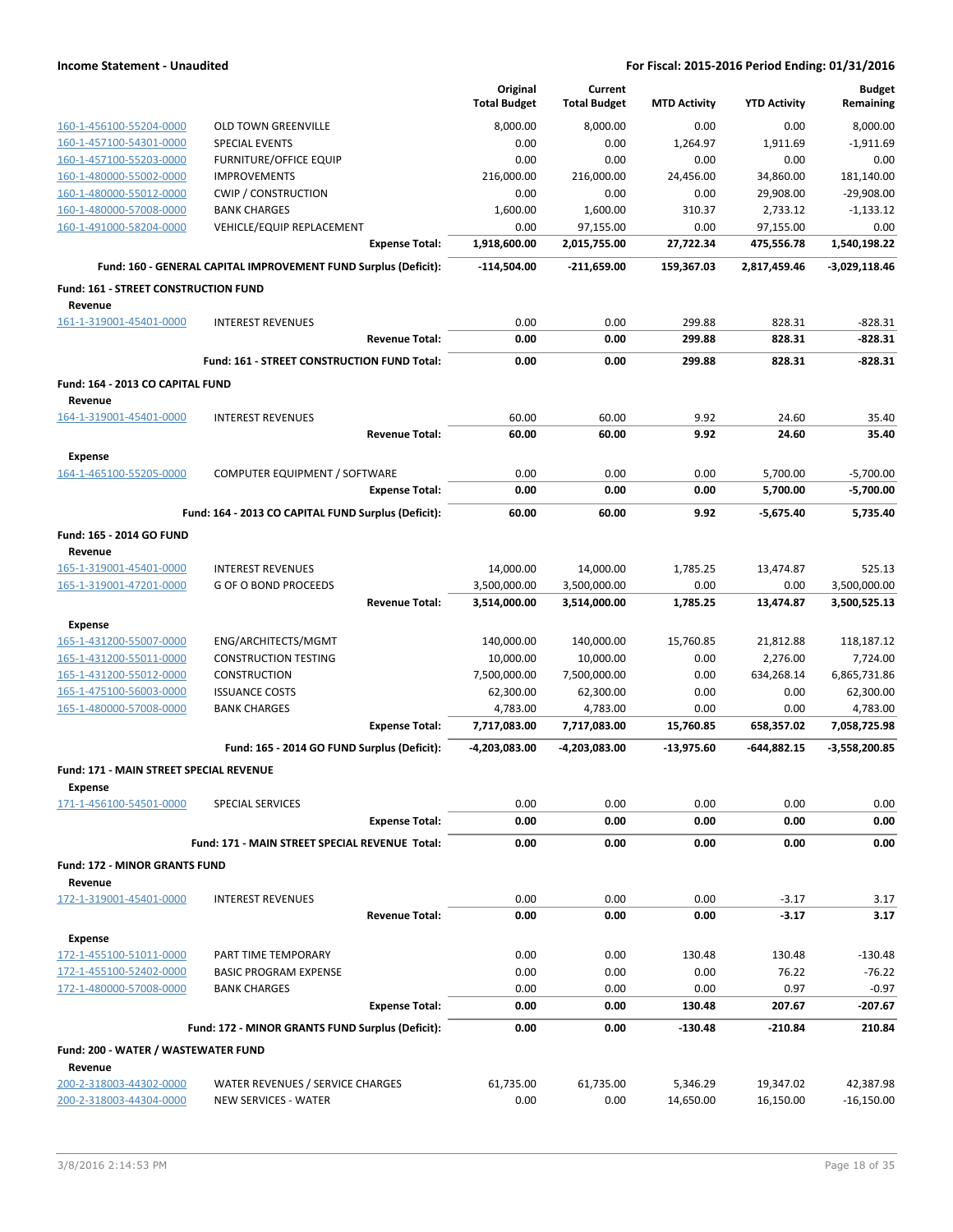**Income Statement - Unaudited** | **For Fiscal: 2015-2016 Period Ending: 01/31/2016**

| | | Original Total Budget | Current Total Budget | MTD Activity | YTD Activity | Budget Remaining |
|---|---|---|---|---|---|---|
| 160-1-456100-55204-0000 | OLD TOWN GREENVILLE | 8,000.00 | 8,000.00 | 0.00 | 0.00 | 8,000.00 |
| 160-1-457100-54301-0000 | SPECIAL EVENTS | 0.00 | 0.00 | 1,264.97 | 1,911.69 | -1,911.69 |
| 160-1-457100-55203-0000 | FURNITURE/OFFICE EQUIP | 0.00 | 0.00 | 0.00 | 0.00 | 0.00 |
| 160-1-480000-55002-0000 | IMPROVEMENTS | 216,000.00 | 216,000.00 | 24,456.00 | 34,860.00 | 181,140.00 |
| 160-1-480000-55012-0000 | CWIP / CONSTRUCTION | 0.00 | 0.00 | 0.00 | 29,908.00 | -29,908.00 |
| 160-1-480000-57008-0000 | BANK CHARGES | 1,600.00 | 1,600.00 | 310.37 | 2,733.12 | -1,133.12 |
| 160-1-491000-58204-0000 | VEHICLE/EQUIP REPLACEMENT | 0.00 | 97,155.00 | 0.00 | 97,155.00 | 0.00 |
| | **Expense Total:** | **1,918,600.00** | **2,015,755.00** | **27,722.34** | **475,556.78** | **1,540,198.22** |
| | **Fund: 160 - GENERAL CAPITAL IMPROVEMENT FUND Surplus (Deficit):** | **-114,504.00** | **-211,659.00** | **159,367.03** | **2,817,459.46** | **-3,029,118.46** |
| **Fund: 161 - STREET CONSTRUCTION FUND** | | | | | | |
| **Revenue** | | | | | | |
| 161-1-319001-45401-0000 | INTEREST REVENUES | 0.00 | 0.00 | 299.88 | 828.31 | -828.31 |
| | **Revenue Total:** | **0.00** | **0.00** | **299.88** | **828.31** | **-828.31** |
| | **Fund: 161 - STREET CONSTRUCTION FUND Total:** | **0.00** | **0.00** | **299.88** | **828.31** | **-828.31** |
| **Fund: 164 - 2013 CO CAPITAL FUND** | | | | | | |
| **Revenue** | | | | | | |
| 164-1-319001-45401-0000 | INTEREST REVENUES | 60.00 | 60.00 | 9.92 | 24.60 | 35.40 |
| | **Revenue Total:** | **60.00** | **60.00** | **9.92** | **24.60** | **35.40** |
| **Expense** | | | | | | |
| 164-1-465100-55205-0000 | COMPUTER EQUIPMENT / SOFTWARE | 0.00 | 0.00 | 0.00 | 5,700.00 | -5,700.00 |
| | **Expense Total:** | **0.00** | **0.00** | **0.00** | **5,700.00** | **-5,700.00** |
| | **Fund: 164 - 2013 CO CAPITAL FUND Surplus (Deficit):** | **60.00** | **60.00** | **9.92** | **-5,675.40** | **5,735.40** |
| **Fund: 165 - 2014 GO FUND** | | | | | | |
| **Revenue** | | | | | | |
| 165-1-319001-45401-0000 | INTEREST REVENUES | 14,000.00 | 14,000.00 | 1,785.25 | 13,474.87 | 525.13 |
| 165-1-319001-47201-0000 | G OF O BOND PROCEEDS | 3,500,000.00 | 3,500,000.00 | 0.00 | 0.00 | 3,500,000.00 |
| | **Revenue Total:** | **3,514,000.00** | **3,514,000.00** | **1,785.25** | **13,474.87** | **3,500,525.13** |
| **Expense** | | | | | | |
| 165-1-431200-55007-0000 | ENG/ARCHITECTS/MGMT | 140,000.00 | 140,000.00 | 15,760.85 | 21,812.88 | 118,187.12 |
| 165-1-431200-55011-0000 | CONSTRUCTION TESTING | 10,000.00 | 10,000.00 | 0.00 | 2,276.00 | 7,724.00 |
| 165-1-431200-55012-0000 | CONSTRUCTION | 7,500,000.00 | 7,500,000.00 | 0.00 | 634,268.14 | 6,865,731.86 |
| 165-1-475100-56003-0000 | ISSUANCE COSTS | 62,300.00 | 62,300.00 | 0.00 | 0.00 | 62,300.00 |
| 165-1-480000-57008-0000 | BANK CHARGES | 4,783.00 | 4,783.00 | 0.00 | 0.00 | 4,783.00 |
| | **Expense Total:** | **7,717,083.00** | **7,717,083.00** | **15,760.85** | **658,357.02** | **7,058,725.98** |
| | **Fund: 165 - 2014 GO FUND Surplus (Deficit):** | **-4,203,083.00** | **-4,203,083.00** | **-13,975.60** | **-644,882.15** | **-3,558,200.85** |
| **Fund: 171 - MAIN STREET SPECIAL REVENUE** | | | | | | |
| **Expense** | | | | | | |
| 171-1-456100-54501-0000 | SPECIAL SERVICES | 0.00 | 0.00 | 0.00 | 0.00 | 0.00 |
| | **Expense Total:** | **0.00** | **0.00** | **0.00** | **0.00** | **0.00** |
| | **Fund: 171 - MAIN STREET SPECIAL REVENUE Total:** | **0.00** | **0.00** | **0.00** | **0.00** | **0.00** |
| **Fund: 172 - MINOR GRANTS FUND** | | | | | | |
| **Revenue** | | | | | | |
| 172-1-319001-45401-0000 | INTEREST REVENUES | 0.00 | 0.00 | 0.00 | -3.17 | 3.17 |
| | **Revenue Total:** | **0.00** | **0.00** | **0.00** | **-3.17** | **3.17** |
| **Expense** | | | | | | |
| 172-1-455100-51011-0000 | PART TIME TEMPORARY | 0.00 | 0.00 | 130.48 | 130.48 | -130.48 |
| 172-1-455100-52402-0000 | BASIC PROGRAM EXPENSE | 0.00 | 0.00 | 0.00 | 76.22 | -76.22 |
| 172-1-480000-57008-0000 | BANK CHARGES | 0.00 | 0.00 | 0.00 | 0.97 | -0.97 |
| | **Expense Total:** | **0.00** | **0.00** | **130.48** | **207.67** | **-207.67** |
| | **Fund: 172 - MINOR GRANTS FUND Surplus (Deficit):** | **0.00** | **0.00** | **-130.48** | **-210.84** | **210.84** |
| **Fund: 200 - WATER / WASTEWATER FUND** | | | | | | |
| **Revenue** | | | | | | |
| 200-2-318003-44302-0000 | WATER REVENUES / SERVICE CHARGES | 61,735.00 | 61,735.00 | 5,346.29 | 19,347.02 | 42,387.98 |
| 200-2-318003-44304-0000 | NEW SERVICES - WATER | 0.00 | 0.00 | 14,650.00 | 16,150.00 | -16,150.00 |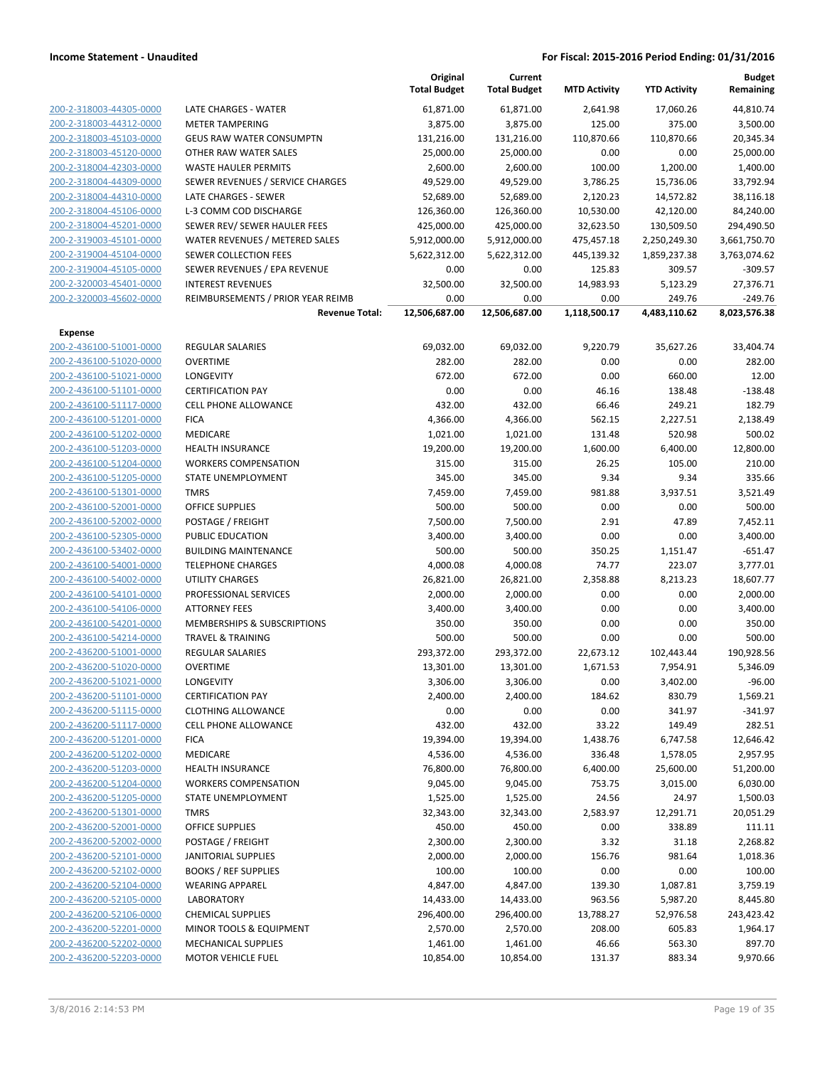**Income Statement - Unaudited** | **For Fiscal: 2015-2016 Period Ending: 01/31/2016**

| | | Original Total Budget | Current Total Budget | MTD Activity | YTD Activity | Budget Remaining |
|---|---|---|---|---|---|---|
| 200-2-318003-44305-0000 | LATE CHARGES - WATER | 61,871.00 | 61,871.00 | 2,641.98 | 17,060.26 | 44,810.74 |
| 200-2-318003-44312-0000 | METER TAMPERING | 3,875.00 | 3,875.00 | 125.00 | 375.00 | 3,500.00 |
| 200-2-318003-45103-0000 | GEUS RAW WATER CONSUMPTN | 131,216.00 | 131,216.00 | 110,870.66 | 110,870.66 | 20,345.34 |
| 200-2-318003-45120-0000 | OTHER RAW WATER SALES | 25,000.00 | 25,000.00 | 0.00 | 0.00 | 25,000.00 |
| 200-2-318004-42303-0000 | WASTE HAULER PERMITS | 2,600.00 | 2,600.00 | 100.00 | 1,200.00 | 1,400.00 |
| 200-2-318004-44309-0000 | SEWER REVENUES / SERVICE CHARGES | 49,529.00 | 49,529.00 | 3,786.25 | 15,736.06 | 33,792.94 |
| 200-2-318004-44310-0000 | LATE CHARGES - SEWER | 52,689.00 | 52,689.00 | 2,120.23 | 14,572.82 | 38,116.18 |
| 200-2-318004-45106-0000 | L-3 COMM COD DISCHARGE | 126,360.00 | 126,360.00 | 10,530.00 | 42,120.00 | 84,240.00 |
| 200-2-318004-45201-0000 | SEWER REV/ SEWER HAULER FEES | 425,000.00 | 425,000.00 | 32,623.50 | 130,509.50 | 294,490.50 |
| 200-2-319003-45101-0000 | WATER REVENUES / METERED SALES | 5,912,000.00 | 5,912,000.00 | 475,457.18 | 2,250,249.30 | 3,661,750.70 |
| 200-2-319004-45104-0000 | SEWER COLLECTION FEES | 5,622,312.00 | 5,622,312.00 | 445,139.32 | 1,859,237.38 | 3,763,074.62 |
| 200-2-319004-45105-0000 | SEWER REVENUES / EPA REVENUE | 0.00 | 0.00 | 125.83 | 309.57 | -309.57 |
| 200-2-320003-45401-0000 | INTEREST REVENUES | 32,500.00 | 32,500.00 | 14,983.93 | 5,123.29 | 27,376.71 |
| 200-2-320003-45602-0000 | REIMBURSEMENTS / PRIOR YEAR REIMB | 0.00 | 0.00 | 0.00 | 249.76 | -249.76 |
| | **Revenue Total:** | **12,506,687.00** | **12,506,687.00** | **1,118,500.17** | **4,483,110.62** | **8,023,576.38** |
| **Expense** | | | | | | |
| 200-2-436100-51001-0000 | REGULAR SALARIES | 69,032.00 | 69,032.00 | 9,220.79 | 35,627.26 | 33,404.74 |
| 200-2-436100-51020-0000 | OVERTIME | 282.00 | 282.00 | 0.00 | 0.00 | 282.00 |
| 200-2-436100-51021-0000 | LONGEVITY | 672.00 | 672.00 | 0.00 | 660.00 | 12.00 |
| 200-2-436100-51101-0000 | CERTIFICATION PAY | 0.00 | 0.00 | 46.16 | 138.48 | -138.48 |
| 200-2-436100-51117-0000 | CELL PHONE ALLOWANCE | 432.00 | 432.00 | 66.46 | 249.21 | 182.79 |
| 200-2-436100-51201-0000 | FICA | 4,366.00 | 4,366.00 | 562.15 | 2,227.51 | 2,138.49 |
| 200-2-436100-51202-0000 | MEDICARE | 1,021.00 | 1,021.00 | 131.48 | 520.98 | 500.02 |
| 200-2-436100-51203-0000 | HEALTH INSURANCE | 19,200.00 | 19,200.00 | 1,600.00 | 6,400.00 | 12,800.00 |
| 200-2-436100-51204-0000 | WORKERS COMPENSATION | 315.00 | 315.00 | 26.25 | 105.00 | 210.00 |
| 200-2-436100-51205-0000 | STATE UNEMPLOYMENT | 345.00 | 345.00 | 9.34 | 9.34 | 335.66 |
| 200-2-436100-51301-0000 | TMRS | 7,459.00 | 7,459.00 | 981.88 | 3,937.51 | 3,521.49 |
| 200-2-436100-52001-0000 | OFFICE SUPPLIES | 500.00 | 500.00 | 0.00 | 0.00 | 500.00 |
| 200-2-436100-52002-0000 | POSTAGE / FREIGHT | 7,500.00 | 7,500.00 | 2.91 | 47.89 | 7,452.11 |
| 200-2-436100-52305-0000 | PUBLIC EDUCATION | 3,400.00 | 3,400.00 | 0.00 | 0.00 | 3,400.00 |
| 200-2-436100-53402-0000 | BUILDING MAINTENANCE | 500.00 | 500.00 | 350.25 | 1,151.47 | -651.47 |
| 200-2-436100-54001-0000 | TELEPHONE CHARGES | 4,000.08 | 4,000.08 | 74.77 | 223.07 | 3,777.01 |
| 200-2-436100-54002-0000 | UTILITY CHARGES | 26,821.00 | 26,821.00 | 2,358.88 | 8,213.23 | 18,607.77 |
| 200-2-436100-54101-0000 | PROFESSIONAL SERVICES | 2,000.00 | 2,000.00 | 0.00 | 0.00 | 2,000.00 |
| 200-2-436100-54106-0000 | ATTORNEY FEES | 3,400.00 | 3,400.00 | 0.00 | 0.00 | 3,400.00 |
| 200-2-436100-54201-0000 | MEMBERSHIPS & SUBSCRIPTIONS | 350.00 | 350.00 | 0.00 | 0.00 | 350.00 |
| 200-2-436100-54214-0000 | TRAVEL & TRAINING | 500.00 | 500.00 | 0.00 | 0.00 | 500.00 |
| 200-2-436200-51001-0000 | REGULAR SALARIES | 293,372.00 | 293,372.00 | 22,673.12 | 102,443.44 | 190,928.56 |
| 200-2-436200-51020-0000 | OVERTIME | 13,301.00 | 13,301.00 | 1,671.53 | 7,954.91 | 5,346.09 |
| 200-2-436200-51021-0000 | LONGEVITY | 3,306.00 | 3,306.00 | 0.00 | 3,402.00 | -96.00 |
| 200-2-436200-51101-0000 | CERTIFICATION PAY | 2,400.00 | 2,400.00 | 184.62 | 830.79 | 1,569.21 |
| 200-2-436200-51115-0000 | CLOTHING ALLOWANCE | 0.00 | 0.00 | 0.00 | 341.97 | -341.97 |
| 200-2-436200-51117-0000 | CELL PHONE ALLOWANCE | 432.00 | 432.00 | 33.22 | 149.49 | 282.51 |
| 200-2-436200-51201-0000 | FICA | 19,394.00 | 19,394.00 | 1,438.76 | 6,747.58 | 12,646.42 |
| 200-2-436200-51202-0000 | MEDICARE | 4,536.00 | 4,536.00 | 336.48 | 1,578.05 | 2,957.95 |
| 200-2-436200-51203-0000 | HEALTH INSURANCE | 76,800.00 | 76,800.00 | 6,400.00 | 25,600.00 | 51,200.00 |
| 200-2-436200-51204-0000 | WORKERS COMPENSATION | 9,045.00 | 9,045.00 | 753.75 | 3,015.00 | 6,030.00 |
| 200-2-436200-51205-0000 | STATE UNEMPLOYMENT | 1,525.00 | 1,525.00 | 24.56 | 24.97 | 1,500.03 |
| 200-2-436200-51301-0000 | TMRS | 32,343.00 | 32,343.00 | 2,583.97 | 12,291.71 | 20,051.29 |
| 200-2-436200-52001-0000 | OFFICE SUPPLIES | 450.00 | 450.00 | 0.00 | 338.89 | 111.11 |
| 200-2-436200-52002-0000 | POSTAGE / FREIGHT | 2,300.00 | 2,300.00 | 3.32 | 31.18 | 2,268.82 |
| 200-2-436200-52101-0000 | JANITORIAL SUPPLIES | 2,000.00 | 2,000.00 | 156.76 | 981.64 | 1,018.36 |
| 200-2-436200-52102-0000 | BOOKS / REF SUPPLIES | 100.00 | 100.00 | 0.00 | 0.00 | 100.00 |
| 200-2-436200-52104-0000 | WEARING APPAREL | 4,847.00 | 4,847.00 | 139.30 | 1,087.81 | 3,759.19 |
| 200-2-436200-52105-0000 | LABORATORY | 14,433.00 | 14,433.00 | 963.56 | 5,987.20 | 8,445.80 |
| 200-2-436200-52106-0000 | CHEMICAL SUPPLIES | 296,400.00 | 296,400.00 | 13,788.27 | 52,976.58 | 243,423.42 |
| 200-2-436200-52201-0000 | MINOR TOOLS & EQUIPMENT | 2,570.00 | 2,570.00 | 208.00 | 605.83 | 1,964.17 |
| 200-2-436200-52202-0000 | MECHANICAL SUPPLIES | 1,461.00 | 1,461.00 | 46.66 | 563.30 | 897.70 |
| 200-2-436200-52203-0000 | MOTOR VEHICLE FUEL | 10,854.00 | 10,854.00 | 131.37 | 883.34 | 9,970.66 |

3/8/2016 2:14:53 PM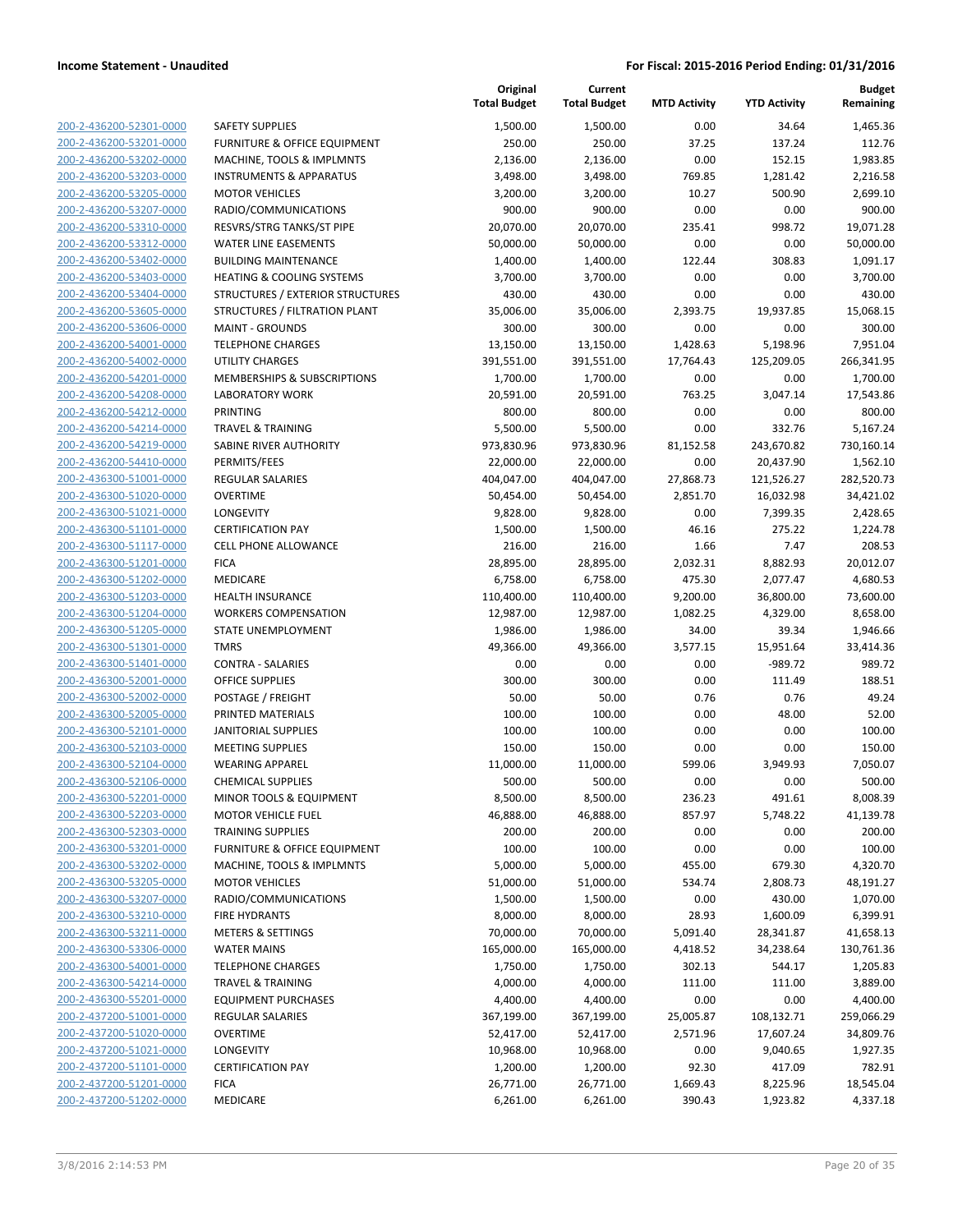**Income Statement - Unaudited** | **For Fiscal: 2015-2016 Period Ending: 01/31/2016**

| | | Original Total Budget | Current Total Budget | MTD Activity | YTD Activity | Budget Remaining |
|---|---|---|---|---|---|---|
| 200-2-436200-52301-0000 | SAFETY SUPPLIES | 1,500.00 | 1,500.00 | 0.00 | 34.64 | 1,465.36 |
| 200-2-436200-53201-0000 | FURNITURE & OFFICE EQUIPMENT | 250.00 | 250.00 | 37.25 | 137.24 | 112.76 |
| 200-2-436200-53202-0000 | MACHINE, TOOLS & IMPLMNTS | 2,136.00 | 2,136.00 | 0.00 | 152.15 | 1,983.85 |
| 200-2-436200-53203-0000 | INSTRUMENTS & APPARATUS | 3,498.00 | 3,498.00 | 769.85 | 1,281.42 | 2,216.58 |
| 200-2-436200-53205-0000 | MOTOR VEHICLES | 3,200.00 | 3,200.00 | 10.27 | 500.90 | 2,699.10 |
| 200-2-436200-53207-0000 | RADIO/COMMUNICATIONS | 900.00 | 900.00 | 0.00 | 0.00 | 900.00 |
| 200-2-436200-53310-0000 | RESVRS/STRG TANKS/ST PIPE | 20,070.00 | 20,070.00 | 235.41 | 998.72 | 19,071.28 |
| 200-2-436200-53312-0000 | WATER LINE EASEMENTS | 50,000.00 | 50,000.00 | 0.00 | 0.00 | 50,000.00 |
| 200-2-436200-53402-0000 | BUILDING MAINTENANCE | 1,400.00 | 1,400.00 | 122.44 | 308.83 | 1,091.17 |
| 200-2-436200-53403-0000 | HEATING & COOLING SYSTEMS | 3,700.00 | 3,700.00 | 0.00 | 0.00 | 3,700.00 |
| 200-2-436200-53404-0000 | STRUCTURES / EXTERIOR STRUCTURES | 430.00 | 430.00 | 0.00 | 0.00 | 430.00 |
| 200-2-436200-53605-0000 | STRUCTURES / FILTRATION PLANT | 35,006.00 | 35,006.00 | 2,393.75 | 19,937.85 | 15,068.15 |
| 200-2-436200-53606-0000 | MAINT - GROUNDS | 300.00 | 300.00 | 0.00 | 0.00 | 300.00 |
| 200-2-436200-54001-0000 | TELEPHONE CHARGES | 13,150.00 | 13,150.00 | 1,428.63 | 5,198.96 | 7,951.04 |
| 200-2-436200-54002-0000 | UTILITY CHARGES | 391,551.00 | 391,551.00 | 17,764.43 | 125,209.05 | 266,341.95 |
| 200-2-436200-54201-0000 | MEMBERSHIPS & SUBSCRIPTIONS | 1,700.00 | 1,700.00 | 0.00 | 0.00 | 1,700.00 |
| 200-2-436200-54208-0000 | LABORATORY WORK | 20,591.00 | 20,591.00 | 763.25 | 3,047.14 | 17,543.86 |
| 200-2-436200-54212-0000 | PRINTING | 800.00 | 800.00 | 0.00 | 0.00 | 800.00 |
| 200-2-436200-54214-0000 | TRAVEL & TRAINING | 5,500.00 | 5,500.00 | 0.00 | 332.76 | 5,167.24 |
| 200-2-436200-54219-0000 | SABINE RIVER AUTHORITY | 973,830.96 | 973,830.96 | 81,152.58 | 243,670.82 | 730,160.14 |
| 200-2-436200-54410-0000 | PERMITS/FEES | 22,000.00 | 22,000.00 | 0.00 | 20,437.90 | 1,562.10 |
| 200-2-436300-51001-0000 | REGULAR SALARIES | 404,047.00 | 404,047.00 | 27,868.73 | 121,526.27 | 282,520.73 |
| 200-2-436300-51020-0000 | OVERTIME | 50,454.00 | 50,454.00 | 2,851.70 | 16,032.98 | 34,421.02 |
| 200-2-436300-51021-0000 | LONGEVITY | 9,828.00 | 9,828.00 | 0.00 | 7,399.35 | 2,428.65 |
| 200-2-436300-51101-0000 | CERTIFICATION PAY | 1,500.00 | 1,500.00 | 46.16 | 275.22 | 1,224.78 |
| 200-2-436300-51117-0000 | CELL PHONE ALLOWANCE | 216.00 | 216.00 | 1.66 | 7.47 | 208.53 |
| 200-2-436300-51201-0000 | FICA | 28,895.00 | 28,895.00 | 2,032.31 | 8,882.93 | 20,012.07 |
| 200-2-436300-51202-0000 | MEDICARE | 6,758.00 | 6,758.00 | 475.30 | 2,077.47 | 4,680.53 |
| 200-2-436300-51203-0000 | HEALTH INSURANCE | 110,400.00 | 110,400.00 | 9,200.00 | 36,800.00 | 73,600.00 |
| 200-2-436300-51204-0000 | WORKERS COMPENSATION | 12,987.00 | 12,987.00 | 1,082.25 | 4,329.00 | 8,658.00 |
| 200-2-436300-51205-0000 | STATE UNEMPLOYMENT | 1,986.00 | 1,986.00 | 34.00 | 39.34 | 1,946.66 |
| 200-2-436300-51301-0000 | TMRS | 49,366.00 | 49,366.00 | 3,577.15 | 15,951.64 | 33,414.36 |
| 200-2-436300-51401-0000 | CONTRA - SALARIES | 0.00 | 0.00 | 0.00 | -989.72 | 989.72 |
| 200-2-436300-52001-0000 | OFFICE SUPPLIES | 300.00 | 300.00 | 0.00 | 111.49 | 188.51 |
| 200-2-436300-52002-0000 | POSTAGE / FREIGHT | 50.00 | 50.00 | 0.76 | 0.76 | 49.24 |
| 200-2-436300-52005-0000 | PRINTED MATERIALS | 100.00 | 100.00 | 0.00 | 48.00 | 52.00 |
| 200-2-436300-52101-0000 | JANITORIAL SUPPLIES | 100.00 | 100.00 | 0.00 | 0.00 | 100.00 |
| 200-2-436300-52103-0000 | MEETING SUPPLIES | 150.00 | 150.00 | 0.00 | 0.00 | 150.00 |
| 200-2-436300-52104-0000 | WEARING APPAREL | 11,000.00 | 11,000.00 | 599.06 | 3,949.93 | 7,050.07 |
| 200-2-436300-52106-0000 | CHEMICAL SUPPLIES | 500.00 | 500.00 | 0.00 | 0.00 | 500.00 |
| 200-2-436300-52201-0000 | MINOR TOOLS & EQUIPMENT | 8,500.00 | 8,500.00 | 236.23 | 491.61 | 8,008.39 |
| 200-2-436300-52203-0000 | MOTOR VEHICLE FUEL | 46,888.00 | 46,888.00 | 857.97 | 5,748.22 | 41,139.78 |
| 200-2-436300-52303-0000 | TRAINING SUPPLIES | 200.00 | 200.00 | 0.00 | 0.00 | 200.00 |
| 200-2-436300-53201-0000 | FURNITURE & OFFICE EQUIPMENT | 100.00 | 100.00 | 0.00 | 0.00 | 100.00 |
| 200-2-436300-53202-0000 | MACHINE, TOOLS & IMPLMNTS | 5,000.00 | 5,000.00 | 455.00 | 679.30 | 4,320.70 |
| 200-2-436300-53205-0000 | MOTOR VEHICLES | 51,000.00 | 51,000.00 | 534.74 | 2,808.73 | 48,191.27 |
| 200-2-436300-53207-0000 | RADIO/COMMUNICATIONS | 1,500.00 | 1,500.00 | 0.00 | 430.00 | 1,070.00 |
| 200-2-436300-53210-0000 | FIRE HYDRANTS | 8,000.00 | 8,000.00 | 28.93 | 1,600.09 | 6,399.91 |
| 200-2-436300-53211-0000 | METERS & SETTINGS | 70,000.00 | 70,000.00 | 5,091.40 | 28,341.87 | 41,658.13 |
| 200-2-436300-53306-0000 | WATER MAINS | 165,000.00 | 165,000.00 | 4,418.52 | 34,238.64 | 130,761.36 |
| 200-2-436300-54001-0000 | TELEPHONE CHARGES | 1,750.00 | 1,750.00 | 302.13 | 544.17 | 1,205.83 |
| 200-2-436300-54214-0000 | TRAVEL & TRAINING | 4,000.00 | 4,000.00 | 111.00 | 111.00 | 3,889.00 |
| 200-2-436300-55201-0000 | EQUIPMENT PURCHASES | 4,400.00 | 4,400.00 | 0.00 | 0.00 | 4,400.00 |
| 200-2-437200-51001-0000 | REGULAR SALARIES | 367,199.00 | 367,199.00 | 25,005.87 | 108,132.71 | 259,066.29 |
| 200-2-437200-51020-0000 | OVERTIME | 52,417.00 | 52,417.00 | 2,571.96 | 17,607.24 | 34,809.76 |
| 200-2-437200-51021-0000 | LONGEVITY | 10,968.00 | 10,968.00 | 0.00 | 9,040.65 | 1,927.35 |
| 200-2-437200-51101-0000 | CERTIFICATION PAY | 1,200.00 | 1,200.00 | 92.30 | 417.09 | 782.91 |
| 200-2-437200-51201-0000 | FICA | 26,771.00 | 26,771.00 | 1,669.43 | 8,225.96 | 18,545.04 |
| 200-2-437200-51202-0000 | MEDICARE | 6,261.00 | 6,261.00 | 390.43 | 1,923.82 | 4,337.18 |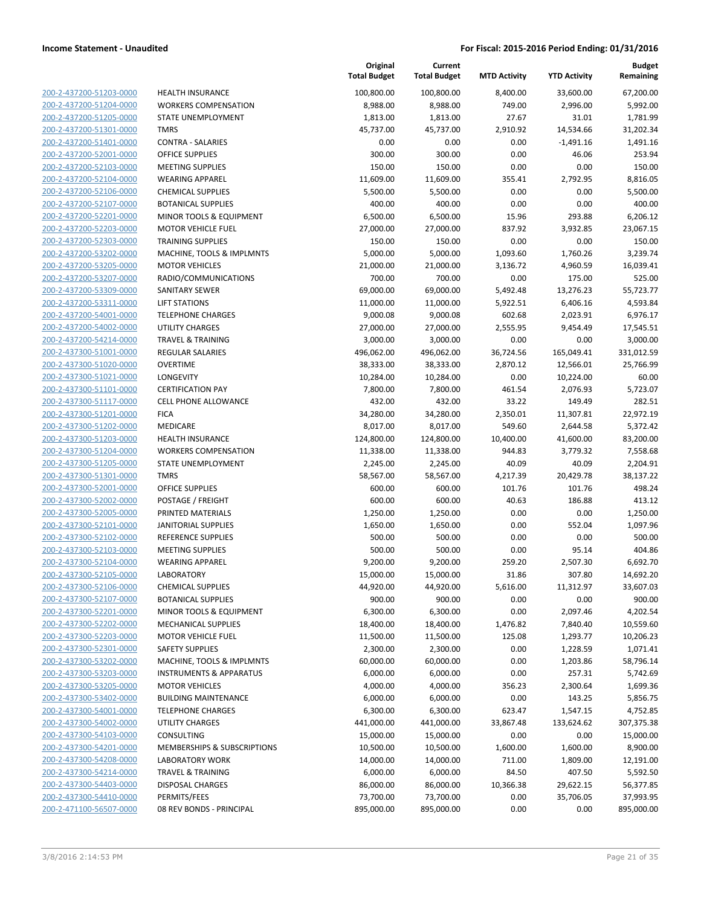**Income Statement - Unaudited** **For Fiscal: 2015-2016 Period Ending: 01/31/2016**

| | | Original Total Budget | Current Total Budget | MTD Activity | YTD Activity | Budget Remaining |
|---|---|---|---|---|---|---|
| 200-2-437200-51203-0000 | HEALTH INSURANCE | 100,800.00 | 100,800.00 | 8,400.00 | 33,600.00 | 67,200.00 |
| 200-2-437200-51204-0000 | WORKERS COMPENSATION | 8,988.00 | 8,988.00 | 749.00 | 2,996.00 | 5,992.00 |
| 200-2-437200-51205-0000 | STATE UNEMPLOYMENT | 1,813.00 | 1,813.00 | 27.67 | 31.01 | 1,781.99 |
| 200-2-437200-51301-0000 | TMRS | 45,737.00 | 45,737.00 | 2,910.92 | 14,534.66 | 31,202.34 |
| 200-2-437200-51401-0000 | CONTRA - SALARIES | 0.00 | 0.00 | 0.00 | -1,491.16 | 1,491.16 |
| 200-2-437200-52001-0000 | OFFICE SUPPLIES | 300.00 | 300.00 | 0.00 | 46.06 | 253.94 |
| 200-2-437200-52103-0000 | MEETING SUPPLIES | 150.00 | 150.00 | 0.00 | 0.00 | 150.00 |
| 200-2-437200-52104-0000 | WEARING APPAREL | 11,609.00 | 11,609.00 | 355.41 | 2,792.95 | 8,816.05 |
| 200-2-437200-52106-0000 | CHEMICAL SUPPLIES | 5,500.00 | 5,500.00 | 0.00 | 0.00 | 5,500.00 |
| 200-2-437200-52107-0000 | BOTANICAL SUPPLIES | 400.00 | 400.00 | 0.00 | 0.00 | 400.00 |
| 200-2-437200-52201-0000 | MINOR TOOLS & EQUIPMENT | 6,500.00 | 6,500.00 | 15.96 | 293.88 | 6,206.12 |
| 200-2-437200-52203-0000 | MOTOR VEHICLE FUEL | 27,000.00 | 27,000.00 | 837.92 | 3,932.85 | 23,067.15 |
| 200-2-437200-52303-0000 | TRAINING SUPPLIES | 150.00 | 150.00 | 0.00 | 0.00 | 150.00 |
| 200-2-437200-53202-0000 | MACHINE, TOOLS & IMPLMNTS | 5,000.00 | 5,000.00 | 1,093.60 | 1,760.26 | 3,239.74 |
| 200-2-437200-53205-0000 | MOTOR VEHICLES | 21,000.00 | 21,000.00 | 3,136.72 | 4,960.59 | 16,039.41 |
| 200-2-437200-53207-0000 | RADIO/COMMUNICATIONS | 700.00 | 700.00 | 0.00 | 175.00 | 525.00 |
| 200-2-437200-53309-0000 | SANITARY SEWER | 69,000.00 | 69,000.00 | 5,492.48 | 13,276.23 | 55,723.77 |
| 200-2-437200-53311-0000 | LIFT STATIONS | 11,000.00 | 11,000.00 | 5,922.51 | 6,406.16 | 4,593.84 |
| 200-2-437200-54001-0000 | TELEPHONE CHARGES | 9,000.08 | 9,000.08 | 602.68 | 2,023.91 | 6,976.17 |
| 200-2-437200-54002-0000 | UTILITY CHARGES | 27,000.00 | 27,000.00 | 2,555.95 | 9,454.49 | 17,545.51 |
| 200-2-437200-54214-0000 | TRAVEL & TRAINING | 3,000.00 | 3,000.00 | 0.00 | 0.00 | 3,000.00 |
| 200-2-437300-51001-0000 | REGULAR SALARIES | 496,062.00 | 496,062.00 | 36,724.56 | 165,049.41 | 331,012.59 |
| 200-2-437300-51020-0000 | OVERTIME | 38,333.00 | 38,333.00 | 2,870.12 | 12,566.01 | 25,766.99 |
| 200-2-437300-51021-0000 | LONGEVITY | 10,284.00 | 10,284.00 | 0.00 | 10,224.00 | 60.00 |
| 200-2-437300-51101-0000 | CERTIFICATION PAY | 7,800.00 | 7,800.00 | 461.54 | 2,076.93 | 5,723.07 |
| 200-2-437300-51117-0000 | CELL PHONE ALLOWANCE | 432.00 | 432.00 | 33.22 | 149.49 | 282.51 |
| 200-2-437300-51201-0000 | FICA | 34,280.00 | 34,280.00 | 2,350.01 | 11,307.81 | 22,972.19 |
| 200-2-437300-51202-0000 | MEDICARE | 8,017.00 | 8,017.00 | 549.60 | 2,644.58 | 5,372.42 |
| 200-2-437300-51203-0000 | HEALTH INSURANCE | 124,800.00 | 124,800.00 | 10,400.00 | 41,600.00 | 83,200.00 |
| 200-2-437300-51204-0000 | WORKERS COMPENSATION | 11,338.00 | 11,338.00 | 944.83 | 3,779.32 | 7,558.68 |
| 200-2-437300-51205-0000 | STATE UNEMPLOYMENT | 2,245.00 | 2,245.00 | 40.09 | 40.09 | 2,204.91 |
| 200-2-437300-51301-0000 | TMRS | 58,567.00 | 58,567.00 | 4,217.39 | 20,429.78 | 38,137.22 |
| 200-2-437300-52001-0000 | OFFICE SUPPLIES | 600.00 | 600.00 | 101.76 | 101.76 | 498.24 |
| 200-2-437300-52002-0000 | POSTAGE / FREIGHT | 600.00 | 600.00 | 40.63 | 186.88 | 413.12 |
| 200-2-437300-52005-0000 | PRINTED MATERIALS | 1,250.00 | 1,250.00 | 0.00 | 0.00 | 1,250.00 |
| 200-2-437300-52101-0000 | JANITORIAL SUPPLIES | 1,650.00 | 1,650.00 | 0.00 | 552.04 | 1,097.96 |
| 200-2-437300-52102-0000 | REFERENCE SUPPLIES | 500.00 | 500.00 | 0.00 | 0.00 | 500.00 |
| 200-2-437300-52103-0000 | MEETING SUPPLIES | 500.00 | 500.00 | 0.00 | 95.14 | 404.86 |
| 200-2-437300-52104-0000 | WEARING APPAREL | 9,200.00 | 9,200.00 | 259.20 | 2,507.30 | 6,692.70 |
| 200-2-437300-52105-0000 | LABORATORY | 15,000.00 | 15,000.00 | 31.86 | 307.80 | 14,692.20 |
| 200-2-437300-52106-0000 | CHEMICAL SUPPLIES | 44,920.00 | 44,920.00 | 5,616.00 | 11,312.97 | 33,607.03 |
| 200-2-437300-52107-0000 | BOTANICAL SUPPLIES | 900.00 | 900.00 | 0.00 | 0.00 | 900.00 |
| 200-2-437300-52201-0000 | MINOR TOOLS & EQUIPMENT | 6,300.00 | 6,300.00 | 0.00 | 2,097.46 | 4,202.54 |
| 200-2-437300-52202-0000 | MECHANICAL SUPPLIES | 18,400.00 | 18,400.00 | 1,476.82 | 7,840.40 | 10,559.60 |
| 200-2-437300-52203-0000 | MOTOR VEHICLE FUEL | 11,500.00 | 11,500.00 | 125.08 | 1,293.77 | 10,206.23 |
| 200-2-437300-52301-0000 | SAFETY SUPPLIES | 2,300.00 | 2,300.00 | 0.00 | 1,228.59 | 1,071.41 |
| 200-2-437300-53202-0000 | MACHINE, TOOLS & IMPLMNTS | 60,000.00 | 60,000.00 | 0.00 | 1,203.86 | 58,796.14 |
| 200-2-437300-53203-0000 | INSTRUMENTS & APPARATUS | 6,000.00 | 6,000.00 | 0.00 | 257.31 | 5,742.69 |
| 200-2-437300-53205-0000 | MOTOR VEHICLES | 4,000.00 | 4,000.00 | 356.23 | 2,300.64 | 1,699.36 |
| 200-2-437300-53402-0000 | BUILDING MAINTENANCE | 6,000.00 | 6,000.00 | 0.00 | 143.25 | 5,856.75 |
| 200-2-437300-54001-0000 | TELEPHONE CHARGES | 6,300.00 | 6,300.00 | 623.47 | 1,547.15 | 4,752.85 |
| 200-2-437300-54002-0000 | UTILITY CHARGES | 441,000.00 | 441,000.00 | 33,867.48 | 133,624.62 | 307,375.38 |
| 200-2-437300-54103-0000 | CONSULTING | 15,000.00 | 15,000.00 | 0.00 | 0.00 | 15,000.00 |
| 200-2-437300-54201-0000 | MEMBERSHIPS & SUBSCRIPTIONS | 10,500.00 | 10,500.00 | 1,600.00 | 1,600.00 | 8,900.00 |
| 200-2-437300-54208-0000 | LABORATORY WORK | 14,000.00 | 14,000.00 | 711.00 | 1,809.00 | 12,191.00 |
| 200-2-437300-54214-0000 | TRAVEL & TRAINING | 6,000.00 | 6,000.00 | 84.50 | 407.50 | 5,592.50 |
| 200-2-437300-54403-0000 | DISPOSAL CHARGES | 86,000.00 | 86,000.00 | 10,366.38 | 29,622.15 | 56,377.85 |
| 200-2-437300-54410-0000 | PERMITS/FEES | 73,700.00 | 73,700.00 | 0.00 | 35,706.05 | 37,993.95 |
| 200-2-471100-56507-0000 | 08 REV BONDS - PRINCIPAL | 895,000.00 | 895,000.00 | 0.00 | 0.00 | 895,000.00 |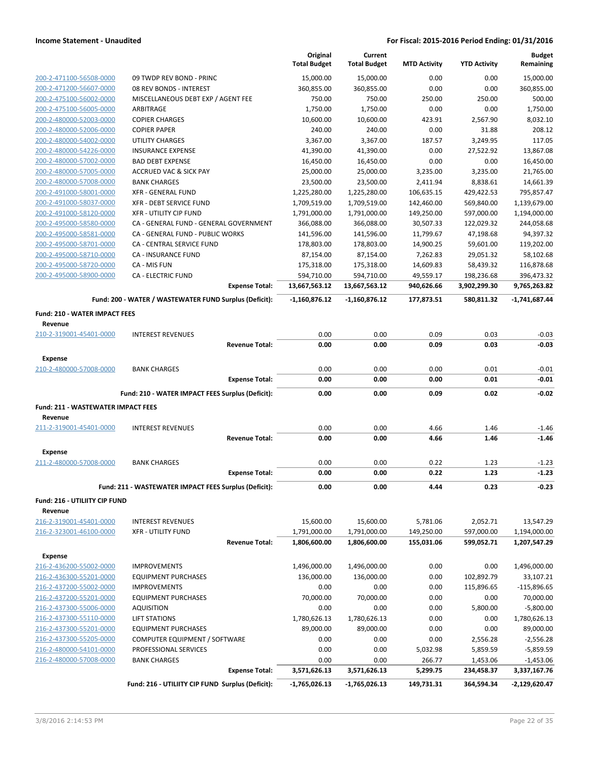**Income Statement - Unaudited** | **For Fiscal: 2015-2016 Period Ending: 01/31/2016**

| | | Original Total Budget | Current Total Budget | MTD Activity | YTD Activity | Budget Remaining |
|---|---|---|---|---|---|---|
| 200-2-471100-56508-0000 | 09 TWDP REV BOND - PRINC | 15,000.00 | 15,000.00 | 0.00 | 0.00 | 15,000.00 |
| 200-2-471200-56607-0000 | 08 REV BONDS - INTEREST | 360,855.00 | 360,855.00 | 0.00 | 0.00 | 360,855.00 |
| 200-2-475100-56002-0000 | MISCELLANEOUS DEBT EXP / AGENT FEE | 750.00 | 750.00 | 250.00 | 250.00 | 500.00 |
| 200-2-475100-56005-0000 | ARBITRAGE | 1,750.00 | 1,750.00 | 0.00 | 0.00 | 1,750.00 |
| 200-2-480000-52003-0000 | COPIER CHARGES | 10,600.00 | 10,600.00 | 423.91 | 2,567.90 | 8,032.10 |
| 200-2-480000-52006-0000 | COPIER PAPER | 240.00 | 240.00 | 0.00 | 31.88 | 208.12 |
| 200-2-480000-54002-0000 | UTILITY CHARGES | 3,367.00 | 3,367.00 | 187.57 | 3,249.95 | 117.05 |
| 200-2-480000-54226-0000 | INSURANCE EXPENSE | 41,390.00 | 41,390.00 | 0.00 | 27,522.92 | 13,867.08 |
| 200-2-480000-57002-0000 | BAD DEBT EXPENSE | 16,450.00 | 16,450.00 | 0.00 | 0.00 | 16,450.00 |
| 200-2-480000-57005-0000 | ACCRUED VAC & SICK PAY | 25,000.00 | 25,000.00 | 3,235.00 | 3,235.00 | 21,765.00 |
| 200-2-480000-57008-0000 | BANK CHARGES | 23,500.00 | 23,500.00 | 2,411.94 | 8,838.61 | 14,661.39 |
| 200-2-491000-58001-0000 | XFR - GENERAL FUND | 1,225,280.00 | 1,225,280.00 | 106,635.15 | 429,422.53 | 795,857.47 |
| 200-2-491000-58037-0000 | XFR - DEBT SERVICE FUND | 1,709,519.00 | 1,709,519.00 | 142,460.00 | 569,840.00 | 1,139,679.00 |
| 200-2-491000-58120-0000 | XFR - UTILITY CIP FUND | 1,791,000.00 | 1,791,000.00 | 149,250.00 | 597,000.00 | 1,194,000.00 |
| 200-2-495000-58580-0000 | CA - GENERAL FUND - GENERAL GOVERNMENT | 366,088.00 | 366,088.00 | 30,507.33 | 122,029.32 | 244,058.68 |
| 200-2-495000-58581-0000 | CA - GENERAL FUND - PUBLIC WORKS | 141,596.00 | 141,596.00 | 11,799.67 | 47,198.68 | 94,397.32 |
| 200-2-495000-58701-0000 | CA - CENTRAL SERVICE FUND | 178,803.00 | 178,803.00 | 14,900.25 | 59,601.00 | 119,202.00 |
| 200-2-495000-58710-0000 | CA - INSURANCE FUND | 87,154.00 | 87,154.00 | 7,262.83 | 29,051.32 | 58,102.68 |
| 200-2-495000-58720-0000 | CA - MIS FUN | 175,318.00 | 175,318.00 | 14,609.83 | 58,439.32 | 116,878.68 |
| 200-2-495000-58900-0000 | CA - ELECTRIC FUND | 594,710.00 | 594,710.00 | 49,559.17 | 198,236.68 | 396,473.32 |
| | **Expense Total:** | **13,667,563.12** | **13,667,563.12** | **940,626.66** | **3,902,299.30** | **9,765,263.82** |
| | **Fund: 200 - WATER / WASTEWATER FUND Surplus (Deficit):** | **-1,160,876.12** | **-1,160,876.12** | **177,873.51** | **580,811.32** | **-1,741,687.44** |
| **Fund: 210 - WATER IMPACT FEES** | | | | | | |
| **Revenue** | | | | | | |
| 210-2-319001-45401-0000 | INTEREST REVENUES | 0.00 | 0.00 | 0.09 | 0.03 | -0.03 |
| | **Revenue Total:** | **0.00** | **0.00** | **0.09** | **0.03** | **-0.03** |
| **Expense** | | | | | | |
| 210-2-480000-57008-0000 | BANK CHARGES | 0.00 | 0.00 | 0.00 | 0.01 | -0.01 |
| | **Expense Total:** | **0.00** | **0.00** | **0.00** | **0.01** | **-0.01** |
| | **Fund: 210 - WATER IMPACT FEES Surplus (Deficit):** | **0.00** | **0.00** | **0.09** | **0.02** | **-0.02** |
| **Fund: 211 - WASTEWATER IMPACT FEES** | | | | | | |
| **Revenue** | | | | | | |
| 211-2-319001-45401-0000 | INTEREST REVENUES | 0.00 | 0.00 | 4.66 | 1.46 | -1.46 |
| | **Revenue Total:** | **0.00** | **0.00** | **4.66** | **1.46** | **-1.46** |
| **Expense** | | | | | | |
| 211-2-480000-57008-0000 | BANK CHARGES | 0.00 | 0.00 | 0.22 | 1.23 | -1.23 |
| | **Expense Total:** | **0.00** | **0.00** | **0.22** | **1.23** | **-1.23** |
| | **Fund: 211 - WASTEWATER IMPACT FEES Surplus (Deficit):** | **0.00** | **0.00** | **4.44** | **0.23** | **-0.23** |
| **Fund: 216 - UTILIITY CIP FUND** | | | | | | |
| **Revenue** | | | | | | |
| 216-2-319001-45401-0000 | INTEREST REVENUES | 15,600.00 | 15,600.00 | 5,781.06 | 2,052.71 | 13,547.29 |
| 216-2-323001-46100-0000 | XFR - UTILITY FUND | 1,791,000.00 | 1,791,000.00 | 149,250.00 | 597,000.00 | 1,194,000.00 |
| | **Revenue Total:** | **1,806,600.00** | **1,806,600.00** | **155,031.06** | **599,052.71** | **1,207,547.29** |
| **Expense** | | | | | | |
| 216-2-436200-55002-0000 | IMPROVEMENTS | 1,496,000.00 | 1,496,000.00 | 0.00 | 0.00 | 1,496,000.00 |
| 216-2-436300-55201-0000 | EQUIPMENT PURCHASES | 136,000.00 | 136,000.00 | 0.00 | 102,892.79 | 33,107.21 |
| 216-2-437200-55002-0000 | IMPROVEMENTS | 0.00 | 0.00 | 0.00 | 115,896.65 | -115,896.65 |
| 216-2-437200-55201-0000 | EQUIPMENT PURCHASES | 70,000.00 | 70,000.00 | 0.00 | 0.00 | 70,000.00 |
| 216-2-437300-55006-0000 | AQUISITION | 0.00 | 0.00 | 0.00 | 5,800.00 | -5,800.00 |
| 216-2-437300-55110-0000 | LIFT STATIONS | 1,780,626.13 | 1,780,626.13 | 0.00 | 0.00 | 1,780,626.13 |
| 216-2-437300-55201-0000 | EQUIPMENT PURCHASES | 89,000.00 | 89,000.00 | 0.00 | 0.00 | 89,000.00 |
| 216-2-437300-55205-0000 | COMPUTER EQUIPMENT / SOFTWARE | 0.00 | 0.00 | 0.00 | 2,556.28 | -2,556.28 |
| 216-2-480000-54101-0000 | PROFESSIONAL SERVICES | 0.00 | 0.00 | 5,032.98 | 5,859.59 | -5,859.59 |
| 216-2-480000-57008-0000 | BANK CHARGES | 0.00 | 0.00 | 266.77 | 1,453.06 | -1,453.06 |
| | **Expense Total:** | **3,571,626.13** | **3,571,626.13** | **5,299.75** | **234,458.37** | **3,337,167.76** |
| | **Fund: 216 - UTILIITY CIP FUND Surplus (Deficit):** | **-1,765,026.13** | **-1,765,026.13** | **149,731.31** | **364,594.34** | **-2,129,620.47** |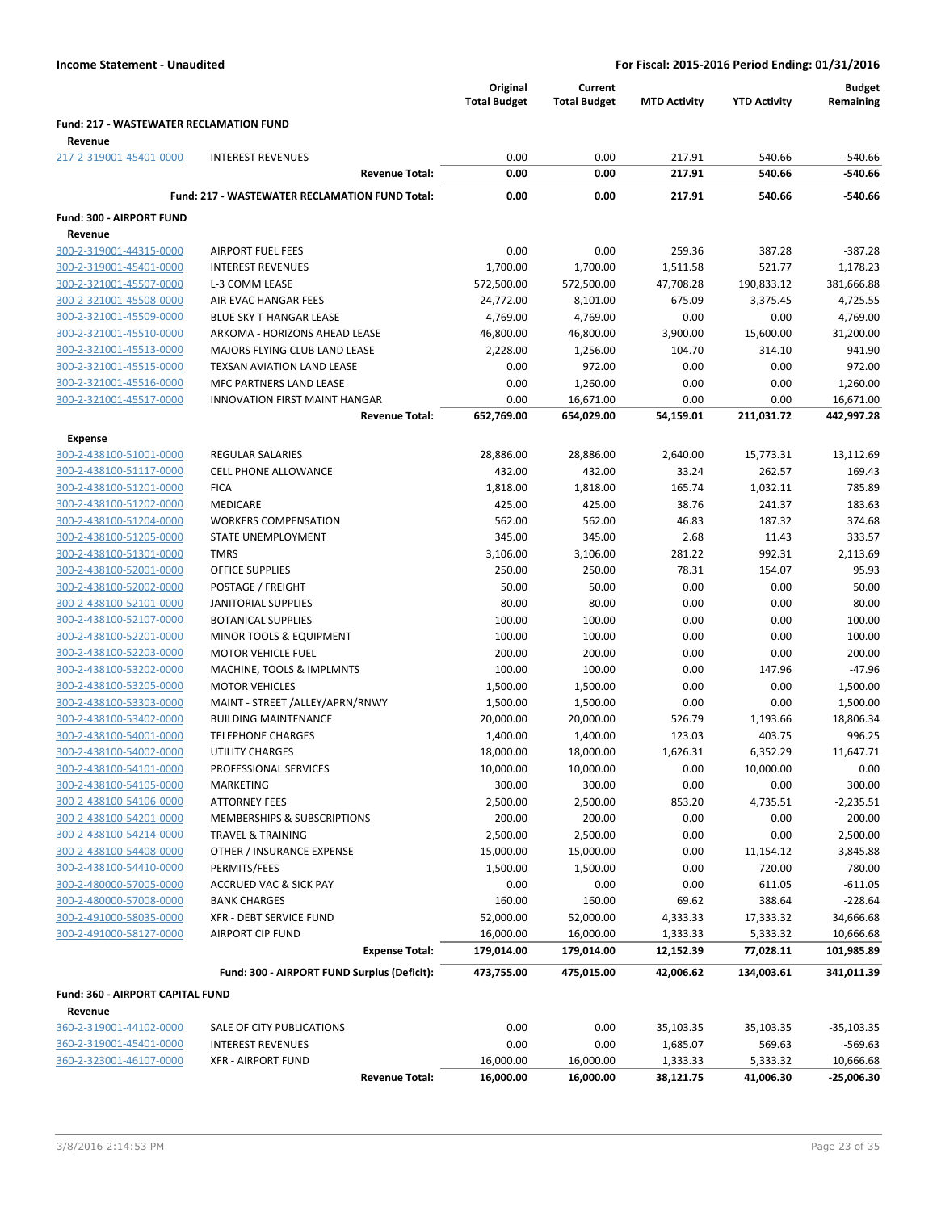**Income Statement - Unaudited** | **For Fiscal: 2015-2016 Period Ending: 01/31/2016**

| | | Original Total Budget | Current Total Budget | MTD Activity | YTD Activity | Budget Remaining |
|---|---|---|---|---|---|---|
| **Fund: 217 - WASTEWATER RECLAMATION FUND** | | | | | | |
| **Revenue** | | | | | | |
| 217-2-319001-45401-0000 | INTEREST REVENUES | 0.00 | 0.00 | 217.91 | 540.66 | -540.66 |
| | **Revenue Total:** | **0.00** | **0.00** | **217.91** | **540.66** | **-540.66** |
| | **Fund: 217 - WASTEWATER RECLAMATION FUND Total:** | **0.00** | **0.00** | **217.91** | **540.66** | **-540.66** |
| **Fund: 300 - AIRPORT FUND** | | | | | | |
| **Revenue** | | | | | | |
| 300-2-319001-44315-0000 | AIRPORT FUEL FEES | 0.00 | 0.00 | 259.36 | 387.28 | -387.28 |
| 300-2-319001-45401-0000 | INTEREST REVENUES | 1,700.00 | 1,700.00 | 1,511.58 | 521.77 | 1,178.23 |
| 300-2-321001-45507-0000 | L-3 COMM LEASE | 572,500.00 | 572,500.00 | 47,708.28 | 190,833.12 | 381,666.88 |
| 300-2-321001-45508-0000 | AIR EVAC HANGAR FEES | 24,772.00 | 8,101.00 | 675.09 | 3,375.45 | 4,725.55 |
| 300-2-321001-45509-0000 | BLUE SKY T-HANGAR LEASE | 4,769.00 | 4,769.00 | 0.00 | 0.00 | 4,769.00 |
| 300-2-321001-45510-0000 | ARKOMA - HORIZONS AHEAD LEASE | 46,800.00 | 46,800.00 | 3,900.00 | 15,600.00 | 31,200.00 |
| 300-2-321001-45513-0000 | MAJORS FLYING CLUB LAND LEASE | 2,228.00 | 1,256.00 | 104.70 | 314.10 | 941.90 |
| 300-2-321001-45515-0000 | TEXSAN AVIATION LAND LEASE | 0.00 | 972.00 | 0.00 | 0.00 | 972.00 |
| 300-2-321001-45516-0000 | MFC PARTNERS LAND LEASE | 0.00 | 1,260.00 | 0.00 | 0.00 | 1,260.00 |
| 300-2-321001-45517-0000 | INNOVATION FIRST MAINT HANGAR | 0.00 | 16,671.00 | 0.00 | 0.00 | 16,671.00 |
| | **Revenue Total:** | **652,769.00** | **654,029.00** | **54,159.01** | **211,031.72** | **442,997.28** |
| **Expense** | | | | | | |
| 300-2-438100-51001-0000 | REGULAR SALARIES | 28,886.00 | 28,886.00 | 2,640.00 | 15,773.31 | 13,112.69 |
| 300-2-438100-51117-0000 | CELL PHONE ALLOWANCE | 432.00 | 432.00 | 33.24 | 262.57 | 169.43 |
| 300-2-438100-51201-0000 | FICA | 1,818.00 | 1,818.00 | 165.74 | 1,032.11 | 785.89 |
| 300-2-438100-51202-0000 | MEDICARE | 425.00 | 425.00 | 38.76 | 241.37 | 183.63 |
| 300-2-438100-51204-0000 | WORKERS COMPENSATION | 562.00 | 562.00 | 46.83 | 187.32 | 374.68 |
| 300-2-438100-51205-0000 | STATE UNEMPLOYMENT | 345.00 | 345.00 | 2.68 | 11.43 | 333.57 |
| 300-2-438100-51301-0000 | TMRS | 3,106.00 | 3,106.00 | 281.22 | 992.31 | 2,113.69 |
| 300-2-438100-52001-0000 | OFFICE SUPPLIES | 250.00 | 250.00 | 78.31 | 154.07 | 95.93 |
| 300-2-438100-52002-0000 | POSTAGE / FREIGHT | 50.00 | 50.00 | 0.00 | 0.00 | 50.00 |
| 300-2-438100-52101-0000 | JANITORIAL SUPPLIES | 80.00 | 80.00 | 0.00 | 0.00 | 80.00 |
| 300-2-438100-52107-0000 | BOTANICAL SUPPLIES | 100.00 | 100.00 | 0.00 | 0.00 | 100.00 |
| 300-2-438100-52201-0000 | MINOR TOOLS & EQUIPMENT | 100.00 | 100.00 | 0.00 | 0.00 | 100.00 |
| 300-2-438100-52203-0000 | MOTOR VEHICLE FUEL | 200.00 | 200.00 | 0.00 | 0.00 | 200.00 |
| 300-2-438100-53202-0000 | MACHINE, TOOLS & IMPLMNTS | 100.00 | 100.00 | 0.00 | 147.96 | -47.96 |
| 300-2-438100-53205-0000 | MOTOR VEHICLES | 1,500.00 | 1,500.00 | 0.00 | 0.00 | 1,500.00 |
| 300-2-438100-53303-0000 | MAINT - STREET /ALLEY/APRN/RNWY | 1,500.00 | 1,500.00 | 0.00 | 0.00 | 1,500.00 |
| 300-2-438100-53402-0000 | BUILDING MAINTENANCE | 20,000.00 | 20,000.00 | 526.79 | 1,193.66 | 18,806.34 |
| 300-2-438100-54001-0000 | TELEPHONE CHARGES | 1,400.00 | 1,400.00 | 123.03 | 403.75 | 996.25 |
| 300-2-438100-54002-0000 | UTILITY CHARGES | 18,000.00 | 18,000.00 | 1,626.31 | 6,352.29 | 11,647.71 |
| 300-2-438100-54101-0000 | PROFESSIONAL SERVICES | 10,000.00 | 10,000.00 | 0.00 | 10,000.00 | 0.00 |
| 300-2-438100-54105-0000 | MARKETING | 300.00 | 300.00 | 0.00 | 0.00 | 300.00 |
| 300-2-438100-54106-0000 | ATTORNEY FEES | 2,500.00 | 2,500.00 | 853.20 | 4,735.51 | -2,235.51 |
| 300-2-438100-54201-0000 | MEMBERSHIPS & SUBSCRIPTIONS | 200.00 | 200.00 | 0.00 | 0.00 | 200.00 |
| 300-2-438100-54214-0000 | TRAVEL & TRAINING | 2,500.00 | 2,500.00 | 0.00 | 0.00 | 2,500.00 |
| 300-2-438100-54408-0000 | OTHER / INSURANCE EXPENSE | 15,000.00 | 15,000.00 | 0.00 | 11,154.12 | 3,845.88 |
| 300-2-438100-54410-0000 | PERMITS/FEES | 1,500.00 | 1,500.00 | 0.00 | 720.00 | 780.00 |
| 300-2-480000-57005-0000 | ACCRUED VAC & SICK PAY | 0.00 | 0.00 | 0.00 | 611.05 | -611.05 |
| 300-2-480000-57008-0000 | BANK CHARGES | 160.00 | 160.00 | 69.62 | 388.64 | -228.64 |
| 300-2-491000-58035-0000 | XFR - DEBT SERVICE FUND | 52,000.00 | 52,000.00 | 4,333.33 | 17,333.32 | 34,666.68 |
| 300-2-491000-58127-0000 | AIRPORT CIP FUND | 16,000.00 | 16,000.00 | 1,333.33 | 5,333.32 | 10,666.68 |
| | **Expense Total:** | **179,014.00** | **179,014.00** | **12,152.39** | **77,028.11** | **101,985.89** |
| | **Fund: 300 - AIRPORT FUND Surplus (Deficit):** | **473,755.00** | **475,015.00** | **42,006.62** | **134,003.61** | **341,011.39** |
| **Fund: 360 - AIRPORT CAPITAL FUND** | | | | | | |
| **Revenue** | | | | | | |
| 360-2-319001-44102-0000 | SALE OF CITY PUBLICATIONS | 0.00 | 0.00 | 35,103.35 | 35,103.35 | -35,103.35 |
| 360-2-319001-45401-0000 | INTEREST REVENUES | 0.00 | 0.00 | 1,685.07 | 569.63 | -569.63 |
| 360-2-323001-46107-0000 | XFR - AIRPORT FUND | 16,000.00 | 16,000.00 | 1,333.33 | 5,333.32 | 10,666.68 |
| | **Revenue Total:** | **16,000.00** | **16,000.00** | **38,121.75** | **41,006.30** | **-25,006.30** |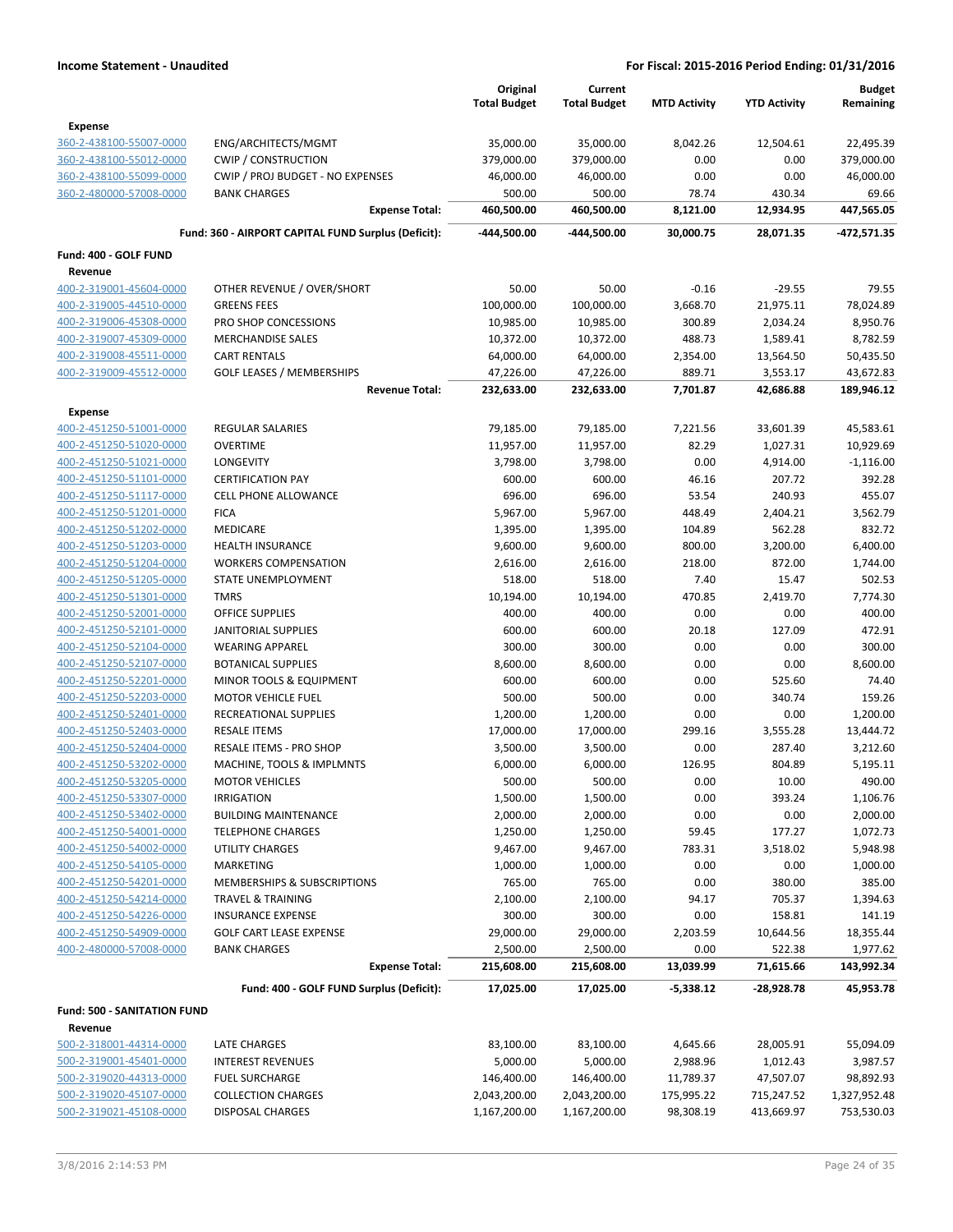**Income Statement - Unaudited** | **For Fiscal: 2015-2016 Period Ending: 01/31/2016**

| | | Original Total Budget | Current Total Budget | MTD Activity | YTD Activity | Budget Remaining |
|---|---|---|---|---|---|---|
| **Expense** | | | | | | |
| 360-2-438100-55007-0000 | ENG/ARCHITECTS/MGMT | 35,000.00 | 35,000.00 | 8,042.26 | 12,504.61 | 22,495.39 |
| 360-2-438100-55012-0000 | CWIP / CONSTRUCTION | 379,000.00 | 379,000.00 | 0.00 | 0.00 | 379,000.00 |
| 360-2-438100-55099-0000 | CWIP / PROJ BUDGET - NO EXPENSES | 46,000.00 | 46,000.00 | 0.00 | 0.00 | 46,000.00 |
| 360-2-480000-57008-0000 | BANK CHARGES | 500.00 | 500.00 | 78.74 | 430.34 | 69.66 |
| | **Expense Total:** | **460,500.00** | **460,500.00** | **8,121.00** | **12,934.95** | **447,565.05** |
| | **Fund: 360 - AIRPORT CAPITAL FUND Surplus (Deficit):** | **-444,500.00** | **-444,500.00** | **30,000.75** | **28,071.35** | **-472,571.35** |
| **Fund: 400 - GOLF FUND** | | | | | | |
| **Revenue** | | | | | | |
| 400-2-319001-45604-0000 | OTHER REVENUE / OVER/SHORT | 50.00 | 50.00 | -0.16 | -29.55 | 79.55 |
| 400-2-319005-44510-0000 | GREENS FEES | 100,000.00 | 100,000.00 | 3,668.70 | 21,975.11 | 78,024.89 |
| 400-2-319006-45308-0000 | PRO SHOP CONCESSIONS | 10,985.00 | 10,985.00 | 300.89 | 2,034.24 | 8,950.76 |
| 400-2-319007-45309-0000 | MERCHANDISE SALES | 10,372.00 | 10,372.00 | 488.73 | 1,589.41 | 8,782.59 |
| 400-2-319008-45511-0000 | CART RENTALS | 64,000.00 | 64,000.00 | 2,354.00 | 13,564.50 | 50,435.50 |
| 400-2-319009-45512-0000 | GOLF LEASES / MEMBERSHIPS | 47,226.00 | 47,226.00 | 889.71 | 3,553.17 | 43,672.83 |
| | **Revenue Total:** | **232,633.00** | **232,633.00** | **7,701.87** | **42,686.88** | **189,946.12** |
| **Expense** | | | | | | |
| 400-2-451250-51001-0000 | REGULAR SALARIES | 79,185.00 | 79,185.00 | 7,221.56 | 33,601.39 | 45,583.61 |
| 400-2-451250-51020-0000 | OVERTIME | 11,957.00 | 11,957.00 | 82.29 | 1,027.31 | 10,929.69 |
| 400-2-451250-51021-0000 | LONGEVITY | 3,798.00 | 3,798.00 | 0.00 | 4,914.00 | -1,116.00 |
| 400-2-451250-51101-0000 | CERTIFICATION PAY | 600.00 | 600.00 | 46.16 | 207.72 | 392.28 |
| 400-2-451250-51117-0000 | CELL PHONE ALLOWANCE | 696.00 | 696.00 | 53.54 | 240.93 | 455.07 |
| 400-2-451250-51201-0000 | FICA | 5,967.00 | 5,967.00 | 448.49 | 2,404.21 | 3,562.79 |
| 400-2-451250-51202-0000 | MEDICARE | 1,395.00 | 1,395.00 | 104.89 | 562.28 | 832.72 |
| 400-2-451250-51203-0000 | HEALTH INSURANCE | 9,600.00 | 9,600.00 | 800.00 | 3,200.00 | 6,400.00 |
| 400-2-451250-51204-0000 | WORKERS COMPENSATION | 2,616.00 | 2,616.00 | 218.00 | 872.00 | 1,744.00 |
| 400-2-451250-51205-0000 | STATE UNEMPLOYMENT | 518.00 | 518.00 | 7.40 | 15.47 | 502.53 |
| 400-2-451250-51301-0000 | TMRS | 10,194.00 | 10,194.00 | 470.85 | 2,419.70 | 7,774.30 |
| 400-2-451250-52001-0000 | OFFICE SUPPLIES | 400.00 | 400.00 | 0.00 | 0.00 | 400.00 |
| 400-2-451250-52101-0000 | JANITORIAL SUPPLIES | 600.00 | 600.00 | 20.18 | 127.09 | 472.91 |
| 400-2-451250-52104-0000 | WEARING APPAREL | 300.00 | 300.00 | 0.00 | 0.00 | 300.00 |
| 400-2-451250-52107-0000 | BOTANICAL SUPPLIES | 8,600.00 | 8,600.00 | 0.00 | 0.00 | 8,600.00 |
| 400-2-451250-52201-0000 | MINOR TOOLS & EQUIPMENT | 600.00 | 600.00 | 0.00 | 525.60 | 74.40 |
| 400-2-451250-52203-0000 | MOTOR VEHICLE FUEL | 500.00 | 500.00 | 0.00 | 340.74 | 159.26 |
| 400-2-451250-52401-0000 | RECREATIONAL SUPPLIES | 1,200.00 | 1,200.00 | 0.00 | 0.00 | 1,200.00 |
| 400-2-451250-52403-0000 | RESALE ITEMS | 17,000.00 | 17,000.00 | 299.16 | 3,555.28 | 13,444.72 |
| 400-2-451250-52404-0000 | RESALE ITEMS - PRO SHOP | 3,500.00 | 3,500.00 | 0.00 | 287.40 | 3,212.60 |
| 400-2-451250-53202-0000 | MACHINE, TOOLS & IMPLMNTS | 6,000.00 | 6,000.00 | 126.95 | 804.89 | 5,195.11 |
| 400-2-451250-53205-0000 | MOTOR VEHICLES | 500.00 | 500.00 | 0.00 | 10.00 | 490.00 |
| 400-2-451250-53307-0000 | IRRIGATION | 1,500.00 | 1,500.00 | 0.00 | 393.24 | 1,106.76 |
| 400-2-451250-53402-0000 | BUILDING MAINTENANCE | 2,000.00 | 2,000.00 | 0.00 | 0.00 | 2,000.00 |
| 400-2-451250-54001-0000 | TELEPHONE CHARGES | 1,250.00 | 1,250.00 | 59.45 | 177.27 | 1,072.73 |
| 400-2-451250-54002-0000 | UTILITY CHARGES | 9,467.00 | 9,467.00 | 783.31 | 3,518.02 | 5,948.98 |
| 400-2-451250-54105-0000 | MARKETING | 1,000.00 | 1,000.00 | 0.00 | 0.00 | 1,000.00 |
| 400-2-451250-54201-0000 | MEMBERSHIPS & SUBSCRIPTIONS | 765.00 | 765.00 | 0.00 | 380.00 | 385.00 |
| 400-2-451250-54214-0000 | TRAVEL & TRAINING | 2,100.00 | 2,100.00 | 94.17 | 705.37 | 1,394.63 |
| 400-2-451250-54226-0000 | INSURANCE EXPENSE | 300.00 | 300.00 | 0.00 | 158.81 | 141.19 |
| 400-2-451250-54909-0000 | GOLF CART LEASE EXPENSE | 29,000.00 | 29,000.00 | 2,203.59 | 10,644.56 | 18,355.44 |
| 400-2-480000-57008-0000 | BANK CHARGES | 2,500.00 | 2,500.00 | 0.00 | 522.38 | 1,977.62 |
| | **Expense Total:** | **215,608.00** | **215,608.00** | **13,039.99** | **71,615.66** | **143,992.34** |
| | **Fund: 400 - GOLF FUND Surplus (Deficit):** | **17,025.00** | **17,025.00** | **-5,338.12** | **-28,928.78** | **45,953.78** |
| **Fund: 500 - SANITATION FUND** | | | | | | |
| **Revenue** | | | | | | |
| 500-2-318001-44314-0000 | LATE CHARGES | 83,100.00 | 83,100.00 | 4,645.66 | 28,005.91 | 55,094.09 |
| 500-2-319001-45401-0000 | INTEREST REVENUES | 5,000.00 | 5,000.00 | 2,988.96 | 1,012.43 | 3,987.57 |
| 500-2-319020-44313-0000 | FUEL SURCHARGE | 146,400.00 | 146,400.00 | 11,789.37 | 47,507.07 | 98,892.93 |
| 500-2-319020-45107-0000 | COLLECTION CHARGES | 2,043,200.00 | 2,043,200.00 | 175,995.22 | 715,247.52 | 1,327,952.48 |
| 500-2-319021-45108-0000 | DISPOSAL CHARGES | 1,167,200.00 | 1,167,200.00 | 98,308.19 | 413,669.97 | 753,530.03 |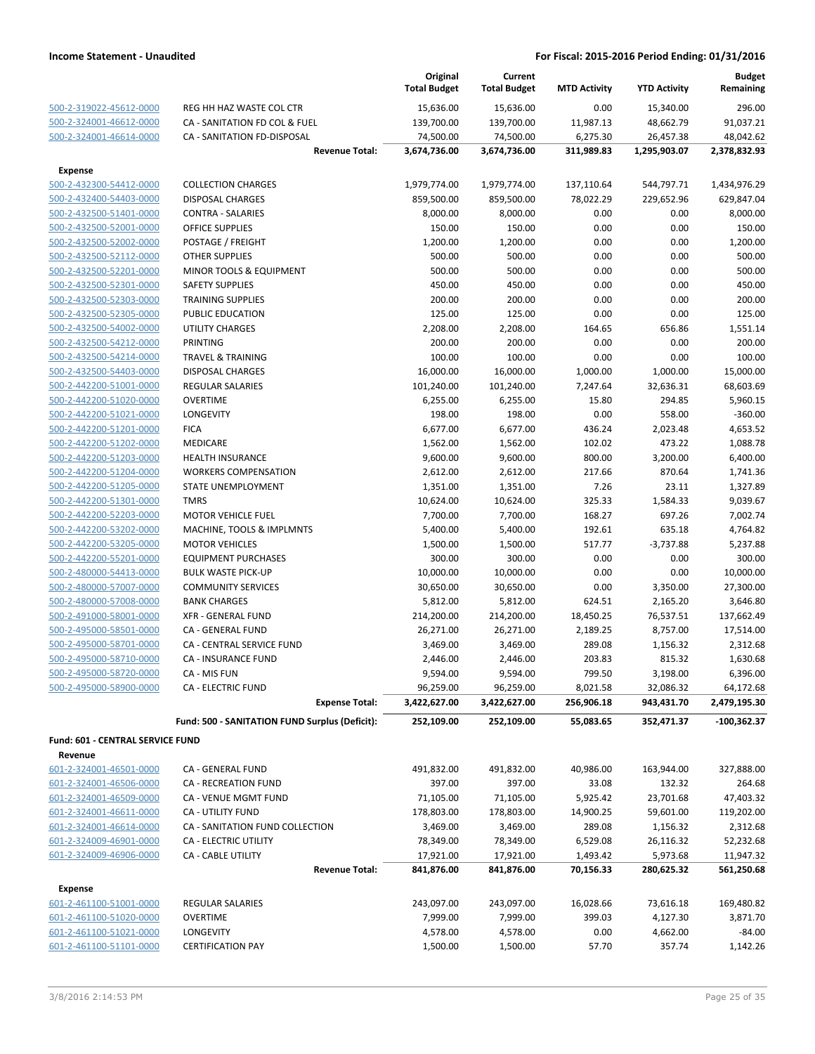**Income Statement - Unaudited** — **For Fiscal: 2015-2016 Period Ending: 01/31/2016**

| | | Original Total Budget | Current Total Budget | MTD Activity | YTD Activity | Budget Remaining |
|---|---|---|---|---|---|---|
| 500-2-319022-45612-0000 | REG HH HAZ WASTE COL CTR | 15,636.00 | 15,636.00 | 0.00 | 15,340.00 | 296.00 |
| 500-2-324001-46612-0000 | CA - SANITATION FD COL & FUEL | 139,700.00 | 139,700.00 | 11,987.13 | 48,662.79 | 91,037.21 |
| 500-2-324001-46614-0000 | CA - SANITATION FD-DISPOSAL | 74,500.00 | 74,500.00 | 6,275.30 | 26,457.38 | 48,042.62 |
| | **Revenue Total:** | **3,674,736.00** | **3,674,736.00** | **311,989.83** | **1,295,903.07** | **2,378,832.93** |
| **Expense** | | | | | | |
| 500-2-432300-54412-0000 | COLLECTION CHARGES | 1,979,774.00 | 1,979,774.00 | 137,110.64 | 544,797.71 | 1,434,976.29 |
| 500-2-432400-54403-0000 | DISPOSAL CHARGES | 859,500.00 | 859,500.00 | 78,022.29 | 229,652.96 | 629,847.04 |
| 500-2-432500-51401-0000 | CONTRA - SALARIES | 8,000.00 | 8,000.00 | 0.00 | 0.00 | 8,000.00 |
| 500-2-432500-52001-0000 | OFFICE SUPPLIES | 150.00 | 150.00 | 0.00 | 0.00 | 150.00 |
| 500-2-432500-52002-0000 | POSTAGE / FREIGHT | 1,200.00 | 1,200.00 | 0.00 | 0.00 | 1,200.00 |
| 500-2-432500-52112-0000 | OTHER SUPPLIES | 500.00 | 500.00 | 0.00 | 0.00 | 500.00 |
| 500-2-432500-52201-0000 | MINOR TOOLS & EQUIPMENT | 500.00 | 500.00 | 0.00 | 0.00 | 500.00 |
| 500-2-432500-52301-0000 | SAFETY SUPPLIES | 450.00 | 450.00 | 0.00 | 0.00 | 450.00 |
| 500-2-432500-52303-0000 | TRAINING SUPPLIES | 200.00 | 200.00 | 0.00 | 0.00 | 200.00 |
| 500-2-432500-52305-0000 | PUBLIC EDUCATION | 125.00 | 125.00 | 0.00 | 0.00 | 125.00 |
| 500-2-432500-54002-0000 | UTILITY CHARGES | 2,208.00 | 2,208.00 | 164.65 | 656.86 | 1,551.14 |
| 500-2-432500-54212-0000 | PRINTING | 200.00 | 200.00 | 0.00 | 0.00 | 200.00 |
| 500-2-432500-54214-0000 | TRAVEL & TRAINING | 100.00 | 100.00 | 0.00 | 0.00 | 100.00 |
| 500-2-432500-54403-0000 | DISPOSAL CHARGES | 16,000.00 | 16,000.00 | 1,000.00 | 1,000.00 | 15,000.00 |
| 500-2-442200-51001-0000 | REGULAR SALARIES | 101,240.00 | 101,240.00 | 7,247.64 | 32,636.31 | 68,603.69 |
| 500-2-442200-51020-0000 | OVERTIME | 6,255.00 | 6,255.00 | 15.80 | 294.85 | 5,960.15 |
| 500-2-442200-51021-0000 | LONGEVITY | 198.00 | 198.00 | 0.00 | 558.00 | -360.00 |
| 500-2-442200-51201-0000 | FICA | 6,677.00 | 6,677.00 | 436.24 | 2,023.48 | 4,653.52 |
| 500-2-442200-51202-0000 | MEDICARE | 1,562.00 | 1,562.00 | 102.02 | 473.22 | 1,088.78 |
| 500-2-442200-51203-0000 | HEALTH INSURANCE | 9,600.00 | 9,600.00 | 800.00 | 3,200.00 | 6,400.00 |
| 500-2-442200-51204-0000 | WORKERS COMPENSATION | 2,612.00 | 2,612.00 | 217.66 | 870.64 | 1,741.36 |
| 500-2-442200-51205-0000 | STATE UNEMPLOYMENT | 1,351.00 | 1,351.00 | 7.26 | 23.11 | 1,327.89 |
| 500-2-442200-51301-0000 | TMRS | 10,624.00 | 10,624.00 | 325.33 | 1,584.33 | 9,039.67 |
| 500-2-442200-52203-0000 | MOTOR VEHICLE FUEL | 7,700.00 | 7,700.00 | 168.27 | 697.26 | 7,002.74 |
| 500-2-442200-53202-0000 | MACHINE, TOOLS & IMPLMNTS | 5,400.00 | 5,400.00 | 192.61 | 635.18 | 4,764.82 |
| 500-2-442200-53205-0000 | MOTOR VEHICLES | 1,500.00 | 1,500.00 | 517.77 | -3,737.88 | 5,237.88 |
| 500-2-442200-55201-0000 | EQUIPMENT PURCHASES | 300.00 | 300.00 | 0.00 | 0.00 | 300.00 |
| 500-2-480000-54413-0000 | BULK WASTE PICK-UP | 10,000.00 | 10,000.00 | 0.00 | 0.00 | 10,000.00 |
| 500-2-480000-57007-0000 | COMMUNITY SERVICES | 30,650.00 | 30,650.00 | 0.00 | 3,350.00 | 27,300.00 |
| 500-2-480000-57008-0000 | BANK CHARGES | 5,812.00 | 5,812.00 | 624.51 | 2,165.20 | 3,646.80 |
| 500-2-491000-58001-0000 | XFR - GENERAL FUND | 214,200.00 | 214,200.00 | 18,450.25 | 76,537.51 | 137,662.49 |
| 500-2-495000-58501-0000 | CA - GENERAL FUND | 26,271.00 | 26,271.00 | 2,189.25 | 8,757.00 | 17,514.00 |
| 500-2-495000-58701-0000 | CA - CENTRAL SERVICE FUND | 3,469.00 | 3,469.00 | 289.08 | 1,156.32 | 2,312.68 |
| 500-2-495000-58710-0000 | CA - INSURANCE FUND | 2,446.00 | 2,446.00 | 203.83 | 815.32 | 1,630.68 |
| 500-2-495000-58720-0000 | CA - MIS FUN | 9,594.00 | 9,594.00 | 799.50 | 3,198.00 | 6,396.00 |
| 500-2-495000-58900-0000 | CA - ELECTRIC FUND | 96,259.00 | 96,259.00 | 8,021.58 | 32,086.32 | 64,172.68 |
| | **Expense Total:** | **3,422,627.00** | **3,422,627.00** | **256,906.18** | **943,431.70** | **2,479,195.30** |
| | **Fund: 500 - SANITATION FUND Surplus (Deficit):** | **252,109.00** | **252,109.00** | **55,083.65** | **352,471.37** | **-100,362.37** |
| **Fund: 601 - CENTRAL SERVICE FUND** | | | | | | |
| **Revenue** | | | | | | |
| 601-2-324001-46501-0000 | CA - GENERAL FUND | 491,832.00 | 491,832.00 | 40,986.00 | 163,944.00 | 327,888.00 |
| 601-2-324001-46506-0000 | CA - RECREATION FUND | 397.00 | 397.00 | 33.08 | 132.32 | 264.68 |
| 601-2-324001-46509-0000 | CA - VENUE MGMT FUND | 71,105.00 | 71,105.00 | 5,925.42 | 23,701.68 | 47,403.32 |
| 601-2-324001-46611-0000 | CA - UTILITY FUND | 178,803.00 | 178,803.00 | 14,900.25 | 59,601.00 | 119,202.00 |
| 601-2-324001-46614-0000 | CA - SANITATION FUND COLLECTION | 3,469.00 | 3,469.00 | 289.08 | 1,156.32 | 2,312.68 |
| 601-2-324009-46901-0000 | CA - ELECTRIC UTILITY | 78,349.00 | 78,349.00 | 6,529.08 | 26,116.32 | 52,232.68 |
| 601-2-324009-46906-0000 | CA - CABLE UTILITY | 17,921.00 | 17,921.00 | 1,493.42 | 5,973.68 | 11,947.32 |
| | **Revenue Total:** | **841,876.00** | **841,876.00** | **70,156.33** | **280,625.32** | **561,250.68** |
| **Expense** | | | | | | |
| 601-2-461100-51001-0000 | REGULAR SALARIES | 243,097.00 | 243,097.00 | 16,028.66 | 73,616.18 | 169,480.82 |
| 601-2-461100-51020-0000 | OVERTIME | 7,999.00 | 7,999.00 | 399.03 | 4,127.30 | 3,871.70 |
| 601-2-461100-51021-0000 | LONGEVITY | 4,578.00 | 4,578.00 | 0.00 | 4,662.00 | -84.00 |
| 601-2-461100-51101-0000 | CERTIFICATION PAY | 1,500.00 | 1,500.00 | 57.70 | 357.74 | 1,142.26 |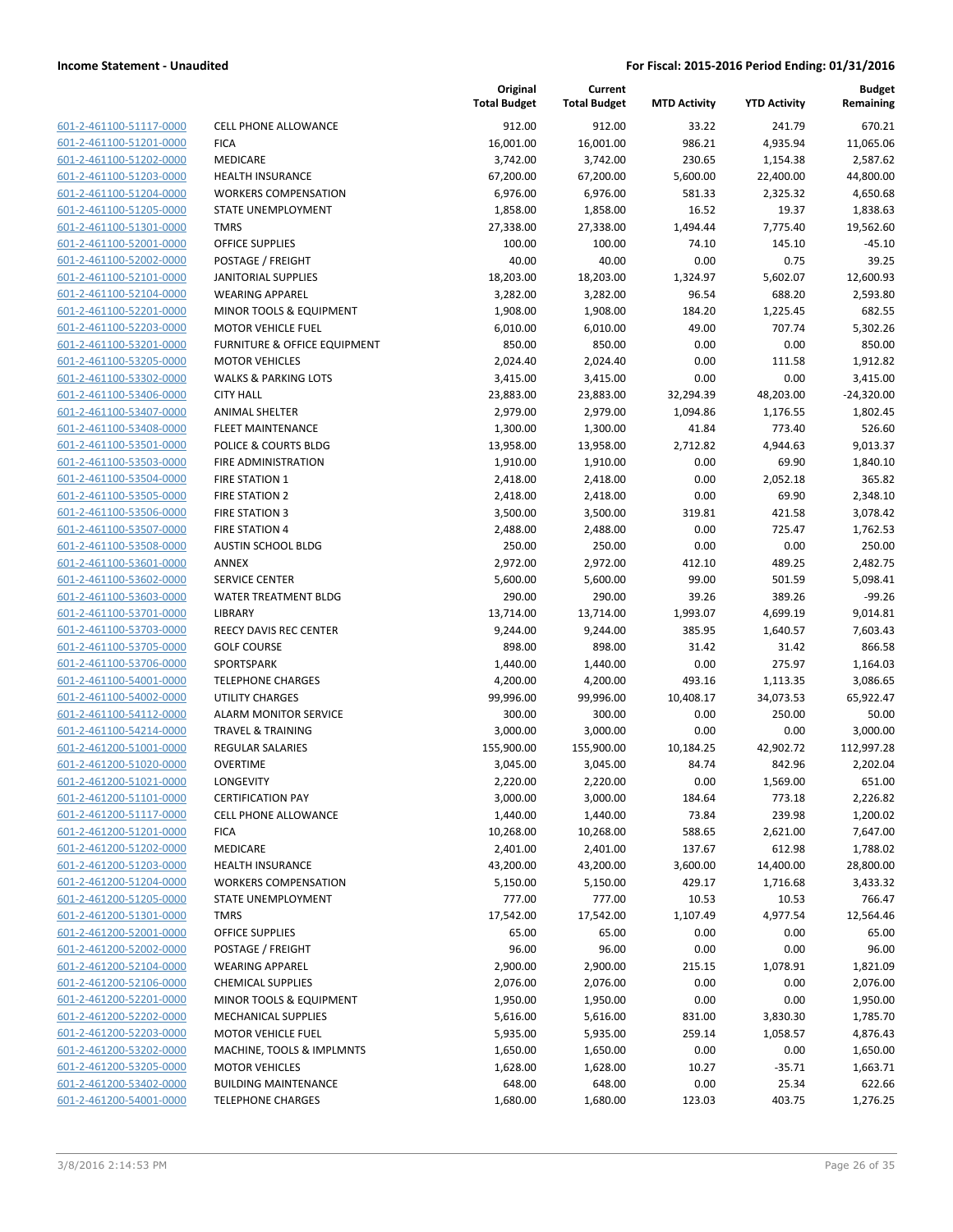**Income Statement - Unaudited** — **For Fiscal: 2015-2016 Period Ending: 01/31/2016**

| | | Original Total Budget | Current Total Budget | MTD Activity | YTD Activity | Budget Remaining |
|---|---|---|---|---|---|---|
| 601-2-461100-51117-0000 | CELL PHONE ALLOWANCE | 912.00 | 912.00 | 33.22 | 241.79 | 670.21 |
| 601-2-461100-51201-0000 | FICA | 16,001.00 | 16,001.00 | 986.21 | 4,935.94 | 11,065.06 |
| 601-2-461100-51202-0000 | MEDICARE | 3,742.00 | 3,742.00 | 230.65 | 1,154.38 | 2,587.62 |
| 601-2-461100-51203-0000 | HEALTH INSURANCE | 67,200.00 | 67,200.00 | 5,600.00 | 22,400.00 | 44,800.00 |
| 601-2-461100-51204-0000 | WORKERS COMPENSATION | 6,976.00 | 6,976.00 | 581.33 | 2,325.32 | 4,650.68 |
| 601-2-461100-51205-0000 | STATE UNEMPLOYMENT | 1,858.00 | 1,858.00 | 16.52 | 19.37 | 1,838.63 |
| 601-2-461100-51301-0000 | TMRS | 27,338.00 | 27,338.00 | 1,494.44 | 7,775.40 | 19,562.60 |
| 601-2-461100-52001-0000 | OFFICE SUPPLIES | 100.00 | 100.00 | 74.10 | 145.10 | -45.10 |
| 601-2-461100-52002-0000 | POSTAGE / FREIGHT | 40.00 | 40.00 | 0.00 | 0.75 | 39.25 |
| 601-2-461100-52101-0000 | JANITORIAL SUPPLIES | 18,203.00 | 18,203.00 | 1,324.97 | 5,602.07 | 12,600.93 |
| 601-2-461100-52104-0000 | WEARING APPAREL | 3,282.00 | 3,282.00 | 96.54 | 688.20 | 2,593.80 |
| 601-2-461100-52201-0000 | MINOR TOOLS & EQUIPMENT | 1,908.00 | 1,908.00 | 184.20 | 1,225.45 | 682.55 |
| 601-2-461100-52203-0000 | MOTOR VEHICLE FUEL | 6,010.00 | 6,010.00 | 49.00 | 707.74 | 5,302.26 |
| 601-2-461100-53201-0000 | FURNITURE & OFFICE EQUIPMENT | 850.00 | 850.00 | 0.00 | 0.00 | 850.00 |
| 601-2-461100-53205-0000 | MOTOR VEHICLES | 2,024.40 | 2,024.40 | 0.00 | 111.58 | 1,912.82 |
| 601-2-461100-53302-0000 | WALKS & PARKING LOTS | 3,415.00 | 3,415.00 | 0.00 | 0.00 | 3,415.00 |
| 601-2-461100-53406-0000 | CITY HALL | 23,883.00 | 23,883.00 | 32,294.39 | 48,203.00 | -24,320.00 |
| 601-2-461100-53407-0000 | ANIMAL SHELTER | 2,979.00 | 2,979.00 | 1,094.86 | 1,176.55 | 1,802.45 |
| 601-2-461100-53408-0000 | FLEET MAINTENANCE | 1,300.00 | 1,300.00 | 41.84 | 773.40 | 526.60 |
| 601-2-461100-53501-0000 | POLICE & COURTS BLDG | 13,958.00 | 13,958.00 | 2,712.82 | 4,944.63 | 9,013.37 |
| 601-2-461100-53503-0000 | FIRE ADMINISTRATION | 1,910.00 | 1,910.00 | 0.00 | 69.90 | 1,840.10 |
| 601-2-461100-53504-0000 | FIRE STATION 1 | 2,418.00 | 2,418.00 | 0.00 | 2,052.18 | 365.82 |
| 601-2-461100-53505-0000 | FIRE STATION 2 | 2,418.00 | 2,418.00 | 0.00 | 69.90 | 2,348.10 |
| 601-2-461100-53506-0000 | FIRE STATION 3 | 3,500.00 | 3,500.00 | 319.81 | 421.58 | 3,078.42 |
| 601-2-461100-53507-0000 | FIRE STATION 4 | 2,488.00 | 2,488.00 | 0.00 | 725.47 | 1,762.53 |
| 601-2-461100-53508-0000 | AUSTIN SCHOOL BLDG | 250.00 | 250.00 | 0.00 | 0.00 | 250.00 |
| 601-2-461100-53601-0000 | ANNEX | 2,972.00 | 2,972.00 | 412.10 | 489.25 | 2,482.75 |
| 601-2-461100-53602-0000 | SERVICE CENTER | 5,600.00 | 5,600.00 | 99.00 | 501.59 | 5,098.41 |
| 601-2-461100-53603-0000 | WATER TREATMENT BLDG | 290.00 | 290.00 | 39.26 | 389.26 | -99.26 |
| 601-2-461100-53701-0000 | LIBRARY | 13,714.00 | 13,714.00 | 1,993.07 | 4,699.19 | 9,014.81 |
| 601-2-461100-53703-0000 | REECY DAVIS REC CENTER | 9,244.00 | 9,244.00 | 385.95 | 1,640.57 | 7,603.43 |
| 601-2-461100-53705-0000 | GOLF COURSE | 898.00 | 898.00 | 31.42 | 31.42 | 866.58 |
| 601-2-461100-53706-0000 | SPORTSPARK | 1,440.00 | 1,440.00 | 0.00 | 275.97 | 1,164.03 |
| 601-2-461100-54001-0000 | TELEPHONE CHARGES | 4,200.00 | 4,200.00 | 493.16 | 1,113.35 | 3,086.65 |
| 601-2-461100-54002-0000 | UTILITY CHARGES | 99,996.00 | 99,996.00 | 10,408.17 | 34,073.53 | 65,922.47 |
| 601-2-461100-54112-0000 | ALARM MONITOR SERVICE | 300.00 | 300.00 | 0.00 | 250.00 | 50.00 |
| 601-2-461100-54214-0000 | TRAVEL & TRAINING | 3,000.00 | 3,000.00 | 0.00 | 0.00 | 3,000.00 |
| 601-2-461200-51001-0000 | REGULAR SALARIES | 155,900.00 | 155,900.00 | 10,184.25 | 42,902.72 | 112,997.28 |
| 601-2-461200-51020-0000 | OVERTIME | 3,045.00 | 3,045.00 | 84.74 | 842.96 | 2,202.04 |
| 601-2-461200-51021-0000 | LONGEVITY | 2,220.00 | 2,220.00 | 0.00 | 1,569.00 | 651.00 |
| 601-2-461200-51101-0000 | CERTIFICATION PAY | 3,000.00 | 3,000.00 | 184.64 | 773.18 | 2,226.82 |
| 601-2-461200-51117-0000 | CELL PHONE ALLOWANCE | 1,440.00 | 1,440.00 | 73.84 | 239.98 | 1,200.02 |
| 601-2-461200-51201-0000 | FICA | 10,268.00 | 10,268.00 | 588.65 | 2,621.00 | 7,647.00 |
| 601-2-461200-51202-0000 | MEDICARE | 2,401.00 | 2,401.00 | 137.67 | 612.98 | 1,788.02 |
| 601-2-461200-51203-0000 | HEALTH INSURANCE | 43,200.00 | 43,200.00 | 3,600.00 | 14,400.00 | 28,800.00 |
| 601-2-461200-51204-0000 | WORKERS COMPENSATION | 5,150.00 | 5,150.00 | 429.17 | 1,716.68 | 3,433.32 |
| 601-2-461200-51205-0000 | STATE UNEMPLOYMENT | 777.00 | 777.00 | 10.53 | 10.53 | 766.47 |
| 601-2-461200-51301-0000 | TMRS | 17,542.00 | 17,542.00 | 1,107.49 | 4,977.54 | 12,564.46 |
| 601-2-461200-52001-0000 | OFFICE SUPPLIES | 65.00 | 65.00 | 0.00 | 0.00 | 65.00 |
| 601-2-461200-52002-0000 | POSTAGE / FREIGHT | 96.00 | 96.00 | 0.00 | 0.00 | 96.00 |
| 601-2-461200-52104-0000 | WEARING APPAREL | 2,900.00 | 2,900.00 | 215.15 | 1,078.91 | 1,821.09 |
| 601-2-461200-52106-0000 | CHEMICAL SUPPLIES | 2,076.00 | 2,076.00 | 0.00 | 0.00 | 2,076.00 |
| 601-2-461200-52201-0000 | MINOR TOOLS & EQUIPMENT | 1,950.00 | 1,950.00 | 0.00 | 0.00 | 1,950.00 |
| 601-2-461200-52202-0000 | MECHANICAL SUPPLIES | 5,616.00 | 5,616.00 | 831.00 | 3,830.30 | 1,785.70 |
| 601-2-461200-52203-0000 | MOTOR VEHICLE FUEL | 5,935.00 | 5,935.00 | 259.14 | 1,058.57 | 4,876.43 |
| 601-2-461200-53202-0000 | MACHINE, TOOLS & IMPLMNTS | 1,650.00 | 1,650.00 | 0.00 | 0.00 | 1,650.00 |
| 601-2-461200-53205-0000 | MOTOR VEHICLES | 1,628.00 | 1,628.00 | 10.27 | -35.71 | 1,663.71 |
| 601-2-461200-53402-0000 | BUILDING MAINTENANCE | 648.00 | 648.00 | 0.00 | 25.34 | 622.66 |
| 601-2-461200-54001-0000 | TELEPHONE CHARGES | 1,680.00 | 1,680.00 | 123.03 | 403.75 | 1,276.25 |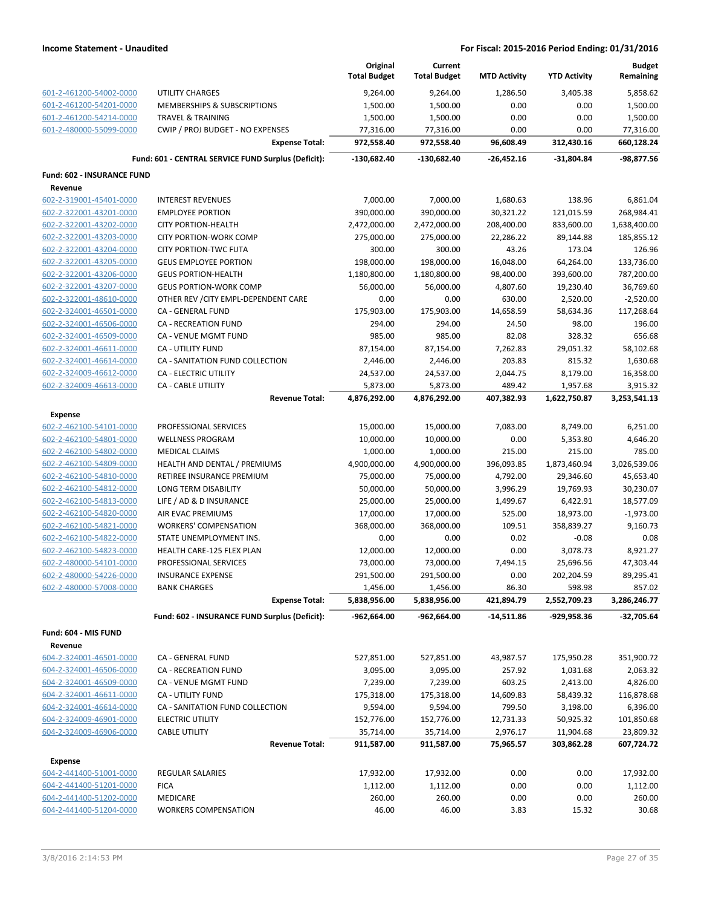**Income Statement - Unaudited** | **For Fiscal: 2015-2016 Period Ending: 01/31/2016**

| | | Original Total Budget | Current Total Budget | MTD Activity | YTD Activity | Budget Remaining |
|---|---|---|---|---|---|---|
| 601-2-461200-54002-0000 | UTILITY CHARGES | 9,264.00 | 9,264.00 | 1,286.50 | 3,405.38 | 5,858.62 |
| 601-2-461200-54201-0000 | MEMBERSHIPS & SUBSCRIPTIONS | 1,500.00 | 1,500.00 | 0.00 | 0.00 | 1,500.00 |
| 601-2-461200-54214-0000 | TRAVEL & TRAINING | 1,500.00 | 1,500.00 | 0.00 | 0.00 | 1,500.00 |
| 601-2-480000-55099-0000 | CWIP / PROJ BUDGET - NO EXPENSES | 77,316.00 | 77,316.00 | 0.00 | 0.00 | 77,316.00 |
| | **Expense Total:** | **972,558.40** | **972,558.40** | **96,608.49** | **312,430.16** | **660,128.24** |
| | **Fund: 601 - CENTRAL SERVICE FUND Surplus (Deficit):** | **-130,682.40** | **-130,682.40** | **-26,452.16** | **-31,804.84** | **-98,877.56** |
| **Fund: 602 - INSURANCE FUND** | | | | | | |
| **Revenue** | | | | | | |
| 602-2-319001-45401-0000 | INTEREST REVENUES | 7,000.00 | 7,000.00 | 1,680.63 | 138.96 | 6,861.04 |
| 602-2-322001-43201-0000 | EMPLOYEE PORTION | 390,000.00 | 390,000.00 | 30,321.22 | 121,015.59 | 268,984.41 |
| 602-2-322001-43202-0000 | CITY PORTION-HEALTH | 2,472,000.00 | 2,472,000.00 | 208,400.00 | 833,600.00 | 1,638,400.00 |
| 602-2-322001-43203-0000 | CITY PORTION-WORK COMP | 275,000.00 | 275,000.00 | 22,286.22 | 89,144.88 | 185,855.12 |
| 602-2-322001-43204-0000 | CITY PORTION-TWC FUTA | 300.00 | 300.00 | 43.26 | 173.04 | 126.96 |
| 602-2-322001-43205-0000 | GEUS EMPLOYEE PORTION | 198,000.00 | 198,000.00 | 16,048.00 | 64,264.00 | 133,736.00 |
| 602-2-322001-43206-0000 | GEUS PORTION-HEALTH | 1,180,800.00 | 1,180,800.00 | 98,400.00 | 393,600.00 | 787,200.00 |
| 602-2-322001-43207-0000 | GEUS PORTION-WORK COMP | 56,000.00 | 56,000.00 | 4,807.60 | 19,230.40 | 36,769.60 |
| 602-2-322001-48610-0000 | OTHER REV /CITY EMPL-DEPENDENT CARE | 0.00 | 0.00 | 630.00 | 2,520.00 | -2,520.00 |
| 602-2-324001-46501-0000 | CA - GENERAL FUND | 175,903.00 | 175,903.00 | 14,658.59 | 58,634.36 | 117,268.64 |
| 602-2-324001-46506-0000 | CA - RECREATION FUND | 294.00 | 294.00 | 24.50 | 98.00 | 196.00 |
| 602-2-324001-46509-0000 | CA - VENUE MGMT FUND | 985.00 | 985.00 | 82.08 | 328.32 | 656.68 |
| 602-2-324001-46611-0000 | CA - UTILITY FUND | 87,154.00 | 87,154.00 | 7,262.83 | 29,051.32 | 58,102.68 |
| 602-2-324001-46614-0000 | CA - SANITATION FUND COLLECTION | 2,446.00 | 2,446.00 | 203.83 | 815.32 | 1,630.68 |
| 602-2-324009-46612-0000 | CA - ELECTRIC UTILITY | 24,537.00 | 24,537.00 | 2,044.75 | 8,179.00 | 16,358.00 |
| 602-2-324009-46613-0000 | CA - CABLE UTILITY | 5,873.00 | 5,873.00 | 489.42 | 1,957.68 | 3,915.32 |
| | **Revenue Total:** | **4,876,292.00** | **4,876,292.00** | **407,382.93** | **1,622,750.87** | **3,253,541.13** |
| **Expense** | | | | | | |
| 602-2-462100-54101-0000 | PROFESSIONAL SERVICES | 15,000.00 | 15,000.00 | 7,083.00 | 8,749.00 | 6,251.00 |
| 602-2-462100-54801-0000 | WELLNESS PROGRAM | 10,000.00 | 10,000.00 | 0.00 | 5,353.80 | 4,646.20 |
| 602-2-462100-54802-0000 | MEDICAL CLAIMS | 1,000.00 | 1,000.00 | 215.00 | 215.00 | 785.00 |
| 602-2-462100-54809-0000 | HEALTH AND DENTAL / PREMIUMS | 4,900,000.00 | 4,900,000.00 | 396,093.85 | 1,873,460.94 | 3,026,539.06 |
| 602-2-462100-54810-0000 | RETIREE INSURANCE PREMIUM | 75,000.00 | 75,000.00 | 4,792.00 | 29,346.60 | 45,653.40 |
| 602-2-462100-54812-0000 | LONG TERM DISABILITY | 50,000.00 | 50,000.00 | 3,996.29 | 19,769.93 | 30,230.07 |
| 602-2-462100-54813-0000 | LIFE / AD & D INSURANCE | 25,000.00 | 25,000.00 | 1,499.67 | 6,422.91 | 18,577.09 |
| 602-2-462100-54820-0000 | AIR EVAC PREMIUMS | 17,000.00 | 17,000.00 | 525.00 | 18,973.00 | -1,973.00 |
| 602-2-462100-54821-0000 | WORKERS' COMPENSATION | 368,000.00 | 368,000.00 | 109.51 | 358,839.27 | 9,160.73 |
| 602-2-462100-54822-0000 | STATE UNEMPLOYMENT INS. | 0.00 | 0.00 | 0.02 | -0.08 | 0.08 |
| 602-2-462100-54823-0000 | HEALTH CARE-125 FLEX PLAN | 12,000.00 | 12,000.00 | 0.00 | 3,078.73 | 8,921.27 |
| 602-2-480000-54101-0000 | PROFESSIONAL SERVICES | 73,000.00 | 73,000.00 | 7,494.15 | 25,696.56 | 47,303.44 |
| 602-2-480000-54226-0000 | INSURANCE EXPENSE | 291,500.00 | 291,500.00 | 0.00 | 202,204.59 | 89,295.41 |
| 602-2-480000-57008-0000 | BANK CHARGES | 1,456.00 | 1,456.00 | 86.30 | 598.98 | 857.02 |
| | **Expense Total:** | **5,838,956.00** | **5,838,956.00** | **421,894.79** | **2,552,709.23** | **3,286,246.77** |
| | **Fund: 602 - INSURANCE FUND Surplus (Deficit):** | **-962,664.00** | **-962,664.00** | **-14,511.86** | **-929,958.36** | **-32,705.64** |
| **Fund: 604 - MIS FUND** | | | | | | |
| **Revenue** | | | | | | |
| 604-2-324001-46501-0000 | CA - GENERAL FUND | 527,851.00 | 527,851.00 | 43,987.57 | 175,950.28 | 351,900.72 |
| 604-2-324001-46506-0000 | CA - RECREATION FUND | 3,095.00 | 3,095.00 | 257.92 | 1,031.68 | 2,063.32 |
| 604-2-324001-46509-0000 | CA - VENUE MGMT FUND | 7,239.00 | 7,239.00 | 603.25 | 2,413.00 | 4,826.00 |
| 604-2-324001-46611-0000 | CA - UTILITY FUND | 175,318.00 | 175,318.00 | 14,609.83 | 58,439.32 | 116,878.68 |
| 604-2-324001-46614-0000 | CA - SANITATION FUND COLLECTION | 9,594.00 | 9,594.00 | 799.50 | 3,198.00 | 6,396.00 |
| 604-2-324009-46901-0000 | ELECTRIC UTILITY | 152,776.00 | 152,776.00 | 12,731.33 | 50,925.32 | 101,850.68 |
| 604-2-324009-46906-0000 | CABLE UTILITY | 35,714.00 | 35,714.00 | 2,976.17 | 11,904.68 | 23,809.32 |
| | **Revenue Total:** | **911,587.00** | **911,587.00** | **75,965.57** | **303,862.28** | **607,724.72** |
| **Expense** | | | | | | |
| 604-2-441400-51001-0000 | REGULAR SALARIES | 17,932.00 | 17,932.00 | 0.00 | 0.00 | 17,932.00 |
| 604-2-441400-51201-0000 | FICA | 1,112.00 | 1,112.00 | 0.00 | 0.00 | 1,112.00 |
| 604-2-441400-51202-0000 | MEDICARE | 260.00 | 260.00 | 0.00 | 0.00 | 260.00 |
| 604-2-441400-51204-0000 | WORKERS COMPENSATION | 46.00 | 46.00 | 3.83 | 15.32 | 30.68 |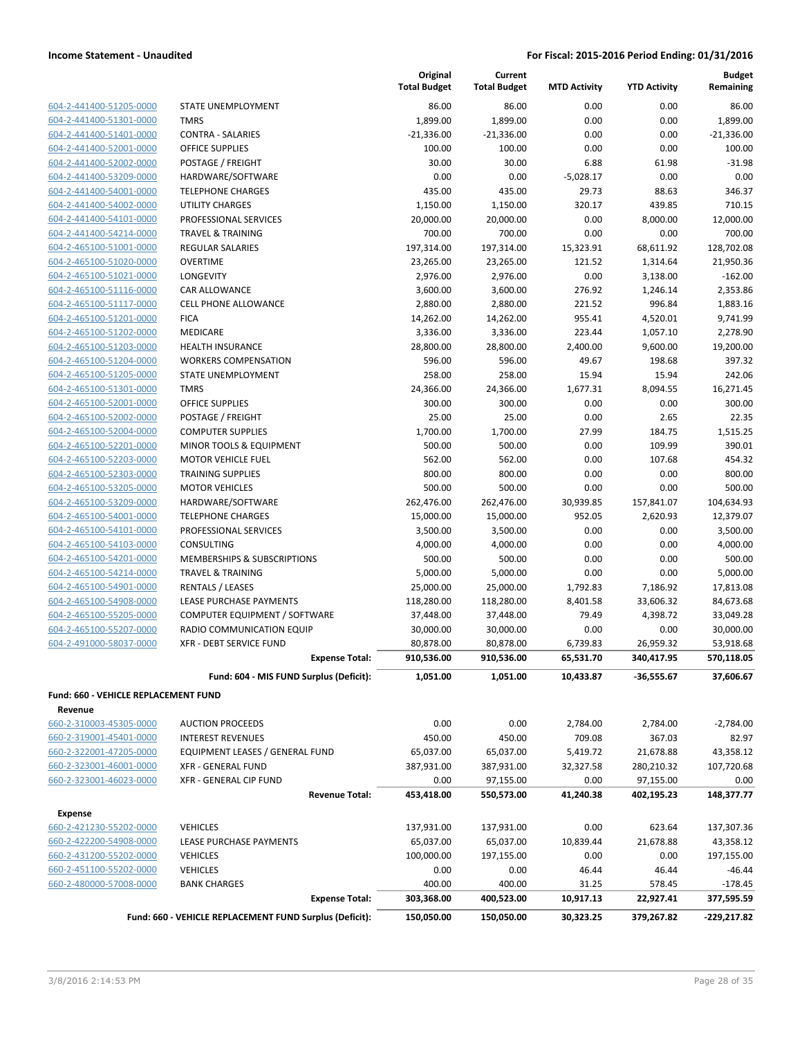| | | Original Total Budget | Current Total Budget | MTD Activity | YTD Activity | Budget Remaining |
|---|---|---|---|---|---|---|
| 604-2-441400-51205-0000 | STATE UNEMPLOYMENT | 86.00 | 86.00 | 0.00 | 0.00 | 86.00 |
| 604-2-441400-51301-0000 | TMRS | 1,899.00 | 1,899.00 | 0.00 | 0.00 | 1,899.00 |
| 604-2-441400-51401-0000 | CONTRA - SALARIES | -21,336.00 | -21,336.00 | 0.00 | 0.00 | -21,336.00 |
| 604-2-441400-52001-0000 | OFFICE SUPPLIES | 100.00 | 100.00 | 0.00 | 0.00 | 100.00 |
| 604-2-441400-52002-0000 | POSTAGE / FREIGHT | 30.00 | 30.00 | 6.88 | 61.98 | -31.98 |
| 604-2-441400-53209-0000 | HARDWARE/SOFTWARE | 0.00 | 0.00 | -5,028.17 | 0.00 | 0.00 |
| 604-2-441400-54001-0000 | TELEPHONE CHARGES | 435.00 | 435.00 | 29.73 | 88.63 | 346.37 |
| 604-2-441400-54002-0000 | UTILITY CHARGES | 1,150.00 | 1,150.00 | 320.17 | 439.85 | 710.15 |
| 604-2-441400-54101-0000 | PROFESSIONAL SERVICES | 20,000.00 | 20,000.00 | 0.00 | 8,000.00 | 12,000.00 |
| 604-2-441400-54214-0000 | TRAVEL & TRAINING | 700.00 | 700.00 | 0.00 | 0.00 | 700.00 |
| 604-2-465100-51001-0000 | REGULAR SALARIES | 197,314.00 | 197,314.00 | 15,323.91 | 68,611.92 | 128,702.08 |
| 604-2-465100-51020-0000 | OVERTIME | 23,265.00 | 23,265.00 | 121.52 | 1,314.64 | 21,950.36 |
| 604-2-465100-51021-0000 | LONGEVITY | 2,976.00 | 2,976.00 | 0.00 | 3,138.00 | -162.00 |
| 604-2-465100-51116-0000 | CAR ALLOWANCE | 3,600.00 | 3,600.00 | 276.92 | 1,246.14 | 2,353.86 |
| 604-2-465100-51117-0000 | CELL PHONE ALLOWANCE | 2,880.00 | 2,880.00 | 221.52 | 996.84 | 1,883.16 |
| 604-2-465100-51201-0000 | FICA | 14,262.00 | 14,262.00 | 955.41 | 4,520.01 | 9,741.99 |
| 604-2-465100-51202-0000 | MEDICARE | 3,336.00 | 3,336.00 | 223.44 | 1,057.10 | 2,278.90 |
| 604-2-465100-51203-0000 | HEALTH INSURANCE | 28,800.00 | 28,800.00 | 2,400.00 | 9,600.00 | 19,200.00 |
| 604-2-465100-51204-0000 | WORKERS COMPENSATION | 596.00 | 596.00 | 49.67 | 198.68 | 397.32 |
| 604-2-465100-51205-0000 | STATE UNEMPLOYMENT | 258.00 | 258.00 | 15.94 | 15.94 | 242.06 |
| 604-2-465100-51301-0000 | TMRS | 24,366.00 | 24,366.00 | 1,677.31 | 8,094.55 | 16,271.45 |
| 604-2-465100-52001-0000 | OFFICE SUPPLIES | 300.00 | 300.00 | 0.00 | 0.00 | 300.00 |
| 604-2-465100-52002-0000 | POSTAGE / FREIGHT | 25.00 | 25.00 | 0.00 | 2.65 | 22.35 |
| 604-2-465100-52004-0000 | COMPUTER SUPPLIES | 1,700.00 | 1,700.00 | 27.99 | 184.75 | 1,515.25 |
| 604-2-465100-52201-0000 | MINOR TOOLS & EQUIPMENT | 500.00 | 500.00 | 0.00 | 109.99 | 390.01 |
| 604-2-465100-52203-0000 | MOTOR VEHICLE FUEL | 562.00 | 562.00 | 0.00 | 107.68 | 454.32 |
| 604-2-465100-52303-0000 | TRAINING SUPPLIES | 800.00 | 800.00 | 0.00 | 0.00 | 800.00 |
| 604-2-465100-53205-0000 | MOTOR VEHICLES | 500.00 | 500.00 | 0.00 | 0.00 | 500.00 |
| 604-2-465100-53209-0000 | HARDWARE/SOFTWARE | 262,476.00 | 262,476.00 | 30,939.85 | 157,841.07 | 104,634.93 |
| 604-2-465100-54001-0000 | TELEPHONE CHARGES | 15,000.00 | 15,000.00 | 952.05 | 2,620.93 | 12,379.07 |
| 604-2-465100-54101-0000 | PROFESSIONAL SERVICES | 3,500.00 | 3,500.00 | 0.00 | 0.00 | 3,500.00 |
| 604-2-465100-54103-0000 | CONSULTING | 4,000.00 | 4,000.00 | 0.00 | 0.00 | 4,000.00 |
| 604-2-465100-54201-0000 | MEMBERSHIPS & SUBSCRIPTIONS | 500.00 | 500.00 | 0.00 | 0.00 | 500.00 |
| 604-2-465100-54214-0000 | TRAVEL & TRAINING | 5,000.00 | 5,000.00 | 0.00 | 0.00 | 5,000.00 |
| 604-2-465100-54901-0000 | RENTALS / LEASES | 25,000.00 | 25,000.00 | 1,792.83 | 7,186.92 | 17,813.08 |
| 604-2-465100-54908-0000 | LEASE PURCHASE PAYMENTS | 118,280.00 | 118,280.00 | 8,401.58 | 33,606.32 | 84,673.68 |
| 604-2-465100-55205-0000 | COMPUTER EQUIPMENT / SOFTWARE | 37,448.00 | 37,448.00 | 79.49 | 4,398.72 | 33,049.28 |
| 604-2-465100-55207-0000 | RADIO COMMUNICATION EQUIP | 30,000.00 | 30,000.00 | 0.00 | 0.00 | 30,000.00 |
| 604-2-491000-58037-0000 | XFR - DEBT SERVICE FUND | 80,878.00 | 80,878.00 | 6,739.83 | 26,959.32 | 53,918.68 |
| | **Expense Total:** | **910,536.00** | **910,536.00** | **65,531.70** | **340,417.95** | **570,118.05** |
| | **Fund: 604 - MIS FUND Surplus (Deficit):** | **1,051.00** | **1,051.00** | **10,433.87** | **-36,555.67** | **37,606.67** |

**Fund: 660 - VEHICLE REPLACEMENT FUND**

| | | Original Total Budget | Current Total Budget | MTD Activity | YTD Activity | Budget Remaining |
|---|---|---|---|---|---|---|
| **Revenue** | | | | | | |
| 660-2-310003-45305-0000 | AUCTION PROCEEDS | 0.00 | 0.00 | 2,784.00 | 2,784.00 | -2,784.00 |
| 660-2-319001-45401-0000 | INTEREST REVENUES | 450.00 | 450.00 | 709.08 | 367.03 | 82.97 |
| 660-2-322001-47205-0000 | EQUIPMENT LEASES / GENERAL FUND | 65,037.00 | 65,037.00 | 5,419.72 | 21,678.88 | 43,358.12 |
| 660-2-323001-46001-0000 | XFR - GENERAL FUND | 387,931.00 | 387,931.00 | 32,327.58 | 280,210.32 | 107,720.68 |
| 660-2-323001-46023-0000 | XFR - GENERAL CIP FUND | 0.00 | 97,155.00 | 0.00 | 97,155.00 | 0.00 |
| | **Revenue Total:** | **453,418.00** | **550,573.00** | **41,240.38** | **402,195.23** | **148,377.77** |
| **Expense** | | | | | | |
| 660-2-421230-55202-0000 | VEHICLES | 137,931.00 | 137,931.00 | 0.00 | 623.64 | 137,307.36 |
| 660-2-422200-54908-0000 | LEASE PURCHASE PAYMENTS | 65,037.00 | 65,037.00 | 10,839.44 | 21,678.88 | 43,358.12 |
| 660-2-431200-55202-0000 | VEHICLES | 100,000.00 | 197,155.00 | 0.00 | 0.00 | 197,155.00 |
| 660-2-451100-55202-0000 | VEHICLES | 0.00 | 0.00 | 46.44 | 46.44 | -46.44 |
| 660-2-480000-57008-0000 | BANK CHARGES | 400.00 | 400.00 | 31.25 | 578.45 | -178.45 |
| | **Expense Total:** | **303,368.00** | **400,523.00** | **10,917.13** | **22,927.41** | **377,595.59** |
| | **Fund: 660 - VEHICLE REPLACEMENT FUND Surplus (Deficit):** | **150,050.00** | **150,050.00** | **30,323.25** | **379,267.82** | **-229,217.82** |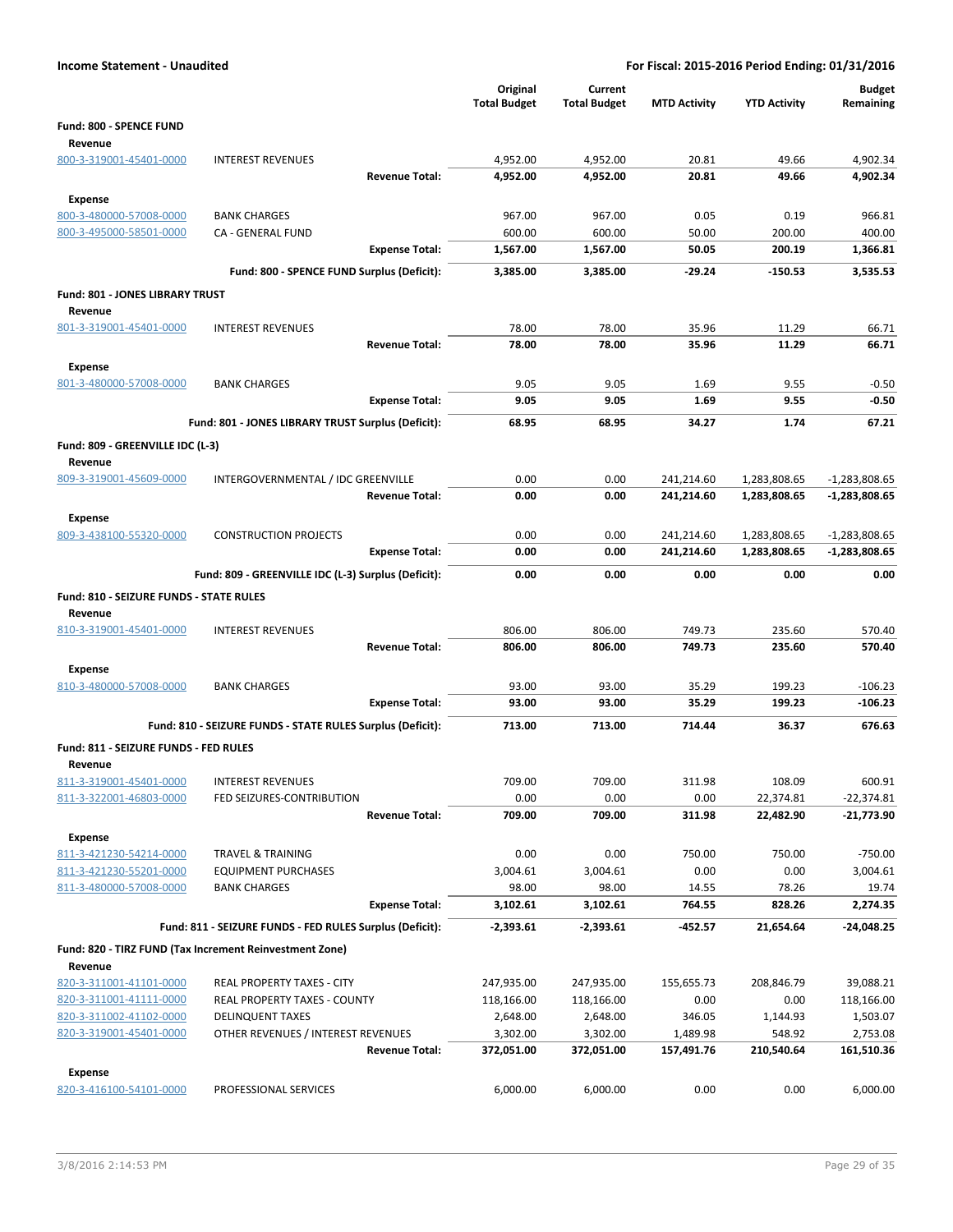**Income Statement - Unaudited** | **For Fiscal: 2015-2016 Period Ending: 01/31/2016**

| | | Original Total Budget | Current Total Budget | MTD Activity | YTD Activity | Budget Remaining |
|---|---|---|---|---|---|---|
| **Fund: 800 - SPENCE FUND** | | | | | | |
| **Revenue** | | | | | | |
| 800-3-319001-45401-0000 | INTEREST REVENUES | 4,952.00 | 4,952.00 | 20.81 | 49.66 | 4,902.34 |
| | **Revenue Total:** | **4,952.00** | **4,952.00** | **20.81** | **49.66** | **4,902.34** |
| **Expense** | | | | | | |
| 800-3-480000-57008-0000 | BANK CHARGES | 967.00 | 967.00 | 0.05 | 0.19 | 966.81 |
| 800-3-495000-58501-0000 | CA - GENERAL FUND | 600.00 | 600.00 | 50.00 | 200.00 | 400.00 |
| | **Expense Total:** | **1,567.00** | **1,567.00** | **50.05** | **200.19** | **1,366.81** |
| | **Fund: 800 - SPENCE FUND Surplus (Deficit):** | **3,385.00** | **3,385.00** | **-29.24** | **-150.53** | **3,535.53** |
| **Fund: 801 - JONES LIBRARY TRUST** | | | | | | |
| **Revenue** | | | | | | |
| 801-3-319001-45401-0000 | INTEREST REVENUES | 78.00 | 78.00 | 35.96 | 11.29 | 66.71 |
| | **Revenue Total:** | **78.00** | **78.00** | **35.96** | **11.29** | **66.71** |
| **Expense** | | | | | | |
| 801-3-480000-57008-0000 | BANK CHARGES | 9.05 | 9.05 | 1.69 | 9.55 | -0.50 |
| | **Expense Total:** | **9.05** | **9.05** | **1.69** | **9.55** | **-0.50** |
| | **Fund: 801 - JONES LIBRARY TRUST Surplus (Deficit):** | **68.95** | **68.95** | **34.27** | **1.74** | **67.21** |
| **Fund: 809 - GREENVILLE IDC (L-3)** | | | | | | |
| **Revenue** | | | | | | |
| 809-3-319001-45609-0000 | INTERGOVERNMENTAL / IDC GREENVILLE | 0.00 | 0.00 | 241,214.60 | 1,283,808.65 | -1,283,808.65 |
| | **Revenue Total:** | **0.00** | **0.00** | **241,214.60** | **1,283,808.65** | **-1,283,808.65** |
| **Expense** | | | | | | |
| 809-3-438100-55320-0000 | CONSTRUCTION PROJECTS | 0.00 | 0.00 | 241,214.60 | 1,283,808.65 | -1,283,808.65 |
| | **Expense Total:** | **0.00** | **0.00** | **241,214.60** | **1,283,808.65** | **-1,283,808.65** |
| | **Fund: 809 - GREENVILLE IDC (L-3) Surplus (Deficit):** | **0.00** | **0.00** | **0.00** | **0.00** | **0.00** |
| **Fund: 810 - SEIZURE FUNDS - STATE RULES** | | | | | | |
| **Revenue** | | | | | | |
| 810-3-319001-45401-0000 | INTEREST REVENUES | 806.00 | 806.00 | 749.73 | 235.60 | 570.40 |
| | **Revenue Total:** | **806.00** | **806.00** | **749.73** | **235.60** | **570.40** |
| **Expense** | | | | | | |
| 810-3-480000-57008-0000 | BANK CHARGES | 93.00 | 93.00 | 35.29 | 199.23 | -106.23 |
| | **Expense Total:** | **93.00** | **93.00** | **35.29** | **199.23** | **-106.23** |
| | **Fund: 810 - SEIZURE FUNDS - STATE RULES Surplus (Deficit):** | **713.00** | **713.00** | **714.44** | **36.37** | **676.63** |
| **Fund: 811 - SEIZURE FUNDS - FED RULES** | | | | | | |
| **Revenue** | | | | | | |
| 811-3-319001-45401-0000 | INTEREST REVENUES | 709.00 | 709.00 | 311.98 | 108.09 | 600.91 |
| 811-3-322001-46803-0000 | FED SEIZURES-CONTRIBUTION | 0.00 | 0.00 | 0.00 | 22,374.81 | -22,374.81 |
| | **Revenue Total:** | **709.00** | **709.00** | **311.98** | **22,482.90** | **-21,773.90** |
| **Expense** | | | | | | |
| 811-3-421230-54214-0000 | TRAVEL & TRAINING | 0.00 | 0.00 | 750.00 | 750.00 | -750.00 |
| 811-3-421230-55201-0000 | EQUIPMENT PURCHASES | 3,004.61 | 3,004.61 | 0.00 | 0.00 | 3,004.61 |
| 811-3-480000-57008-0000 | BANK CHARGES | 98.00 | 98.00 | 14.55 | 78.26 | 19.74 |
| | **Expense Total:** | **3,102.61** | **3,102.61** | **764.55** | **828.26** | **2,274.35** |
| | **Fund: 811 - SEIZURE FUNDS - FED RULES Surplus (Deficit):** | **-2,393.61** | **-2,393.61** | **-452.57** | **21,654.64** | **-24,048.25** |
| **Fund: 820 - TIRZ FUND (Tax Increment Reinvestment Zone)** | | | | | | |
| **Revenue** | | | | | | |
| 820-3-311001-41101-0000 | REAL PROPERTY TAXES - CITY | 247,935.00 | 247,935.00 | 155,655.73 | 208,846.79 | 39,088.21 |
| 820-3-311001-41111-0000 | REAL PROPERTY TAXES - COUNTY | 118,166.00 | 118,166.00 | 0.00 | 0.00 | 118,166.00 |
| 820-3-311002-41102-0000 | DELINQUENT TAXES | 2,648.00 | 2,648.00 | 346.05 | 1,144.93 | 1,503.07 |
| 820-3-319001-45401-0000 | OTHER REVENUES / INTEREST REVENUES | 3,302.00 | 3,302.00 | 1,489.98 | 548.92 | 2,753.08 |
| | **Revenue Total:** | **372,051.00** | **372,051.00** | **157,491.76** | **210,540.64** | **161,510.36** |
| **Expense** | | | | | | |
| 820-3-416100-54101-0000 | PROFESSIONAL SERVICES | 6,000.00 | 6,000.00 | 0.00 | 0.00 | 6,000.00 |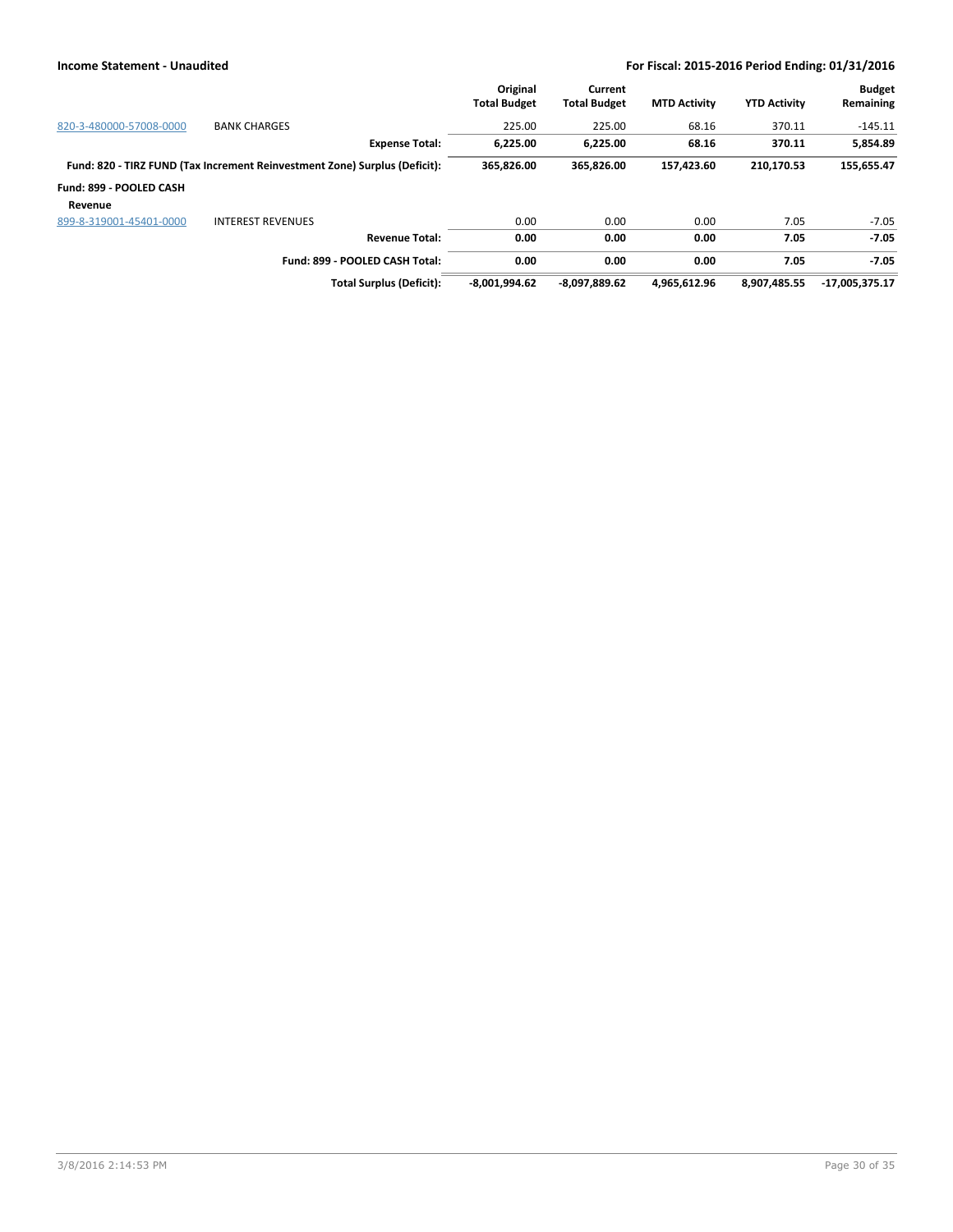| | | Original Total Budget | Current Total Budget | MTD Activity | YTD Activity | Budget Remaining |
|---|---|---|---|---|---|---|
| 820-3-480000-57008-0000 | BANK CHARGES | 225.00 | 225.00 | 68.16 | 370.11 | -145.11 |
| | **Expense Total:** | **6,225.00** | **6,225.00** | **68.16** | **370.11** | **5,854.89** |
| **Fund: 820 - TIRZ FUND (Tax Increment Reinvestment Zone) Surplus (Deficit):** | | **365,826.00** | **365,826.00** | **157,423.60** | **210,170.53** | **155,655.47** |
| **Fund: 899 - POOLED CASH** | | | | | | |
| **Revenue** | | | | | | |
| 899-8-319001-45401-0000 | INTEREST REVENUES | 0.00 | 0.00 | 0.00 | 7.05 | -7.05 |
| | **Revenue Total:** | **0.00** | **0.00** | **0.00** | **7.05** | **-7.05** |
| | **Fund: 899 - POOLED CASH Total:** | **0.00** | **0.00** | **0.00** | **7.05** | **-7.05** |
| | **Total Surplus (Deficit):** | **-8,001,994.62** | **-8,097,889.62** | **4,965,612.96** | **8,907,485.55** | **-17,005,375.17** |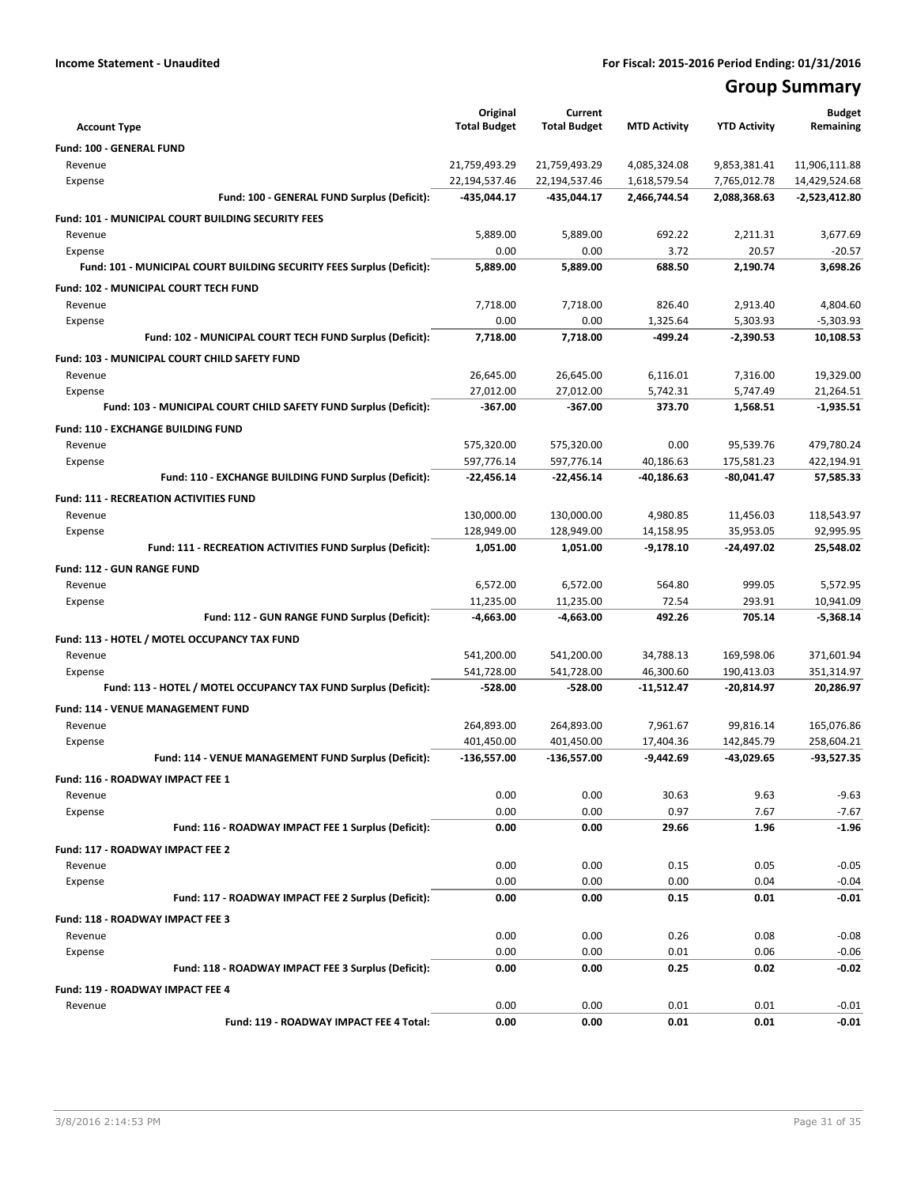**Income Statement - Unaudited**

**For Fiscal: 2015-2016 Period Ending: 01/31/2016**

# Group Summary

| Account Type | Original Total Budget | Current Total Budget | MTD Activity | YTD Activity | Budget Remaining |
|---|---|---|---|---|---|
| **Fund: 100 - GENERAL FUND** | | | | | |
| Revenue | 21,759,493.29 | 21,759,493.29 | 4,085,324.08 | 9,853,381.41 | 11,906,111.88 |
| Expense | 22,194,537.46 | 22,194,537.46 | 1,618,579.54 | 7,765,012.78 | 14,429,524.68 |
| **Fund: 100 - GENERAL FUND Surplus (Deficit):** | **-435,044.17** | **-435,044.17** | **2,466,744.54** | **2,088,368.63** | **-2,523,412.80** |
| **Fund: 101 - MUNICIPAL COURT BUILDING SECURITY FEES** | | | | | |
| Revenue | 5,889.00 | 5,889.00 | 692.22 | 2,211.31 | 3,677.69 |
| Expense | 0.00 | 0.00 | 3.72 | 20.57 | -20.57 |
| **Fund: 101 - MUNICIPAL COURT BUILDING SECURITY FEES Surplus (Deficit):** | **5,889.00** | **5,889.00** | **688.50** | **2,190.74** | **3,698.26** |
| **Fund: 102 - MUNICIPAL COURT TECH FUND** | | | | | |
| Revenue | 7,718.00 | 7,718.00 | 826.40 | 2,913.40 | 4,804.60 |
| Expense | 0.00 | 0.00 | 1,325.64 | 5,303.93 | -5,303.93 |
| **Fund: 102 - MUNICIPAL COURT TECH FUND Surplus (Deficit):** | **7,718.00** | **7,718.00** | **-499.24** | **-2,390.53** | **10,108.53** |
| **Fund: 103 - MUNICIPAL COURT CHILD SAFETY FUND** | | | | | |
| Revenue | 26,645.00 | 26,645.00 | 6,116.01 | 7,316.00 | 19,329.00 |
| Expense | 27,012.00 | 27,012.00 | 5,742.31 | 5,747.49 | 21,264.51 |
| **Fund: 103 - MUNICIPAL COURT CHILD SAFETY FUND Surplus (Deficit):** | **-367.00** | **-367.00** | **373.70** | **1,568.51** | **-1,935.51** |
| **Fund: 110 - EXCHANGE BUILDING FUND** | | | | | |
| Revenue | 575,320.00 | 575,320.00 | 0.00 | 95,539.76 | 479,780.24 |
| Expense | 597,776.14 | 597,776.14 | 40,186.63 | 175,581.23 | 422,194.91 |
| **Fund: 110 - EXCHANGE BUILDING FUND Surplus (Deficit):** | **-22,456.14** | **-22,456.14** | **-40,186.63** | **-80,041.47** | **57,585.33** |
| **Fund: 111 - RECREATION ACTIVITIES FUND** | | | | | |
| Revenue | 130,000.00 | 130,000.00 | 4,980.85 | 11,456.03 | 118,543.97 |
| Expense | 128,949.00 | 128,949.00 | 14,158.95 | 35,953.05 | 92,995.95 |
| **Fund: 111 - RECREATION ACTIVITIES FUND Surplus (Deficit):** | **1,051.00** | **1,051.00** | **-9,178.10** | **-24,497.02** | **25,548.02** |
| **Fund: 112 - GUN RANGE FUND** | | | | | |
| Revenue | 6,572.00 | 6,572.00 | 564.80 | 999.05 | 5,572.95 |
| Expense | 11,235.00 | 11,235.00 | 72.54 | 293.91 | 10,941.09 |
| **Fund: 112 - GUN RANGE FUND Surplus (Deficit):** | **-4,663.00** | **-4,663.00** | **492.26** | **705.14** | **-5,368.14** |
| **Fund: 113 - HOTEL / MOTEL OCCUPANCY TAX FUND** | | | | | |
| Revenue | 541,200.00 | 541,200.00 | 34,788.13 | 169,598.06 | 371,601.94 |
| Expense | 541,728.00 | 541,728.00 | 46,300.60 | 190,413.03 | 351,314.97 |
| **Fund: 113 - HOTEL / MOTEL OCCUPANCY TAX FUND Surplus (Deficit):** | **-528.00** | **-528.00** | **-11,512.47** | **-20,814.97** | **20,286.97** |
| **Fund: 114 - VENUE MANAGEMENT FUND** | | | | | |
| Revenue | 264,893.00 | 264,893.00 | 7,961.67 | 99,816.14 | 165,076.86 |
| Expense | 401,450.00 | 401,450.00 | 17,404.36 | 142,845.79 | 258,604.21 |
| **Fund: 114 - VENUE MANAGEMENT FUND Surplus (Deficit):** | **-136,557.00** | **-136,557.00** | **-9,442.69** | **-43,029.65** | **-93,527.35** |
| **Fund: 116 - ROADWAY IMPACT FEE 1** | | | | | |
| Revenue | 0.00 | 0.00 | 30.63 | 9.63 | -9.63 |
| Expense | 0.00 | 0.00 | 0.97 | 7.67 | -7.67 |
| **Fund: 116 - ROADWAY IMPACT FEE 1 Surplus (Deficit):** | **0.00** | **0.00** | **29.66** | **1.96** | **-1.96** |
| **Fund: 117 - ROADWAY IMPACT FEE 2** | | | | | |
| Revenue | 0.00 | 0.00 | 0.15 | 0.05 | -0.05 |
| Expense | 0.00 | 0.00 | 0.00 | 0.04 | -0.04 |
| **Fund: 117 - ROADWAY IMPACT FEE 2 Surplus (Deficit):** | **0.00** | **0.00** | **0.15** | **0.01** | **-0.01** |
| **Fund: 118 - ROADWAY IMPACT FEE 3** | | | | | |
| Revenue | 0.00 | 0.00 | 0.26 | 0.08 | -0.08 |
| Expense | 0.00 | 0.00 | 0.01 | 0.06 | -0.06 |
| **Fund: 118 - ROADWAY IMPACT FEE 3 Surplus (Deficit):** | **0.00** | **0.00** | **0.25** | **0.02** | **-0.02** |
| **Fund: 119 - ROADWAY IMPACT FEE 4** | | | | | |
| Revenue | 0.00 | 0.00 | 0.01 | 0.01 | -0.01 |
| **Fund: 119 - ROADWAY IMPACT FEE 4 Total:** | **0.00** | **0.00** | **0.01** | **0.01** | **-0.01** |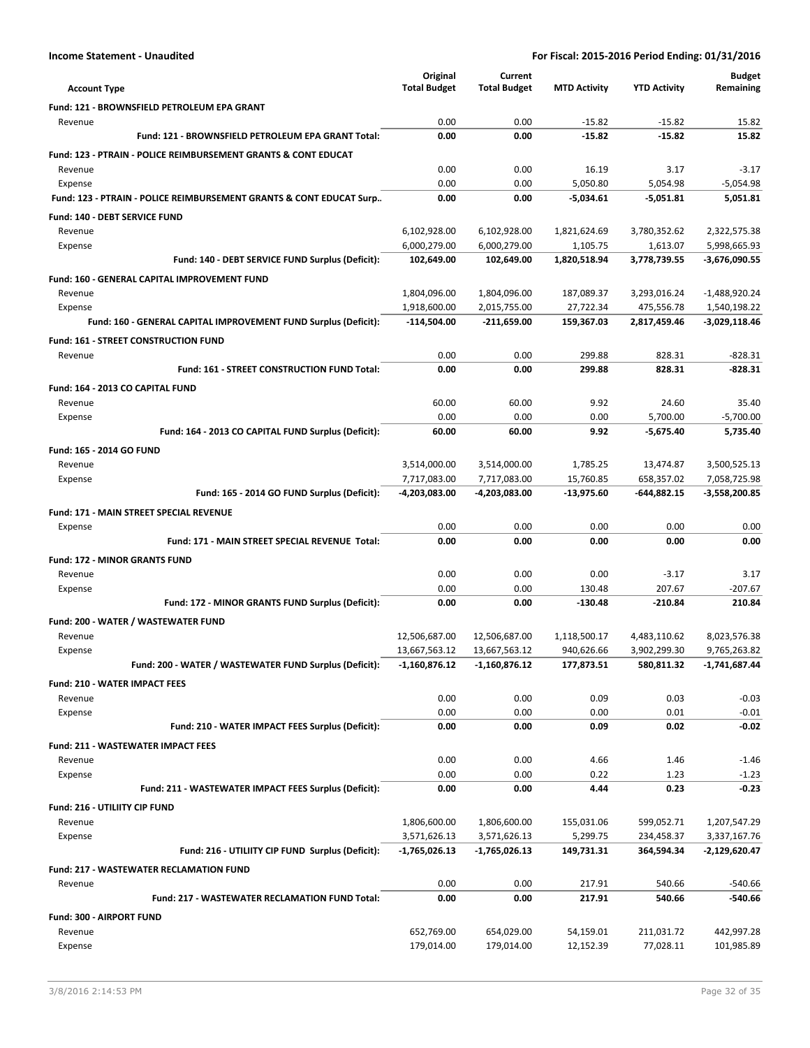**Income Statement - Unaudited** | **For Fiscal: 2015-2016 Period Ending: 01/31/2016**

| Account Type | Original Total Budget | Current Total Budget | MTD Activity | YTD Activity | Budget Remaining |
|---|---|---|---|---|---|
| **Fund: 121 - BROWNSFIELD PETROLEUM EPA GRANT** | | | | | |
| Revenue | 0.00 | 0.00 | -15.82 | -15.82 | 15.82 |
| **Fund: 121 - BROWNSFIELD PETROLEUM EPA GRANT Total:** | **0.00** | **0.00** | **-15.82** | **-15.82** | **15.82** |
| **Fund: 123 - PTRAIN - POLICE REIMBURSEMENT GRANTS & CONT EDUCAT** | | | | | |
| Revenue | 0.00 | 0.00 | 16.19 | 3.17 | -3.17 |
| Expense | 0.00 | 0.00 | 5,050.80 | 5,054.98 | -5,054.98 |
| **Fund: 123 - PTRAIN - POLICE REIMBURSEMENT GRANTS & CONT EDUCAT Surp..** | **0.00** | **0.00** | **-5,034.61** | **-5,051.81** | **5,051.81** |
| **Fund: 140 - DEBT SERVICE FUND** | | | | | |
| Revenue | 6,102,928.00 | 6,102,928.00 | 1,821,624.69 | 3,780,352.62 | 2,322,575.38 |
| Expense | 6,000,279.00 | 6,000,279.00 | 1,105.75 | 1,613.07 | 5,998,665.93 |
| **Fund: 140 - DEBT SERVICE FUND Surplus (Deficit):** | **102,649.00** | **102,649.00** | **1,820,518.94** | **3,778,739.55** | **-3,676,090.55** |
| **Fund: 160 - GENERAL CAPITAL IMPROVEMENT FUND** | | | | | |
| Revenue | 1,804,096.00 | 1,804,096.00 | 187,089.37 | 3,293,016.24 | -1,488,920.24 |
| Expense | 1,918,600.00 | 2,015,755.00 | 27,722.34 | 475,556.78 | 1,540,198.22 |
| **Fund: 160 - GENERAL CAPITAL IMPROVEMENT FUND Surplus (Deficit):** | **-114,504.00** | **-211,659.00** | **159,367.03** | **2,817,459.46** | **-3,029,118.46** |
| **Fund: 161 - STREET CONSTRUCTION FUND** | | | | | |
| Revenue | 0.00 | 0.00 | 299.88 | 828.31 | -828.31 |
| **Fund: 161 - STREET CONSTRUCTION FUND Total:** | **0.00** | **0.00** | **299.88** | **828.31** | **-828.31** |
| **Fund: 164 - 2013 CO CAPITAL FUND** | | | | | |
| Revenue | 60.00 | 60.00 | 9.92 | 24.60 | 35.40 |
| Expense | 0.00 | 0.00 | 0.00 | 5,700.00 | -5,700.00 |
| **Fund: 164 - 2013 CO CAPITAL FUND Surplus (Deficit):** | **60.00** | **60.00** | **9.92** | **-5,675.40** | **5,735.40** |
| **Fund: 165 - 2014 GO FUND** | | | | | |
| Revenue | 3,514,000.00 | 3,514,000.00 | 1,785.25 | 13,474.87 | 3,500,525.13 |
| Expense | 7,717,083.00 | 7,717,083.00 | 15,760.85 | 658,357.02 | 7,058,725.98 |
| **Fund: 165 - 2014 GO FUND Surplus (Deficit):** | **-4,203,083.00** | **-4,203,083.00** | **-13,975.60** | **-644,882.15** | **-3,558,200.85** |
| **Fund: 171 - MAIN STREET SPECIAL REVENUE** | | | | | |
| Expense | 0.00 | 0.00 | 0.00 | 0.00 | 0.00 |
| **Fund: 171 - MAIN STREET SPECIAL REVENUE Total:** | **0.00** | **0.00** | **0.00** | **0.00** | **0.00** |
| **Fund: 172 - MINOR GRANTS FUND** | | | | | |
| Revenue | 0.00 | 0.00 | 0.00 | -3.17 | 3.17 |
| Expense | 0.00 | 0.00 | 130.48 | 207.67 | -207.67 |
| **Fund: 172 - MINOR GRANTS FUND Surplus (Deficit):** | **0.00** | **0.00** | **-130.48** | **-210.84** | **210.84** |
| **Fund: 200 - WATER / WASTEWATER FUND** | | | | | |
| Revenue | 12,506,687.00 | 12,506,687.00 | 1,118,500.17 | 4,483,110.62 | 8,023,576.38 |
| Expense | 13,667,563.12 | 13,667,563.12 | 940,626.66 | 3,902,299.30 | 9,765,263.82 |
| **Fund: 200 - WATER / WASTEWATER FUND Surplus (Deficit):** | **-1,160,876.12** | **-1,160,876.12** | **177,873.51** | **580,811.32** | **-1,741,687.44** |
| **Fund: 210 - WATER IMPACT FEES** | | | | | |
| Revenue | 0.00 | 0.00 | 0.09 | 0.03 | -0.03 |
| Expense | 0.00 | 0.00 | 0.00 | 0.01 | -0.01 |
| **Fund: 210 - WATER IMPACT FEES Surplus (Deficit):** | **0.00** | **0.00** | **0.09** | **0.02** | **-0.02** |
| **Fund: 211 - WASTEWATER IMPACT FEES** | | | | | |
| Revenue | 0.00 | 0.00 | 4.66 | 1.46 | -1.46 |
| Expense | 0.00 | 0.00 | 0.22 | 1.23 | -1.23 |
| **Fund: 211 - WASTEWATER IMPACT FEES Surplus (Deficit):** | **0.00** | **0.00** | **4.44** | **0.23** | **-0.23** |
| **Fund: 216 - UTILIITY CIP FUND** | | | | | |
| Revenue | 1,806,600.00 | 1,806,600.00 | 155,031.06 | 599,052.71 | 1,207,547.29 |
| Expense | 3,571,626.13 | 3,571,626.13 | 5,299.75 | 234,458.37 | 3,337,167.76 |
| **Fund: 216 - UTILIITY CIP FUND Surplus (Deficit):** | **-1,765,026.13** | **-1,765,026.13** | **149,731.31** | **364,594.34** | **-2,129,620.47** |
| **Fund: 217 - WASTEWATER RECLAMATION FUND** | | | | | |
| Revenue | 0.00 | 0.00 | 217.91 | 540.66 | -540.66 |
| **Fund: 217 - WASTEWATER RECLAMATION FUND Total:** | **0.00** | **0.00** | **217.91** | **540.66** | **-540.66** |
| **Fund: 300 - AIRPORT FUND** | | | | | |
| Revenue | 652,769.00 | 654,029.00 | 54,159.01 | 211,031.72 | 442,997.28 |
| Expense | 179,014.00 | 179,014.00 | 12,152.39 | 77,028.11 | 101,985.89 |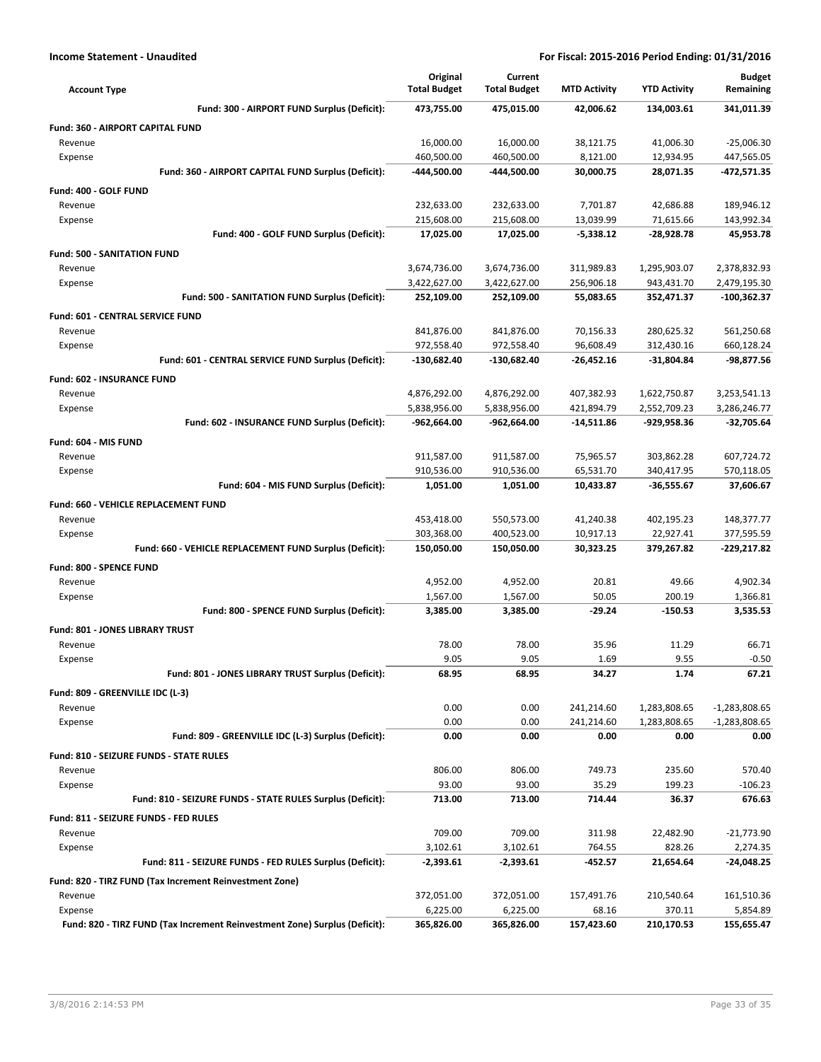**Income Statement - Unaudited** — **For Fiscal: 2015-2016 Period Ending: 01/31/2016**

| Account Type | Original Total Budget | Current Total Budget | MTD Activity | YTD Activity | Budget Remaining |
|---|---|---|---|---|---|
| **Fund: 300 - AIRPORT FUND Surplus (Deficit):** | **473,755.00** | **475,015.00** | **42,006.62** | **134,003.61** | **341,011.39** |
| **Fund: 360 - AIRPORT CAPITAL FUND** | | | | | |
| Revenue | 16,000.00 | 16,000.00 | 38,121.75 | 41,006.30 | -25,006.30 |
| Expense | 460,500.00 | 460,500.00 | 8,121.00 | 12,934.95 | 447,565.05 |
| **Fund: 360 - AIRPORT CAPITAL FUND Surplus (Deficit):** | **-444,500.00** | **-444,500.00** | **30,000.75** | **28,071.35** | **-472,571.35** |
| **Fund: 400 - GOLF FUND** | | | | | |
| Revenue | 232,633.00 | 232,633.00 | 7,701.87 | 42,686.88 | 189,946.12 |
| Expense | 215,608.00 | 215,608.00 | 13,039.99 | 71,615.66 | 143,992.34 |
| **Fund: 400 - GOLF FUND Surplus (Deficit):** | **17,025.00** | **17,025.00** | **-5,338.12** | **-28,928.78** | **45,953.78** |
| **Fund: 500 - SANITATION FUND** | | | | | |
| Revenue | 3,674,736.00 | 3,674,736.00 | 311,989.83 | 1,295,903.07 | 2,378,832.93 |
| Expense | 3,422,627.00 | 3,422,627.00 | 256,906.18 | 943,431.70 | 2,479,195.30 |
| **Fund: 500 - SANITATION FUND Surplus (Deficit):** | **252,109.00** | **252,109.00** | **55,083.65** | **352,471.37** | **-100,362.37** |
| **Fund: 601 - CENTRAL SERVICE FUND** | | | | | |
| Revenue | 841,876.00 | 841,876.00 | 70,156.33 | 280,625.32 | 561,250.68 |
| Expense | 972,558.40 | 972,558.40 | 96,608.49 | 312,430.16 | 660,128.24 |
| **Fund: 601 - CENTRAL SERVICE FUND Surplus (Deficit):** | **-130,682.40** | **-130,682.40** | **-26,452.16** | **-31,804.84** | **-98,877.56** |
| **Fund: 602 - INSURANCE FUND** | | | | | |
| Revenue | 4,876,292.00 | 4,876,292.00 | 407,382.93 | 1,622,750.87 | 3,253,541.13 |
| Expense | 5,838,956.00 | 5,838,956.00 | 421,894.79 | 2,552,709.23 | 3,286,246.77 |
| **Fund: 602 - INSURANCE FUND Surplus (Deficit):** | **-962,664.00** | **-962,664.00** | **-14,511.86** | **-929,958.36** | **-32,705.64** |
| **Fund: 604 - MIS FUND** | | | | | |
| Revenue | 911,587.00 | 911,587.00 | 75,965.57 | 303,862.28 | 607,724.72 |
| Expense | 910,536.00 | 910,536.00 | 65,531.70 | 340,417.95 | 570,118.05 |
| **Fund: 604 - MIS FUND Surplus (Deficit):** | **1,051.00** | **1,051.00** | **10,433.87** | **-36,555.67** | **37,606.67** |
| **Fund: 660 - VEHICLE REPLACEMENT FUND** | | | | | |
| Revenue | 453,418.00 | 550,573.00 | 41,240.38 | 402,195.23 | 148,377.77 |
| Expense | 303,368.00 | 400,523.00 | 10,917.13 | 22,927.41 | 377,595.59 |
| **Fund: 660 - VEHICLE REPLACEMENT FUND Surplus (Deficit):** | **150,050.00** | **150,050.00** | **30,323.25** | **379,267.82** | **-229,217.82** |
| **Fund: 800 - SPENCE FUND** | | | | | |
| Revenue | 4,952.00 | 4,952.00 | 20.81 | 49.66 | 4,902.34 |
| Expense | 1,567.00 | 1,567.00 | 50.05 | 200.19 | 1,366.81 |
| **Fund: 800 - SPENCE FUND Surplus (Deficit):** | **3,385.00** | **3,385.00** | **-29.24** | **-150.53** | **3,535.53** |
| **Fund: 801 - JONES LIBRARY TRUST** | | | | | |
| Revenue | 78.00 | 78.00 | 35.96 | 11.29 | 66.71 |
| Expense | 9.05 | 9.05 | 1.69 | 9.55 | -0.50 |
| **Fund: 801 - JONES LIBRARY TRUST Surplus (Deficit):** | **68.95** | **68.95** | **34.27** | **1.74** | **67.21** |
| **Fund: 809 - GREENVILLE IDC (L-3)** | | | | | |
| Revenue | 0.00 | 0.00 | 241,214.60 | 1,283,808.65 | -1,283,808.65 |
| Expense | 0.00 | 0.00 | 241,214.60 | 1,283,808.65 | -1,283,808.65 |
| **Fund: 809 - GREENVILLE IDC (L-3) Surplus (Deficit):** | **0.00** | **0.00** | **0.00** | **0.00** | **0.00** |
| **Fund: 810 - SEIZURE FUNDS - STATE RULES** | | | | | |
| Revenue | 806.00 | 806.00 | 749.73 | 235.60 | 570.40 |
| Expense | 93.00 | 93.00 | 35.29 | 199.23 | -106.23 |
| **Fund: 810 - SEIZURE FUNDS - STATE RULES Surplus (Deficit):** | **713.00** | **713.00** | **714.44** | **36.37** | **676.63** |
| **Fund: 811 - SEIZURE FUNDS - FED RULES** | | | | | |
| Revenue | 709.00 | 709.00 | 311.98 | 22,482.90 | -21,773.90 |
| Expense | 3,102.61 | 3,102.61 | 764.55 | 828.26 | 2,274.35 |
| **Fund: 811 - SEIZURE FUNDS - FED RULES Surplus (Deficit):** | **-2,393.61** | **-2,393.61** | **-452.57** | **21,654.64** | **-24,048.25** |
| **Fund: 820 - TIRZ FUND (Tax Increment Reinvestment Zone)** | | | | | |
| Revenue | 372,051.00 | 372,051.00 | 157,491.76 | 210,540.64 | 161,510.36 |
| Expense | 6,225.00 | 6,225.00 | 68.16 | 370.11 | 5,854.89 |
| **Fund: 820 - TIRZ FUND (Tax Increment Reinvestment Zone) Surplus (Deficit):** | **365,826.00** | **365,826.00** | **157,423.60** | **210,170.53** | **155,655.47** |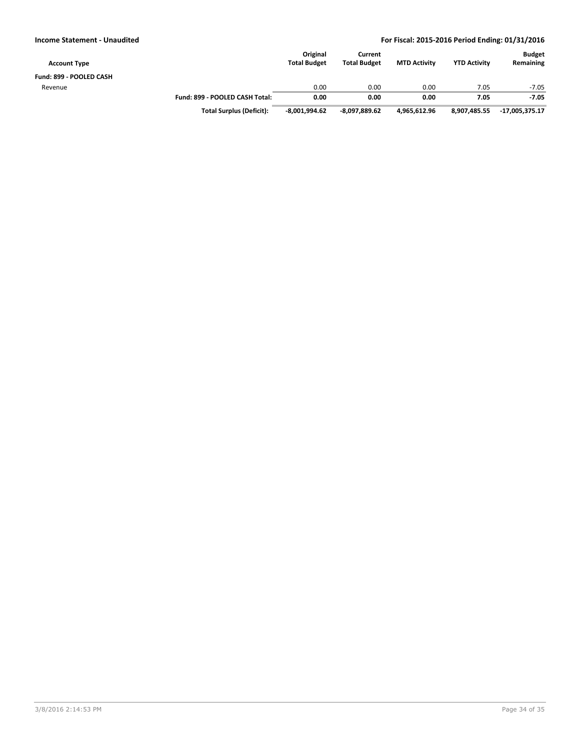| Account Type | | Original Total Budget | Current Total Budget | MTD Activity | YTD Activity | Budget Remaining |
|---|---|---|---|---|---|---|
| **Fund: 899 - POOLED CASH** | | | | | | |
| Revenue | | 0.00 | 0.00 | 0.00 | 7.05 | -7.05 |
| | **Fund: 899 - POOLED CASH Total:** | **0.00** | **0.00** | **0.00** | **7.05** | **-7.05** |
| | **Total Surplus (Deficit):** | **-8,001,994.62** | **-8,097,889.62** | **4,965,612.96** | **8,907,485.55** | **-17,005,375.17** |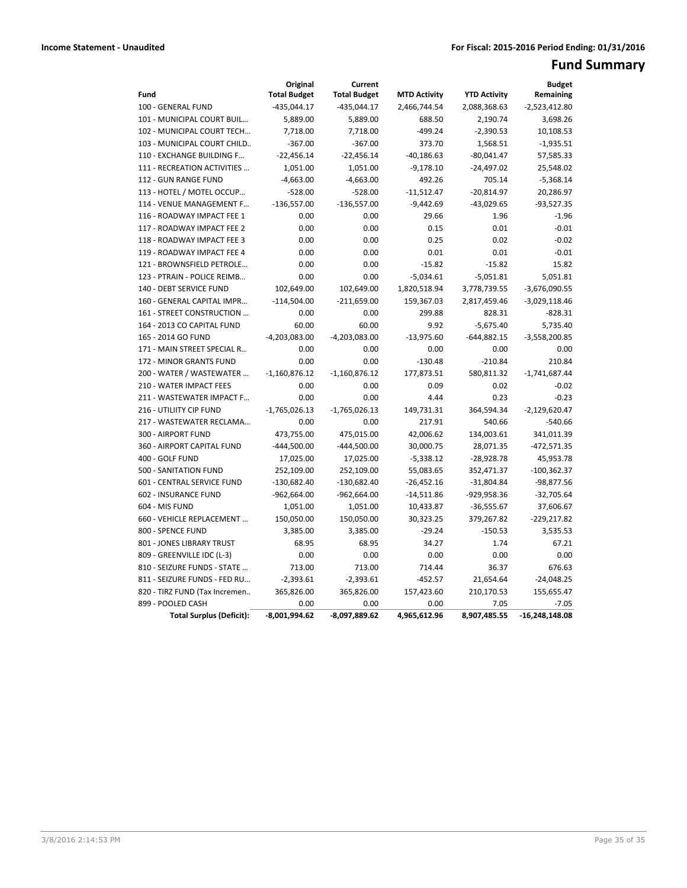**Income Statement - Unaudited** **For Fiscal: 2015-2016 Period Ending: 01/31/2016**

# Fund Summary

| Fund | Original Total Budget | Current Total Budget | MTD Activity | YTD Activity | Budget Remaining |
|---|---|---|---|---|---|
| 100 - GENERAL FUND | -435,044.17 | -435,044.17 | 2,466,744.54 | 2,088,368.63 | -2,523,412.80 |
| 101 - MUNICIPAL COURT BUIL… | 5,889.00 | 5,889.00 | 688.50 | 2,190.74 | 3,698.26 |
| 102 - MUNICIPAL COURT TECH… | 7,718.00 | 7,718.00 | -499.24 | -2,390.53 | 10,108.53 |
| 103 - MUNICIPAL COURT CHILD.. | -367.00 | -367.00 | 373.70 | 1,568.51 | -1,935.51 |
| 110 - EXCHANGE BUILDING F… | -22,456.14 | -22,456.14 | -40,186.63 | -80,041.47 | 57,585.33 |
| 111 - RECREATION ACTIVITIES … | 1,051.00 | 1,051.00 | -9,178.10 | -24,497.02 | 25,548.02 |
| 112 - GUN RANGE FUND | -4,663.00 | -4,663.00 | 492.26 | 705.14 | -5,368.14 |
| 113 - HOTEL / MOTEL OCCUP… | -528.00 | -528.00 | -11,512.47 | -20,814.97 | 20,286.97 |
| 114 - VENUE MANAGEMENT F… | -136,557.00 | -136,557.00 | -9,442.69 | -43,029.65 | -93,527.35 |
| 116 - ROADWAY IMPACT FEE 1 | 0.00 | 0.00 | 29.66 | 1.96 | -1.96 |
| 117 - ROADWAY IMPACT FEE 2 | 0.00 | 0.00 | 0.15 | 0.01 | -0.01 |
| 118 - ROADWAY IMPACT FEE 3 | 0.00 | 0.00 | 0.25 | 0.02 | -0.02 |
| 119 - ROADWAY IMPACT FEE 4 | 0.00 | 0.00 | 0.01 | 0.01 | -0.01 |
| 121 - BROWNSFIELD PETROLE… | 0.00 | 0.00 | -15.82 | -15.82 | 15.82 |
| 123 - PTRAIN - POLICE REIMB… | 0.00 | 0.00 | -5,034.61 | -5,051.81 | 5,051.81 |
| 140 - DEBT SERVICE FUND | 102,649.00 | 102,649.00 | 1,820,518.94 | 3,778,739.55 | -3,676,090.55 |
| 160 - GENERAL CAPITAL IMPR… | -114,504.00 | -211,659.00 | 159,367.03 | 2,817,459.46 | -3,029,118.46 |
| 161 - STREET CONSTRUCTION … | 0.00 | 0.00 | 299.88 | 828.31 | -828.31 |
| 164 - 2013 CO CAPITAL FUND | 60.00 | 60.00 | 9.92 | -5,675.40 | 5,735.40 |
| 165 - 2014 GO FUND | -4,203,083.00 | -4,203,083.00 | -13,975.60 | -644,882.15 | -3,558,200.85 |
| 171 - MAIN STREET SPECIAL R… | 0.00 | 0.00 | 0.00 | 0.00 | 0.00 |
| 172 - MINOR GRANTS FUND | 0.00 | 0.00 | -130.48 | -210.84 | 210.84 |
| 200 - WATER / WASTEWATER … | -1,160,876.12 | -1,160,876.12 | 177,873.51 | 580,811.32 | -1,741,687.44 |
| 210 - WATER IMPACT FEES | 0.00 | 0.00 | 0.09 | 0.02 | -0.02 |
| 211 - WASTEWATER IMPACT F… | 0.00 | 0.00 | 4.44 | 0.23 | -0.23 |
| 216 - UTILIITY CIP FUND | -1,765,026.13 | -1,765,026.13 | 149,731.31 | 364,594.34 | -2,129,620.47 |
| 217 - WASTEWATER RECLAMA… | 0.00 | 0.00 | 217.91 | 540.66 | -540.66 |
| 300 - AIRPORT FUND | 473,755.00 | 475,015.00 | 42,006.62 | 134,003.61 | 341,011.39 |
| 360 - AIRPORT CAPITAL FUND | -444,500.00 | -444,500.00 | 30,000.75 | 28,071.35 | -472,571.35 |
| 400 - GOLF FUND | 17,025.00 | 17,025.00 | -5,338.12 | -28,928.78 | 45,953.78 |
| 500 - SANITATION FUND | 252,109.00 | 252,109.00 | 55,083.65 | 352,471.37 | -100,362.37 |
| 601 - CENTRAL SERVICE FUND | -130,682.40 | -130,682.40 | -26,452.16 | -31,804.84 | -98,877.56 |
| 602 - INSURANCE FUND | -962,664.00 | -962,664.00 | -14,511.86 | -929,958.36 | -32,705.64 |
| 604 - MIS FUND | 1,051.00 | 1,051.00 | 10,433.87 | -36,555.67 | 37,606.67 |
| 660 - VEHICLE REPLACEMENT … | 150,050.00 | 150,050.00 | 30,323.25 | 379,267.82 | -229,217.82 |
| 800 - SPENCE FUND | 3,385.00 | 3,385.00 | -29.24 | -150.53 | 3,535.53 |
| 801 - JONES LIBRARY TRUST | 68.95 | 68.95 | 34.27 | 1.74 | 67.21 |
| 809 - GREENVILLE IDC (L-3) | 0.00 | 0.00 | 0.00 | 0.00 | 0.00 |
| 810 - SEIZURE FUNDS - STATE … | 713.00 | 713.00 | 714.44 | 36.37 | 676.63 |
| 811 - SEIZURE FUNDS - FED RU… | -2,393.61 | -2,393.61 | -452.57 | 21,654.64 | -24,048.25 |
| 820 - TIRZ FUND (Tax Incremen.. | 365,826.00 | 365,826.00 | 157,423.60 | 210,170.53 | 155,655.47 |
| 899 - POOLED CASH | 0.00 | 0.00 | 0.00 | 7.05 | -7.05 |
| **Total Surplus (Deficit):** | **-8,001,994.62** | **-8,097,889.62** | **4,965,612.96** | **8,907,485.55** | **-16,248,148.08** |